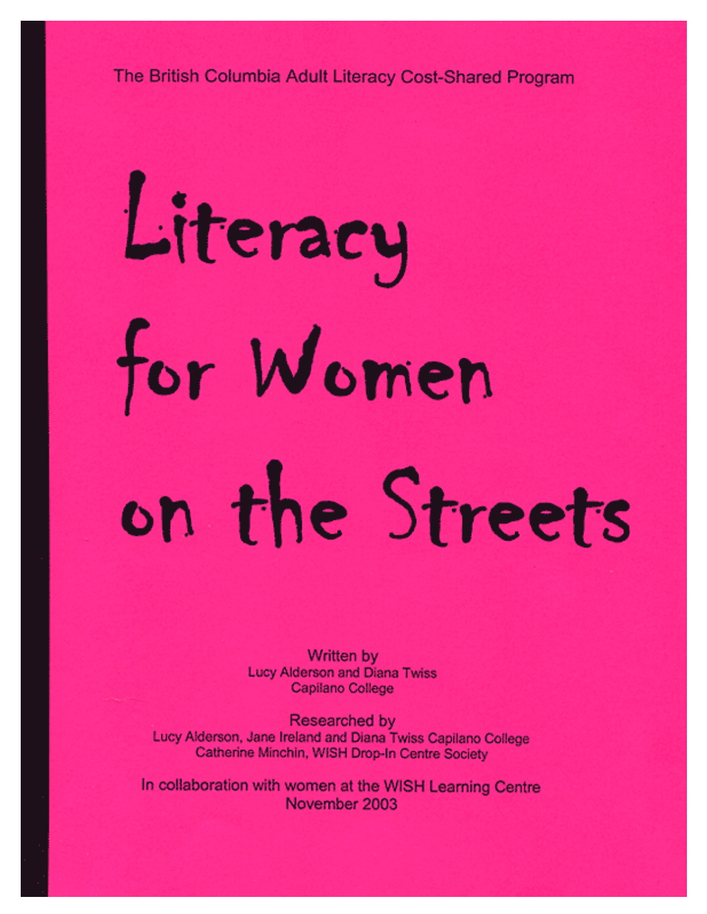The British Columbia Adult Literacy Cost-Shared Program

# Literacy for Women on the Streets

Written by
Lucy Alderson and Diana Twiss
Capilano College

Researched by
Lucy Alderson, Jane Ireland and Diana Twiss Capilano College
Catherine Minchin, WISH Drop-In Centre Society

In collaboration with women at the WISH Learning Centre
November 2003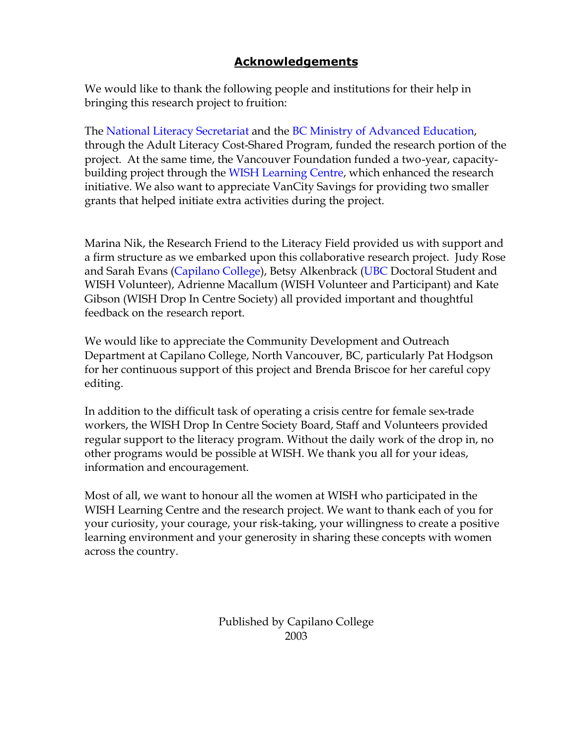## Acknowledgements

We would like to thank the following people and institutions for their help in bringing this research project to fruition:

The National Literacy Secretariat and the BC Ministry of Advanced Education, through the Adult Literacy Cost-Shared Program, funded the research portion of the project. At the same time, the Vancouver Foundation funded a two-year, capacity-building project through the WISH Learning Centre, which enhanced the research initiative. We also want to appreciate VanCity Savings for providing two smaller grants that helped initiate extra activities during the project.

Marina Nik, the Research Friend to the Literacy Field provided us with support and a firm structure as we embarked upon this collaborative research project. Judy Rose and Sarah Evans (Capilano College), Betsy Alkenbrack (UBC Doctoral Student and WISH Volunteer), Adrienne Macallum (WISH Volunteer and Participant) and Kate Gibson (WISH Drop In Centre Society) all provided important and thoughtful feedback on the research report.

We would like to appreciate the Community Development and Outreach Department at Capilano College, North Vancouver, BC, particularly Pat Hodgson for her continuous support of this project and Brenda Briscoe for her careful copy editing.

In addition to the difficult task of operating a crisis centre for female sex-trade workers, the WISH Drop In Centre Society Board, Staff and Volunteers provided regular support to the literacy program. Without the daily work of the drop in, no other programs would be possible at WISH. We thank you all for your ideas, information and encouragement.

Most of all, we want to honour all the women at WISH who participated in the WISH Learning Centre and the research project. We want to thank each of you for your curiosity, your courage, your risk-taking, your willingness to create a positive learning environment and your generosity in sharing these concepts with women across the country.

Published by Capilano College
2003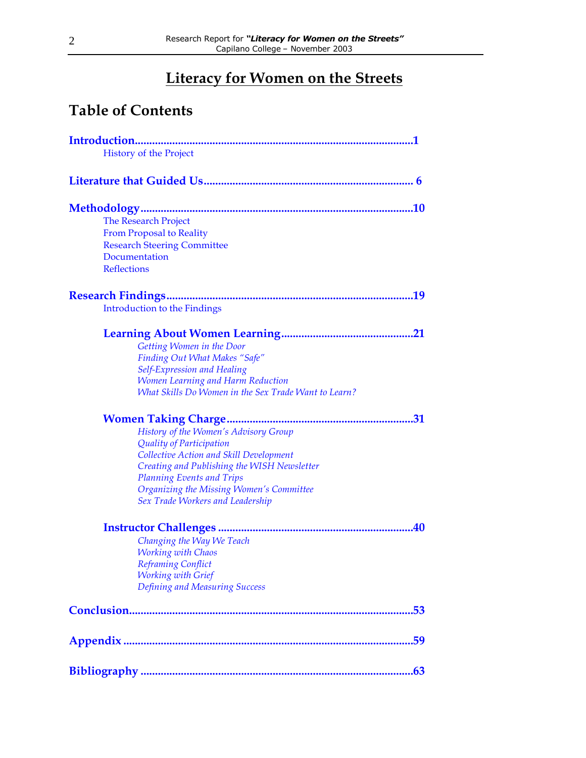# Literacy for Women on the Streets

## Table of Contents

**Introduction**......................................................................................1
- History of the Project

**Literature that Guided Us**........................................................................ 6

**Methodology**.....................................................................................10
- The Research Project
- From Proposal to Reality
- Research Steering Committee
- Documentation
- Reflections

**Research Findings**..............................................................................19
- Introduction to the Findings

**Learning About Women Learning**.............................................21
- *Getting Women in the Door*
- *Finding Out What Makes "Safe"*
- *Self-Expression and Healing*
- *Women Learning and Harm Reduction*
- *What Skills Do Women in the Sex Trade Want to Learn?*

**Women Taking Charge**...............................................................31
- *History of the Women's Advisory Group*
- *Quality of Participation*
- *Collective Action and Skill Development*
- *Creating and Publishing the WISH Newsletter*
- *Planning Events and Trips*
- *Organizing the Missing Women's Committee*
- *Sex Trade Workers and Leadership*

**Instructor Challenges** ...................................................................40
- *Changing the Way We Teach*
- *Working with Chaos*
- *Reframing Conflict*
- *Working with Grief*
- *Defining and Measuring Success*

**Conclusion**........................................................................................53

**Appendix** ...........................................................................................59

**Bibliography** .....................................................................................63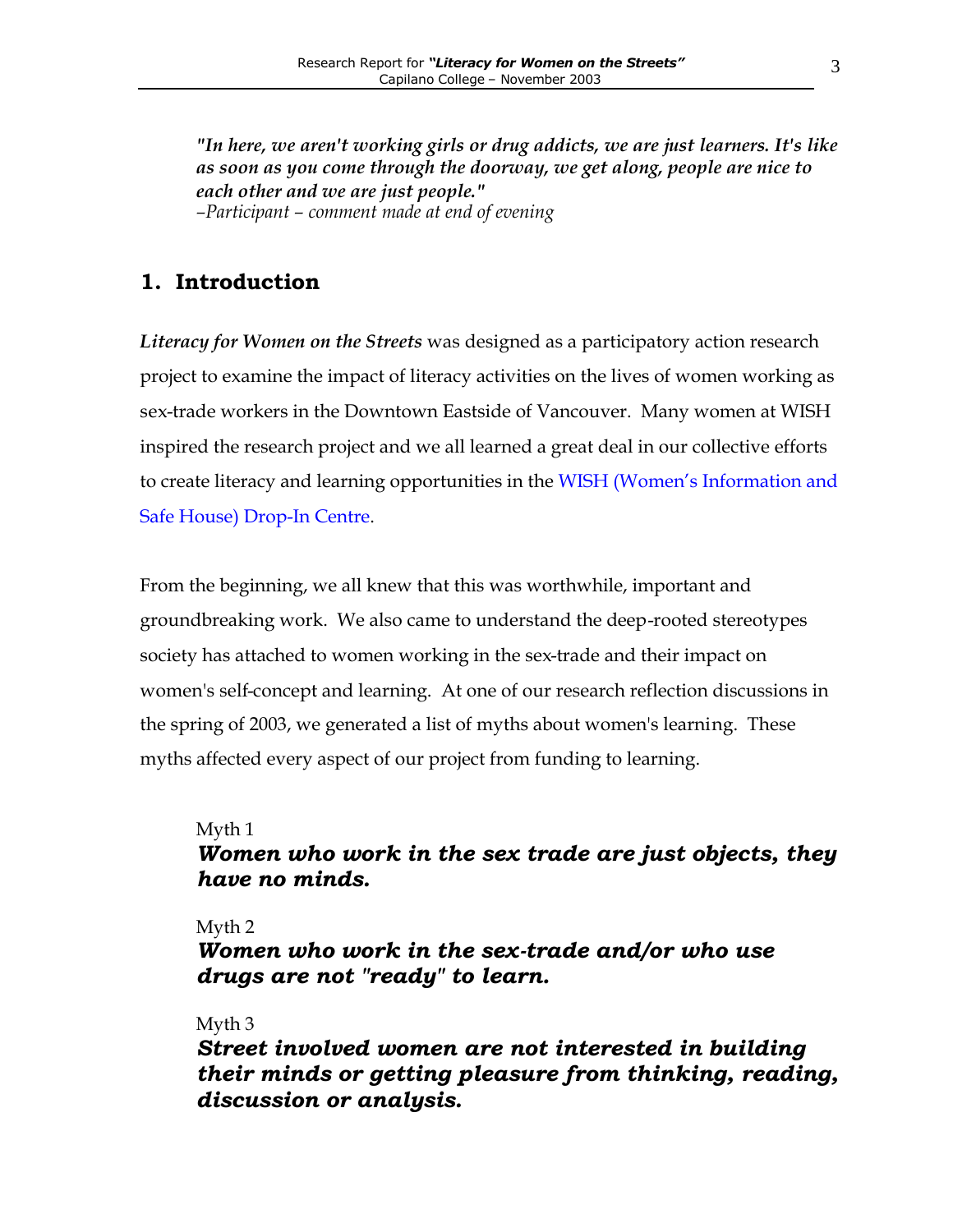***"In here, we aren't working girls or drug addicts, we are just learners. It's like as soon as you come through the doorway, we get along, people are nice to each other and we are just people."***
*–Participant – comment made at end of evening*

## 1. Introduction

***Literacy for Women on the Streets*** was designed as a participatory action research project to examine the impact of literacy activities on the lives of women working as sex-trade workers in the Downtown Eastside of Vancouver. Many women at WISH inspired the research project and we all learned a great deal in our collective efforts to create literacy and learning opportunities in the WISH (Women's Information and Safe House) Drop-In Centre.

From the beginning, we all knew that this was worthwhile, important and groundbreaking work. We also came to understand the deep-rooted stereotypes society has attached to women working in the sex-trade and their impact on women's self-concept and learning. At one of our research reflection discussions in the spring of 2003, we generated a list of myths about women's learning. These myths affected every aspect of our project from funding to learning.

Myth 1
***Women who work in the sex trade are just objects, they have no minds.***

Myth 2
***Women who work in the sex-trade and/or who use drugs are not "ready" to learn.***

Myth 3
***Street involved women are not interested in building their minds or getting pleasure from thinking, reading, discussion or analysis.***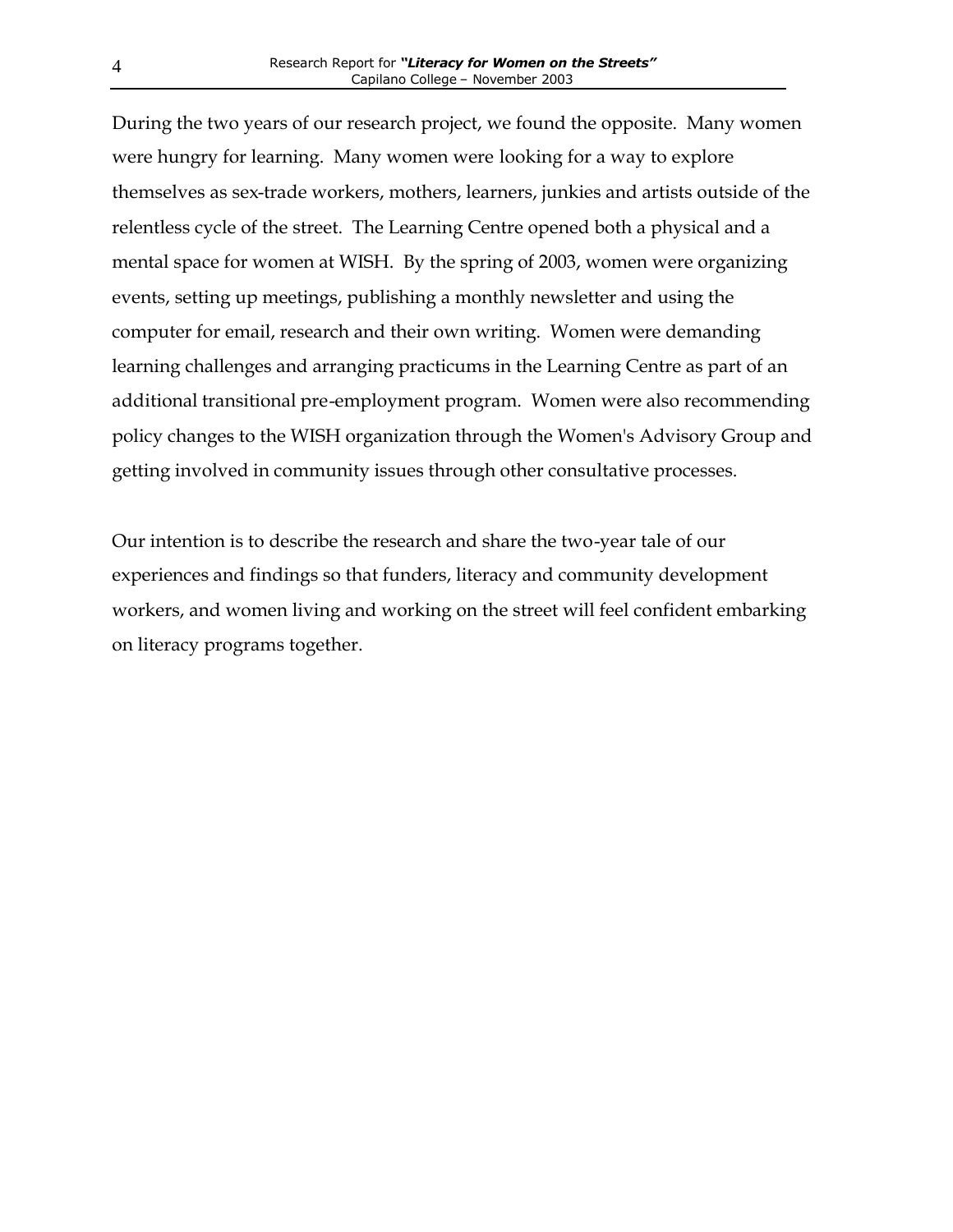During the two years of our research project, we found the opposite. Many women were hungry for learning. Many women were looking for a way to explore themselves as sex-trade workers, mothers, learners, junkies and artists outside of the relentless cycle of the street. The Learning Centre opened both a physical and a mental space for women at WISH. By the spring of 2003, women were organizing events, setting up meetings, publishing a monthly newsletter and using the computer for email, research and their own writing. Women were demanding learning challenges and arranging practicums in the Learning Centre as part of an additional transitional pre-employment program. Women were also recommending policy changes to the WISH organization through the Women's Advisory Group and getting involved in community issues through other consultative processes.

Our intention is to describe the research and share the two-year tale of our experiences and findings so that funders, literacy and community development workers, and women living and working on the street will feel confident embarking on literacy programs together.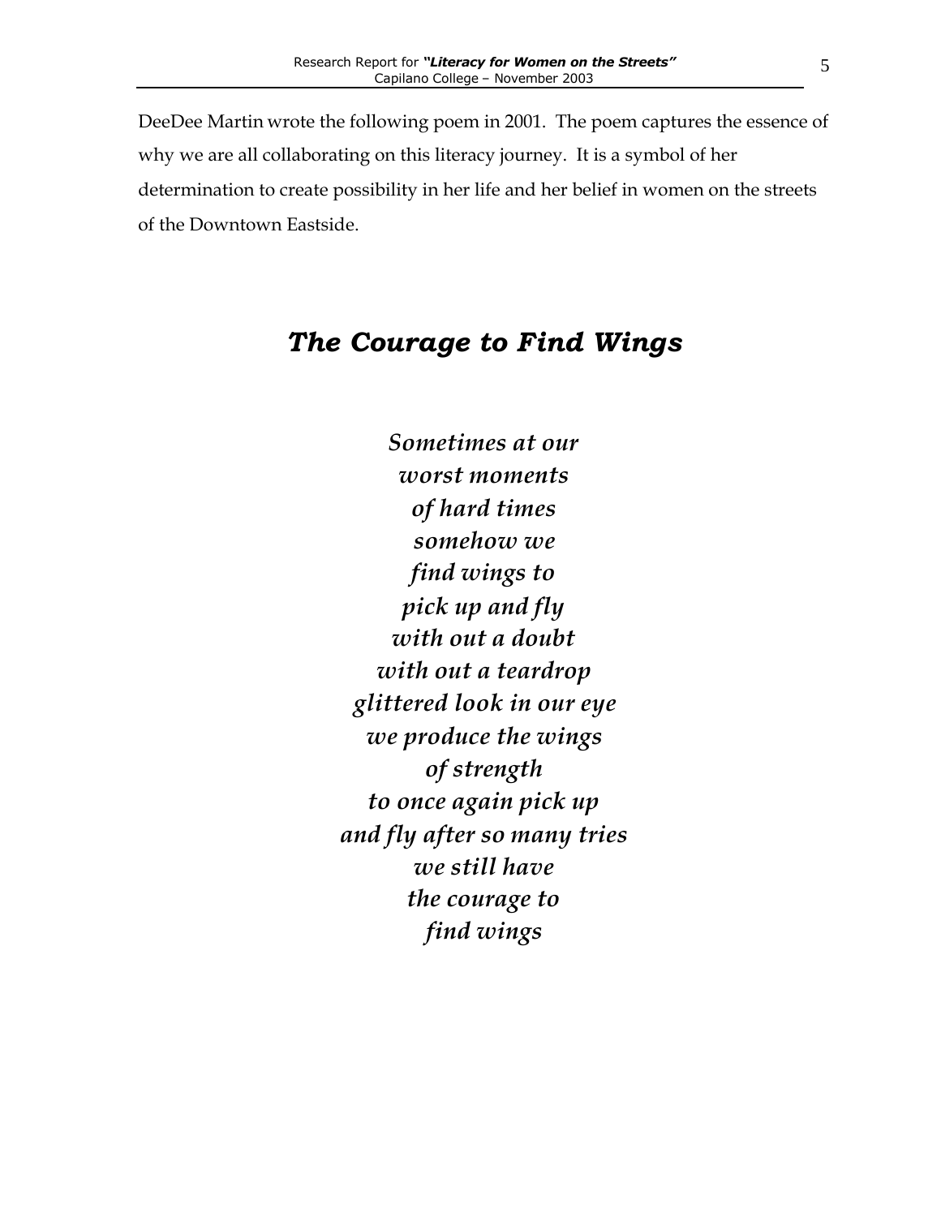DeeDee Martin wrote the following poem in 2001. The poem captures the essence of why we are all collaborating on this literacy journey. It is a symbol of her determination to create possibility in her life and her belief in women on the streets of the Downtown Eastside.

## *The Courage to Find Wings*

*Sometimes at our*
*worst moments*
*of hard times*
*somehow we*
*find wings to*
*pick up and fly*
*with out a doubt*
*with out a teardrop*
*glittered look in our eye*
*we produce the wings*
*of strength*
*to once again pick up*
*and fly after so many tries*
*we still have*
*the courage to*
*find wings*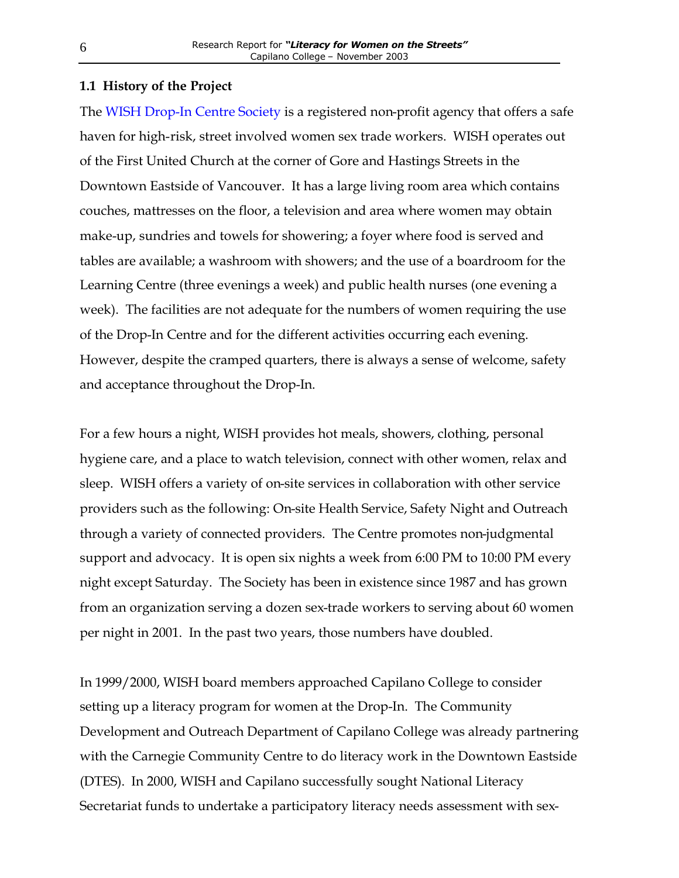### 1.1 History of the Project

The WISH Drop-In Centre Society is a registered non-profit agency that offers a safe haven for high-risk, street involved women sex trade workers. WISH operates out of the First United Church at the corner of Gore and Hastings Streets in the Downtown Eastside of Vancouver. It has a large living room area which contains couches, mattresses on the floor, a television and area where women may obtain make-up, sundries and towels for showering; a foyer where food is served and tables are available; a washroom with showers; and the use of a boardroom for the Learning Centre (three evenings a week) and public health nurses (one evening a week). The facilities are not adequate for the numbers of women requiring the use of the Drop-In Centre and for the different activities occurring each evening. However, despite the cramped quarters, there is always a sense of welcome, safety and acceptance throughout the Drop-In.

For a few hours a night, WISH provides hot meals, showers, clothing, personal hygiene care, and a place to watch television, connect with other women, relax and sleep. WISH offers a variety of on-site services in collaboration with other service providers such as the following: On-site Health Service, Safety Night and Outreach through a variety of connected providers. The Centre promotes non-judgmental support and advocacy. It is open six nights a week from 6:00 PM to 10:00 PM every night except Saturday. The Society has been in existence since 1987 and has grown from an organization serving a dozen sex-trade workers to serving about 60 women per night in 2001. In the past two years, those numbers have doubled.

In 1999/2000, WISH board members approached Capilano College to consider setting up a literacy program for women at the Drop-In. The Community Development and Outreach Department of Capilano College was already partnering with the Carnegie Community Centre to do literacy work in the Downtown Eastside (DTES). In 2000, WISH and Capilano successfully sought National Literacy Secretariat funds to undertake a participatory literacy needs assessment with sex-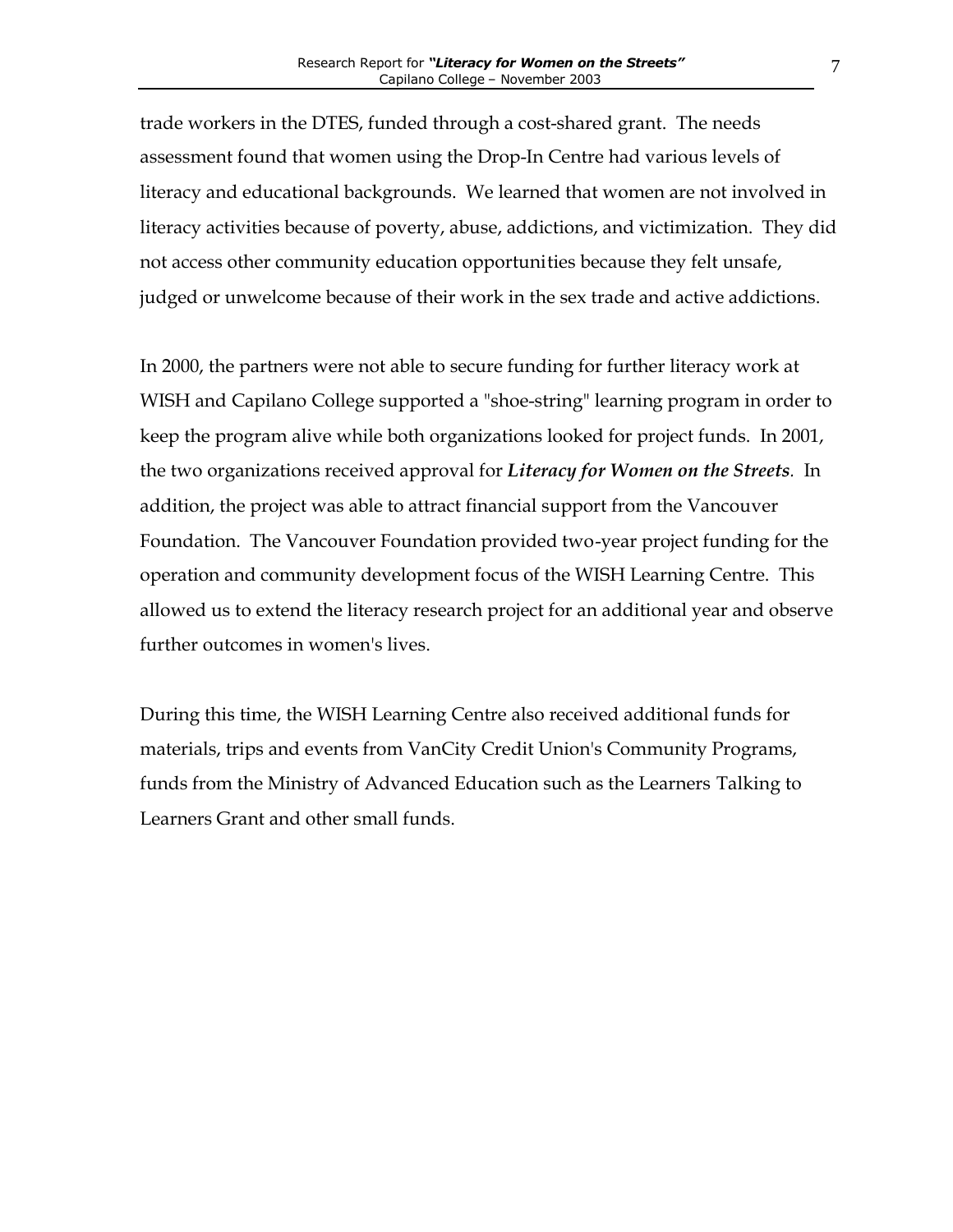trade workers in the DTES, funded through a cost-shared grant. The needs assessment found that women using the Drop-In Centre had various levels of literacy and educational backgrounds. We learned that women are not involved in literacy activities because of poverty, abuse, addictions, and victimization. They did not access other community education opportunities because they felt unsafe, judged or unwelcome because of their work in the sex trade and active addictions.

In 2000, the partners were not able to secure funding for further literacy work at WISH and Capilano College supported a "shoe-string" learning program in order to keep the program alive while both organizations looked for project funds. In 2001, the two organizations received approval for ***Literacy for Women on the Streets***. In addition, the project was able to attract financial support from the Vancouver Foundation. The Vancouver Foundation provided two-year project funding for the operation and community development focus of the WISH Learning Centre. This allowed us to extend the literacy research project for an additional year and observe further outcomes in women's lives.

During this time, the WISH Learning Centre also received additional funds for materials, trips and events from VanCity Credit Union's Community Programs, funds from the Ministry of Advanced Education such as the Learners Talking to Learners Grant and other small funds.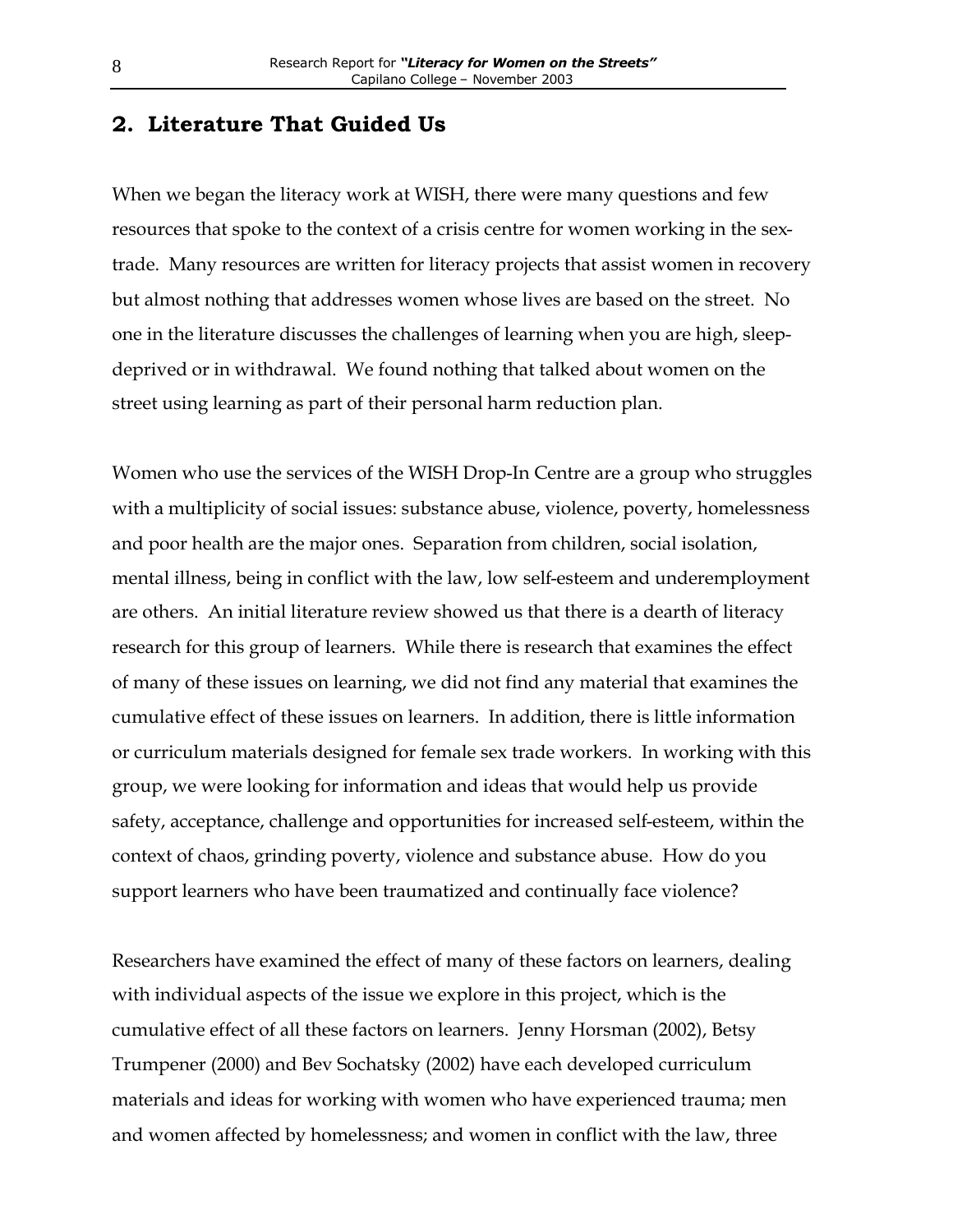## 2. Literature That Guided Us

When we began the literacy work at WISH, there were many questions and few resources that spoke to the context of a crisis centre for women working in the sex-trade. Many resources are written for literacy projects that assist women in recovery but almost nothing that addresses women whose lives are based on the street. No one in the literature discusses the challenges of learning when you are high, sleep-deprived or in withdrawal. We found nothing that talked about women on the street using learning as part of their personal harm reduction plan.

Women who use the services of the WISH Drop-In Centre are a group who struggles with a multiplicity of social issues: substance abuse, violence, poverty, homelessness and poor health are the major ones. Separation from children, social isolation, mental illness, being in conflict with the law, low self-esteem and underemployment are others. An initial literature review showed us that there is a dearth of literacy research for this group of learners. While there is research that examines the effect of many of these issues on learning, we did not find any material that examines the cumulative effect of these issues on learners. In addition, there is little information or curriculum materials designed for female sex trade workers. In working with this group, we were looking for information and ideas that would help us provide safety, acceptance, challenge and opportunities for increased self-esteem, within the context of chaos, grinding poverty, violence and substance abuse. How do you support learners who have been traumatized and continually face violence?

Researchers have examined the effect of many of these factors on learners, dealing with individual aspects of the issue we explore in this project, which is the cumulative effect of all these factors on learners. Jenny Horsman (2002), Betsy Trumpener (2000) and Bev Sochatsky (2002) have each developed curriculum materials and ideas for working with women who have experienced trauma; men and women affected by homelessness; and women in conflict with the law, three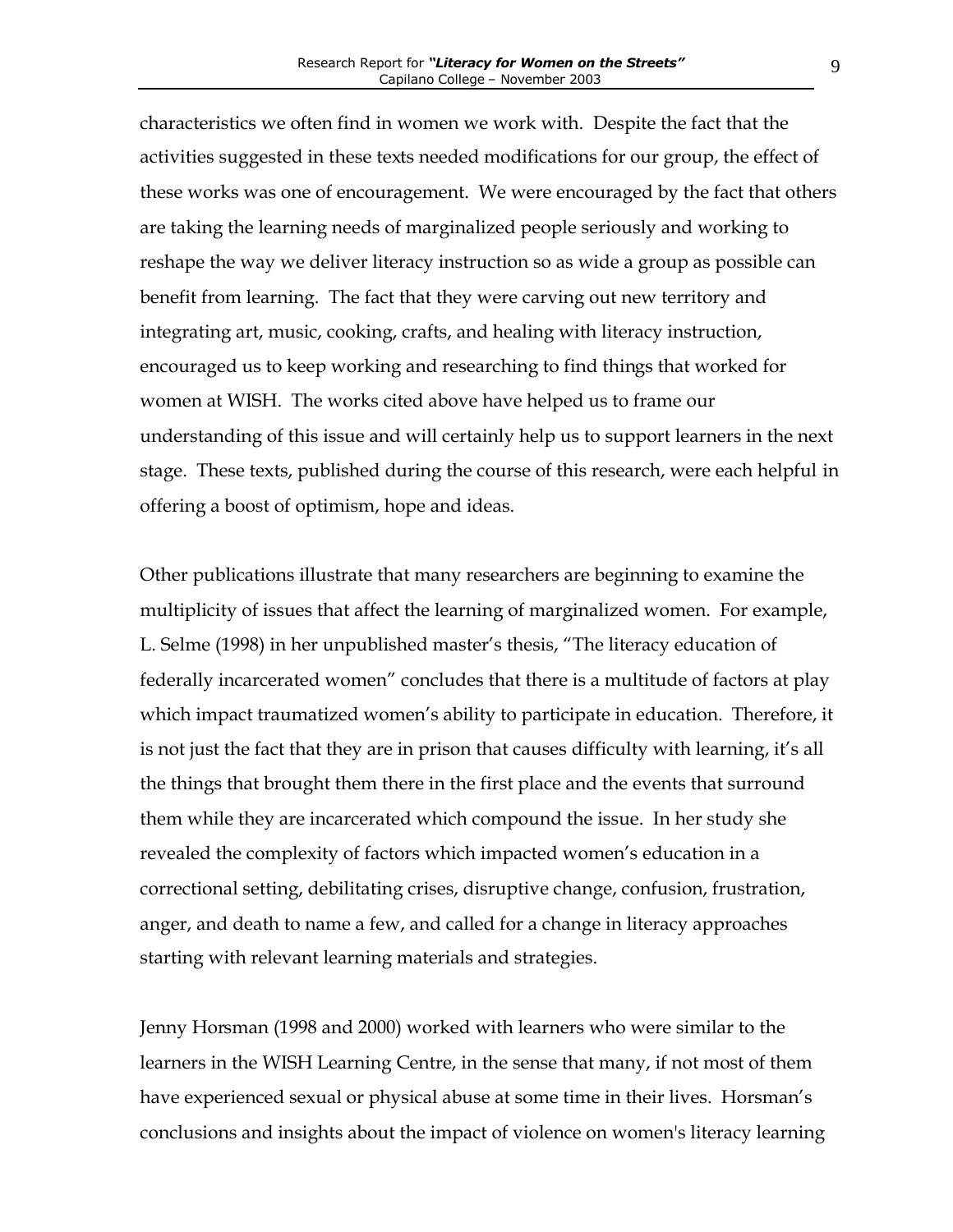characteristics we often find in women we work with. Despite the fact that the activities suggested in these texts needed modifications for our group, the effect of these works was one of encouragement. We were encouraged by the fact that others are taking the learning needs of marginalized people seriously and working to reshape the way we deliver literacy instruction so as wide a group as possible can benefit from learning. The fact that they were carving out new territory and integrating art, music, cooking, crafts, and healing with literacy instruction, encouraged us to keep working and researching to find things that worked for women at WISH. The works cited above have helped us to frame our understanding of this issue and will certainly help us to support learners in the next stage. These texts, published during the course of this research, were each helpful in offering a boost of optimism, hope and ideas.

Other publications illustrate that many researchers are beginning to examine the multiplicity of issues that affect the learning of marginalized women. For example, L. Selme (1998) in her unpublished master's thesis, "The literacy education of federally incarcerated women" concludes that there is a multitude of factors at play which impact traumatized women's ability to participate in education. Therefore, it is not just the fact that they are in prison that causes difficulty with learning, it's all the things that brought them there in the first place and the events that surround them while they are incarcerated which compound the issue. In her study she revealed the complexity of factors which impacted women's education in a correctional setting, debilitating crises, disruptive change, confusion, frustration, anger, and death to name a few, and called for a change in literacy approaches starting with relevant learning materials and strategies.

Jenny Horsman (1998 and 2000) worked with learners who were similar to the learners in the WISH Learning Centre, in the sense that many, if not most of them have experienced sexual or physical abuse at some time in their lives. Horsman's conclusions and insights about the impact of violence on women's literacy learning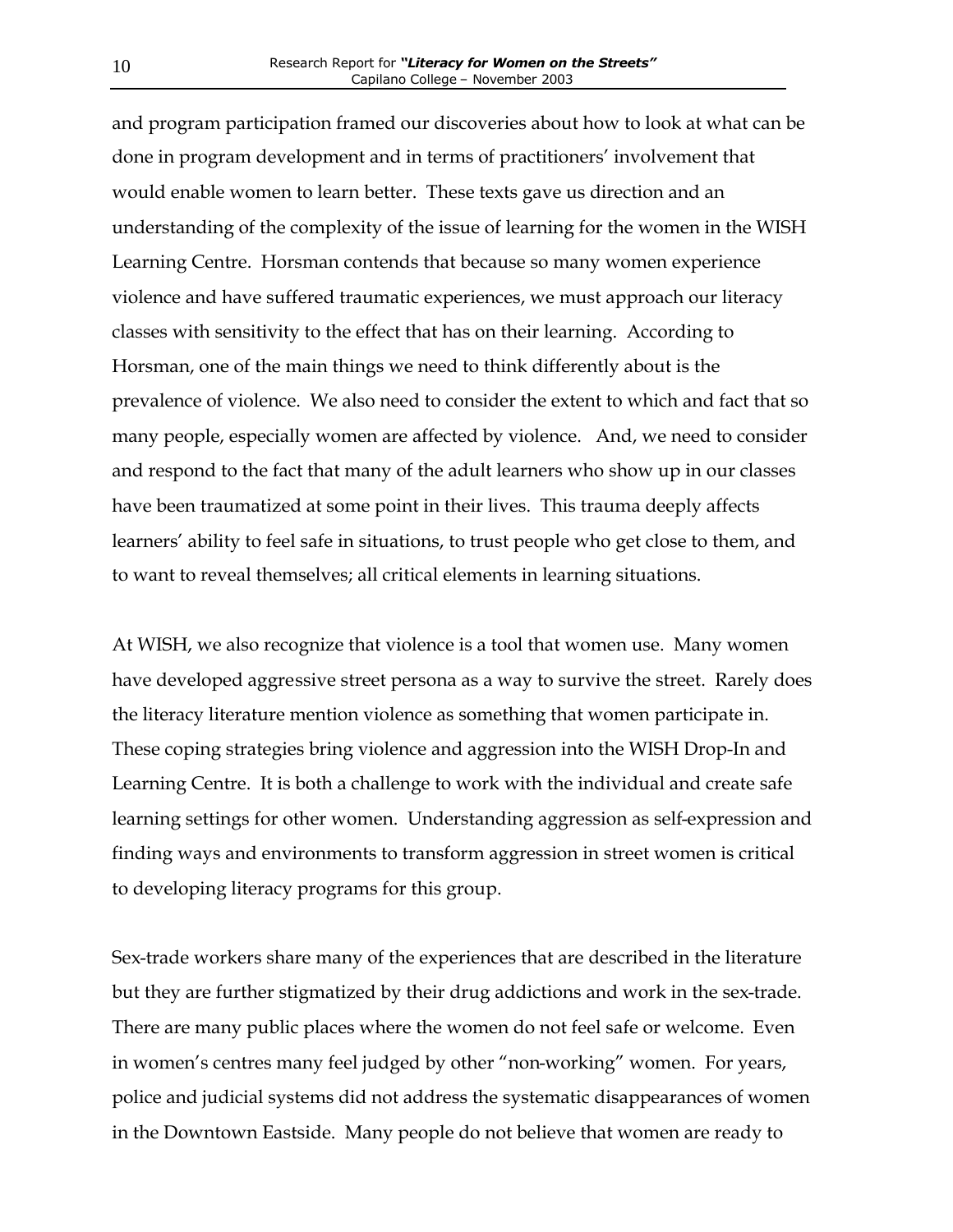and program participation framed our discoveries about how to look at what can be done in program development and in terms of practitioners' involvement that would enable women to learn better. These texts gave us direction and an understanding of the complexity of the issue of learning for the women in the WISH Learning Centre. Horsman contends that because so many women experience violence and have suffered traumatic experiences, we must approach our literacy classes with sensitivity to the effect that has on their learning. According to Horsman, one of the main things we need to think differently about is the prevalence of violence. We also need to consider the extent to which and fact that so many people, especially women are affected by violence. And, we need to consider and respond to the fact that many of the adult learners who show up in our classes have been traumatized at some point in their lives. This trauma deeply affects learners' ability to feel safe in situations, to trust people who get close to them, and to want to reveal themselves; all critical elements in learning situations.

At WISH, we also recognize that violence is a tool that women use. Many women have developed aggressive street persona as a way to survive the street. Rarely does the literacy literature mention violence as something that women participate in. These coping strategies bring violence and aggression into the WISH Drop-In and Learning Centre. It is both a challenge to work with the individual and create safe learning settings for other women. Understanding aggression as self-expression and finding ways and environments to transform aggression in street women is critical to developing literacy programs for this group.

Sex-trade workers share many of the experiences that are described in the literature but they are further stigmatized by their drug addictions and work in the sex-trade. There are many public places where the women do not feel safe or welcome. Even in women's centres many feel judged by other "non-working" women. For years, police and judicial systems did not address the systematic disappearances of women in the Downtown Eastside. Many people do not believe that women are ready to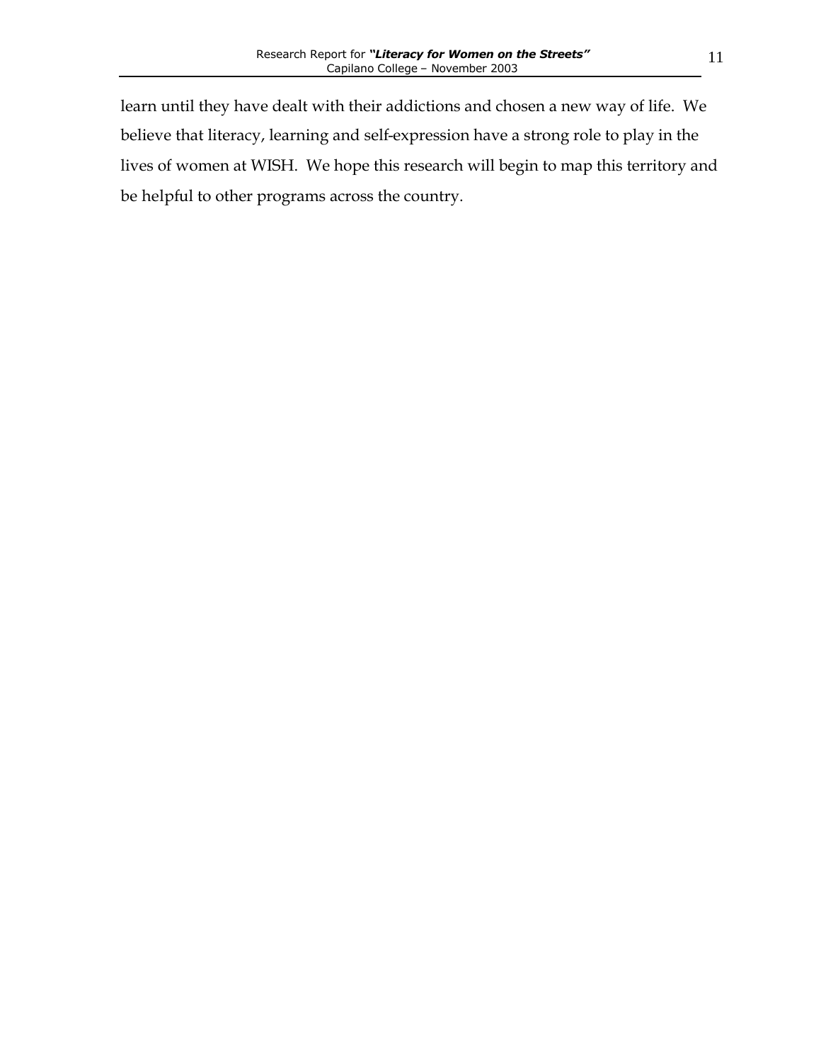learn until they have dealt with their addictions and chosen a new way of life. We believe that literacy, learning and self-expression have a strong role to play in the lives of women at WISH. We hope this research will begin to map this territory and be helpful to other programs across the country.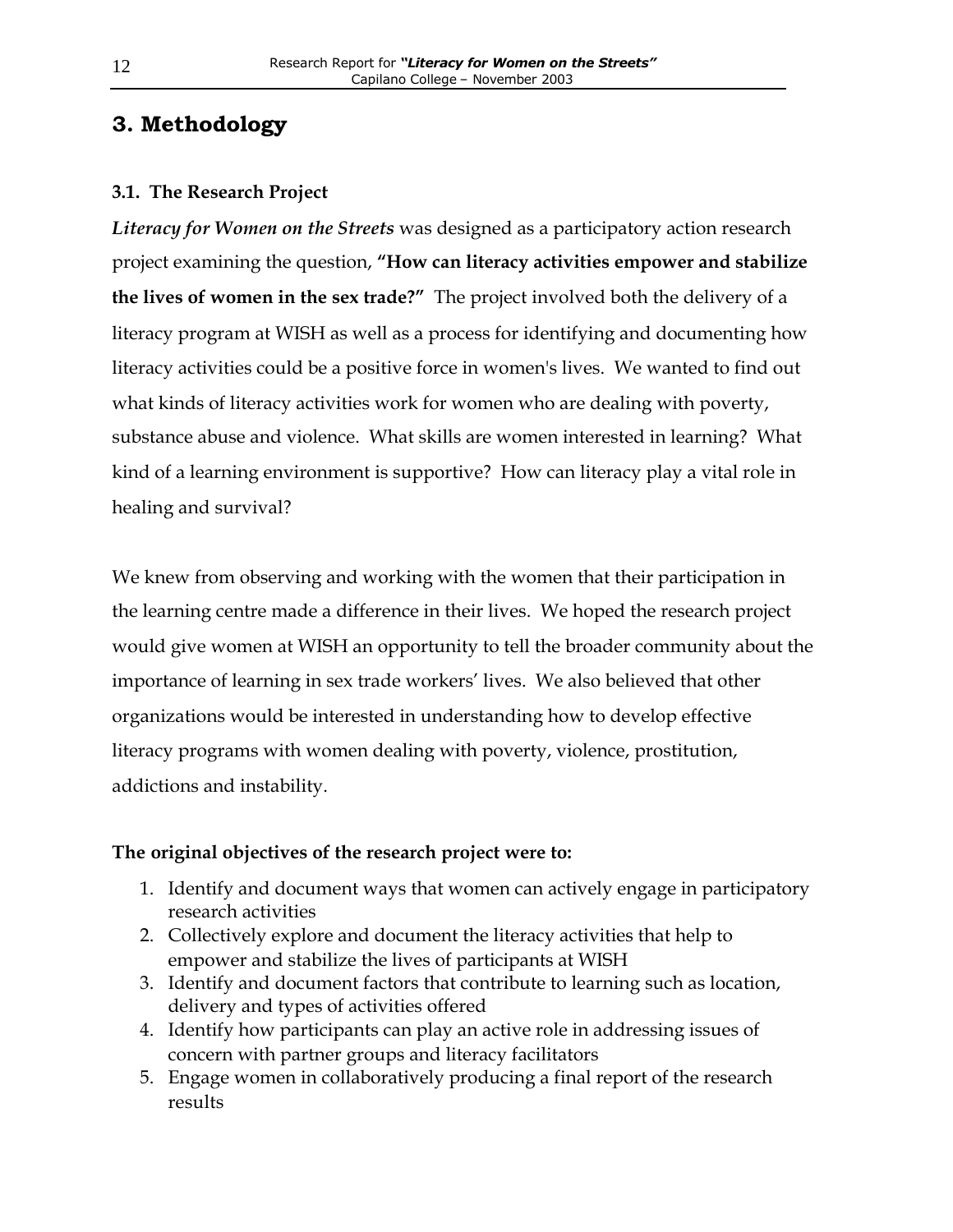# 3. Methodology

### 3.1. The Research Project

*Literacy for Women on the Streets* was designed as a participatory action research project examining the question, **"How can literacy activities empower and stabilize the lives of women in the sex trade?"** The project involved both the delivery of a literacy program at WISH as well as a process for identifying and documenting how literacy activities could be a positive force in women's lives. We wanted to find out what kinds of literacy activities work for women who are dealing with poverty, substance abuse and violence. What skills are women interested in learning? What kind of a learning environment is supportive? How can literacy play a vital role in healing and survival?

We knew from observing and working with the women that their participation in the learning centre made a difference in their lives. We hoped the research project would give women at WISH an opportunity to tell the broader community about the importance of learning in sex trade workers' lives. We also believed that other organizations would be interested in understanding how to develop effective literacy programs with women dealing with poverty, violence, prostitution, addictions and instability.

**The original objectives of the research project were to:**

1. Identify and document ways that women can actively engage in participatory research activities
2. Collectively explore and document the literacy activities that help to empower and stabilize the lives of participants at WISH
3. Identify and document factors that contribute to learning such as location, delivery and types of activities offered
4. Identify how participants can play an active role in addressing issues of concern with partner groups and literacy facilitators
5. Engage women in collaboratively producing a final report of the research results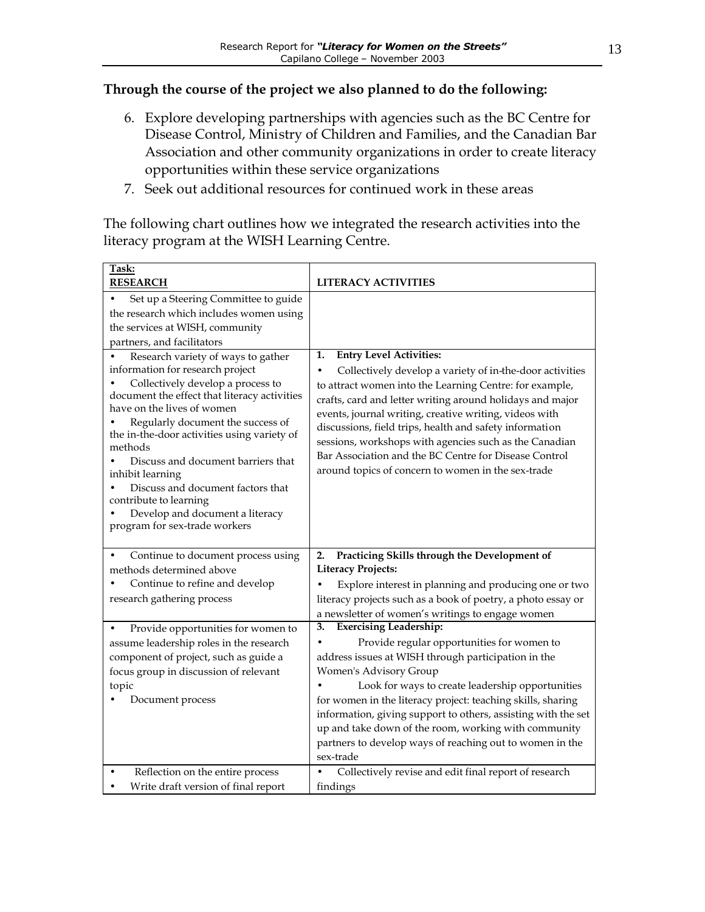**Through the course of the project we also planned to do the following:**

6. Explore developing partnerships with agencies such as the BC Centre for Disease Control, Ministry of Children and Families, and the Canadian Bar Association and other community organizations in order to create literacy opportunities within these service organizations
7. Seek out additional resources for continued work in these areas

The following chart outlines how we integrated the research activities into the literacy program at the WISH Learning Centre.

| **Task:** **RESEARCH** | **LITERACY ACTIVITIES** |
|---|---|
| • Set up a Steering Committee to guide the research which includes women using the services at WISH, community partners, and facilitators | |
| • Research variety of ways to gather information for research project<br>• Collectively develop a process to document the effect that literacy activities have on the lives of women<br>• Regularly document the success of the in-the-door activities using variety of methods<br>• Discuss and document barriers that inhibit learning<br>• Discuss and document factors that contribute to learning<br>• Develop and document a literacy program for sex-trade workers | **1. Entry Level Activities:**<br>• Collectively develop a variety of in-the-door activities to attract women into the Learning Centre: for example, crafts, card and letter writing around holidays and major events, journal writing, creative writing, videos with discussions, field trips, health and safety information sessions, workshops with agencies such as the Canadian Bar Association and the BC Centre for Disease Control around topics of concern to women in the sex-trade |
| • Continue to document process using methods determined above<br>• Continue to refine and develop research gathering process | **2. Practicing Skills through the Development of Literacy Projects:**<br>• Explore interest in planning and producing one or two literacy projects such as a book of poetry, a photo essay or a newsletter of women's writings to engage women |
| • Provide opportunities for women to assume leadership roles in the research component of project, such as guide a focus group in discussion of relevant topic<br>• Document process | **3. Exercising Leadership:**<br>• Provide regular opportunities for women to address issues at WISH through participation in the Women's Advisory Group<br>• Look for ways to create leadership opportunities for women in the literacy project: teaching skills, sharing information, giving support to others, assisting with the set up and take down of the room, working with community partners to develop ways of reaching out to women in the sex-trade |
| • Reflection on the entire process<br>• Write draft version of final report | • Collectively revise and edit final report of research findings |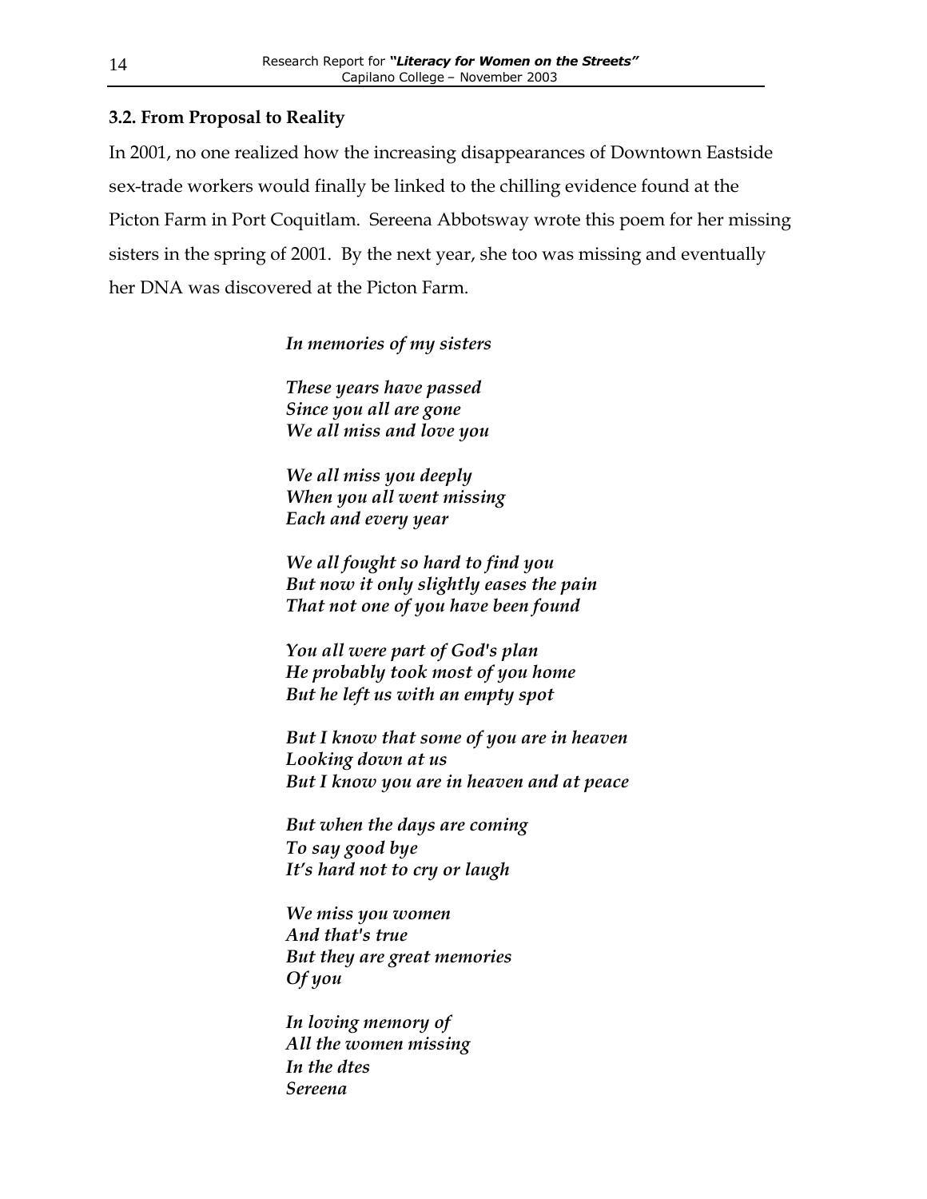### 3.2. From Proposal to Reality

In 2001, no one realized how the increasing disappearances of Downtown Eastside sex-trade workers would finally be linked to the chilling evidence found at the Picton Farm in Port Coquitlam. Sereena Abbotsway wrote this poem for her missing sisters in the spring of 2001. By the next year, she too was missing and eventually her DNA was discovered at the Picton Farm.

> ***In memories of my sisters***
>
> ***These years have passed***
> ***Since you all are gone***
> ***We all miss and love you***
>
> ***We all miss you deeply***
> ***When you all went missing***
> ***Each and every year***
>
> ***We all fought so hard to find you***
> ***But now it only slightly eases the pain***
> ***That not one of you have been found***
>
> ***You all were part of God's plan***
> ***He probably took most of you home***
> ***But he left us with an empty spot***
>
> ***But I know that some of you are in heaven***
> ***Looking down at us***
> ***But I know you are in heaven and at peace***
>
> ***But when the days are coming***
> ***To say good bye***
> ***It's hard not to cry or laugh***
>
> ***We miss you women***
> ***And that's true***
> ***But they are great memories***
> ***Of you***
>
> ***In loving memory of***
> ***All the women missing***
> ***In the dtes***
> ***Sereena***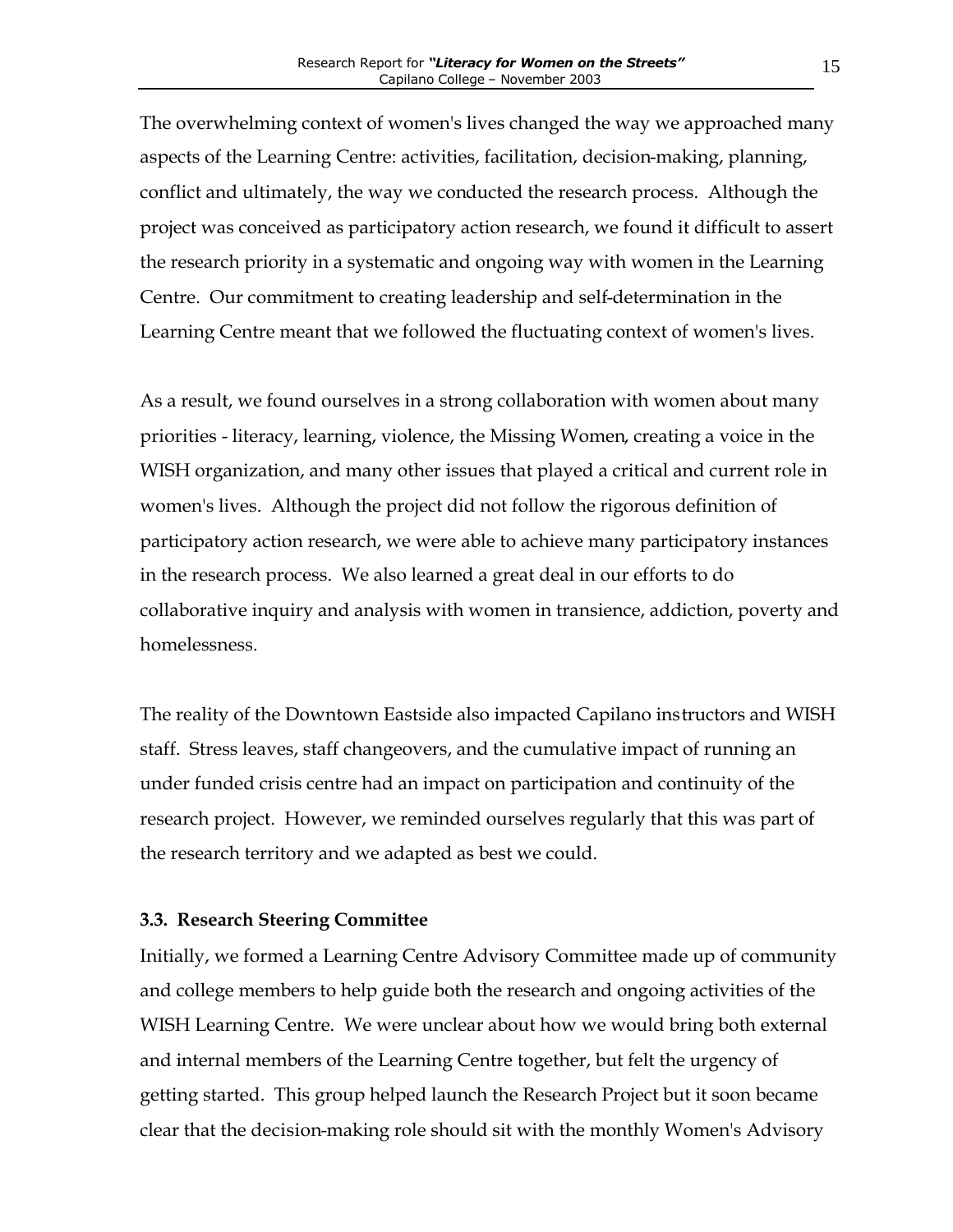The overwhelming context of women's lives changed the way we approached many aspects of the Learning Centre: activities, facilitation, decision-making, planning, conflict and ultimately, the way we conducted the research process. Although the project was conceived as participatory action research, we found it difficult to assert the research priority in a systematic and ongoing way with women in the Learning Centre. Our commitment to creating leadership and self-determination in the Learning Centre meant that we followed the fluctuating context of women's lives.

As a result, we found ourselves in a strong collaboration with women about many priorities - literacy, learning, violence, the Missing Women, creating a voice in the WISH organization, and many other issues that played a critical and current role in women's lives. Although the project did not follow the rigorous definition of participatory action research, we were able to achieve many participatory instances in the research process. We also learned a great deal in our efforts to do collaborative inquiry and analysis with women in transience, addiction, poverty and homelessness.

The reality of the Downtown Eastside also impacted Capilano instructors and WISH staff. Stress leaves, staff changeovers, and the cumulative impact of running an under funded crisis centre had an impact on participation and continuity of the research project. However, we reminded ourselves regularly that this was part of the research territory and we adapted as best we could.

### 3.3. Research Steering Committee

Initially, we formed a Learning Centre Advisory Committee made up of community and college members to help guide both the research and ongoing activities of the WISH Learning Centre. We were unclear about how we would bring both external and internal members of the Learning Centre together, but felt the urgency of getting started. This group helped launch the Research Project but it soon became clear that the decision-making role should sit with the monthly Women's Advisory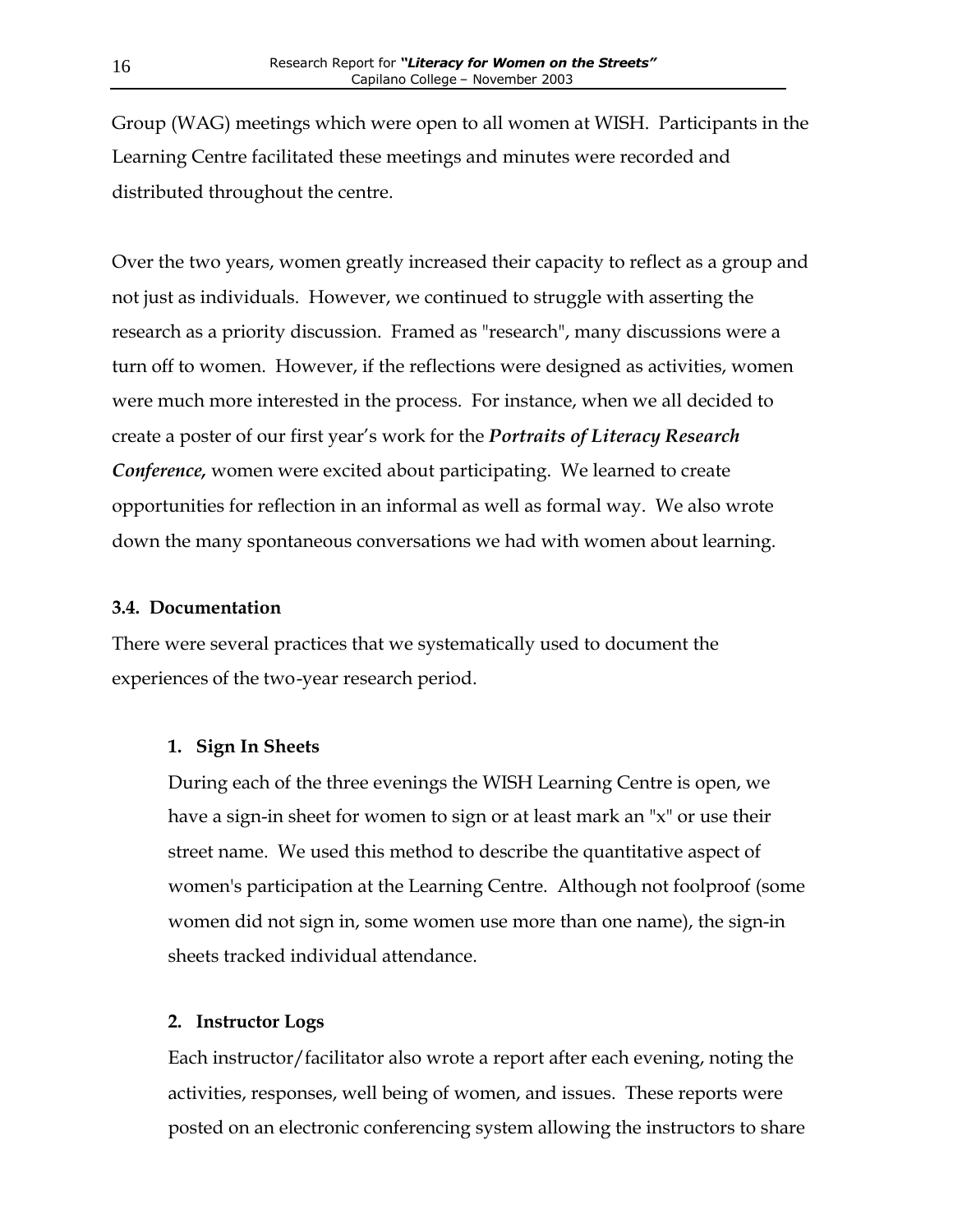Group (WAG) meetings which were open to all women at WISH. Participants in the Learning Centre facilitated these meetings and minutes were recorded and distributed throughout the centre.

Over the two years, women greatly increased their capacity to reflect as a group and not just as individuals. However, we continued to struggle with asserting the research as a priority discussion. Framed as "research", many discussions were a turn off to women. However, if the reflections were designed as activities, women were much more interested in the process. For instance, when we all decided to create a poster of our first year's work for the ***Portraits of Literacy Research Conference,*** women were excited about participating. We learned to create opportunities for reflection in an informal as well as formal way. We also wrote down the many spontaneous conversations we had with women about learning.

### 3.4. Documentation

There were several practices that we systematically used to document the experiences of the two-year research period.

1. **Sign In Sheets**

   During each of the three evenings the WISH Learning Centre is open, we have a sign-in sheet for women to sign or at least mark an "x" or use their street name. We used this method to describe the quantitative aspect of women's participation at the Learning Centre. Although not foolproof (some women did not sign in, some women use more than one name), the sign-in sheets tracked individual attendance.

2. **Instructor Logs**

   Each instructor/facilitator also wrote a report after each evening, noting the activities, responses, well being of women, and issues. These reports were posted on an electronic conferencing system allowing the instructors to share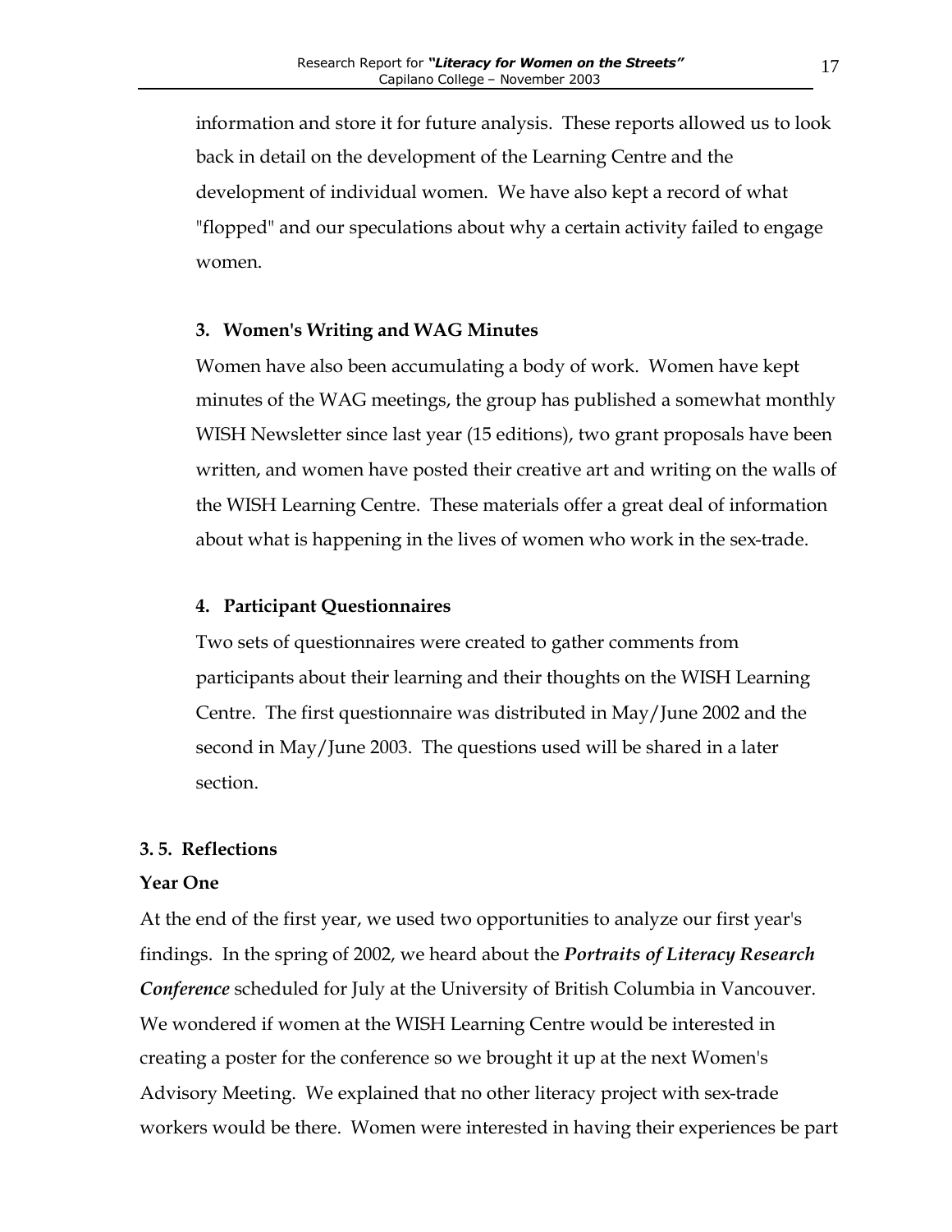information and store it for future analysis. These reports allowed us to look back in detail on the development of the Learning Centre and the development of individual women. We have also kept a record of what "flopped" and our speculations about why a certain activity failed to engage women.

**3. Women's Writing and WAG Minutes**

Women have also been accumulating a body of work. Women have kept minutes of the WAG meetings, the group has published a somewhat monthly WISH Newsletter since last year (15 editions), two grant proposals have been written, and women have posted their creative art and writing on the walls of the WISH Learning Centre. These materials offer a great deal of information about what is happening in the lives of women who work in the sex-trade.

**4. Participant Questionnaires**

Two sets of questionnaires were created to gather comments from participants about their learning and their thoughts on the WISH Learning Centre. The first questionnaire was distributed in May/June 2002 and the second in May/June 2003. The questions used will be shared in a later section.

### 3. 5. Reflections

**Year One**

At the end of the first year, we used two opportunities to analyze our first year's findings. In the spring of 2002, we heard about the ***Portraits of Literacy Research Conference*** scheduled for July at the University of British Columbia in Vancouver. We wondered if women at the WISH Learning Centre would be interested in creating a poster for the conference so we brought it up at the next Women's Advisory Meeting. We explained that no other literacy project with sex-trade workers would be there. Women were interested in having their experiences be part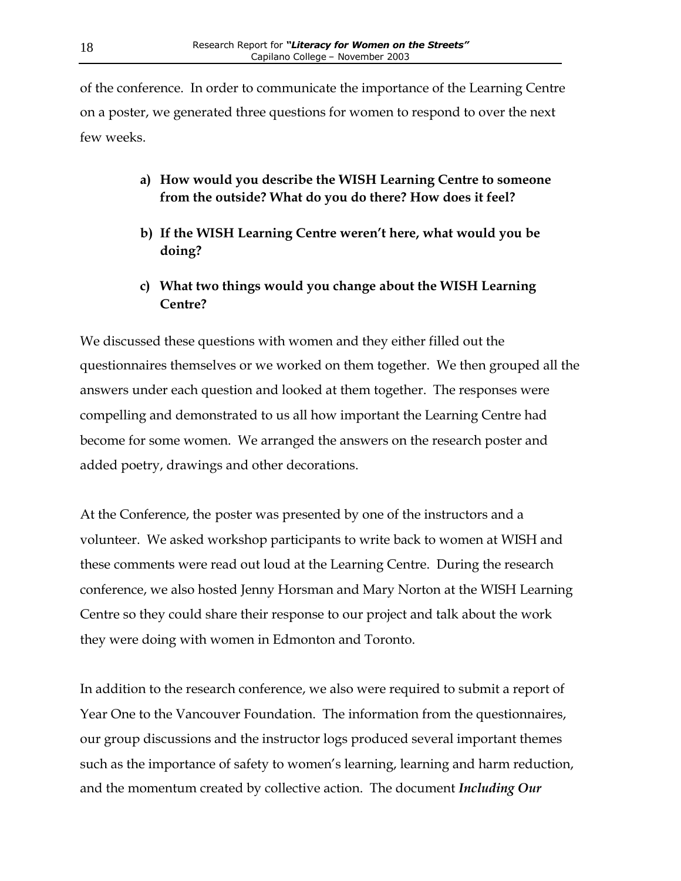of the conference. In order to communicate the importance of the Learning Centre on a poster, we generated three questions for women to respond to over the next few weeks.

a) **How would you describe the WISH Learning Centre to someone from the outside? What do you do there? How does it feel?**

b) **If the WISH Learning Centre weren't here, what would you be doing?**

c) **What two things would you change about the WISH Learning Centre?**

We discussed these questions with women and they either filled out the questionnaires themselves or we worked on them together. We then grouped all the answers under each question and looked at them together. The responses were compelling and demonstrated to us all how important the Learning Centre had become for some women. We arranged the answers on the research poster and added poetry, drawings and other decorations.

At the Conference, the poster was presented by one of the instructors and a volunteer. We asked workshop participants to write back to women at WISH and these comments were read out loud at the Learning Centre. During the research conference, we also hosted Jenny Horsman and Mary Norton at the WISH Learning Centre so they could share their response to our project and talk about the work they were doing with women in Edmonton and Toronto.

In addition to the research conference, we also were required to submit a report of Year One to the Vancouver Foundation. The information from the questionnaires, our group discussions and the instructor logs produced several important themes such as the importance of safety to women's learning, learning and harm reduction, and the momentum created by collective action. The document ***Including Our***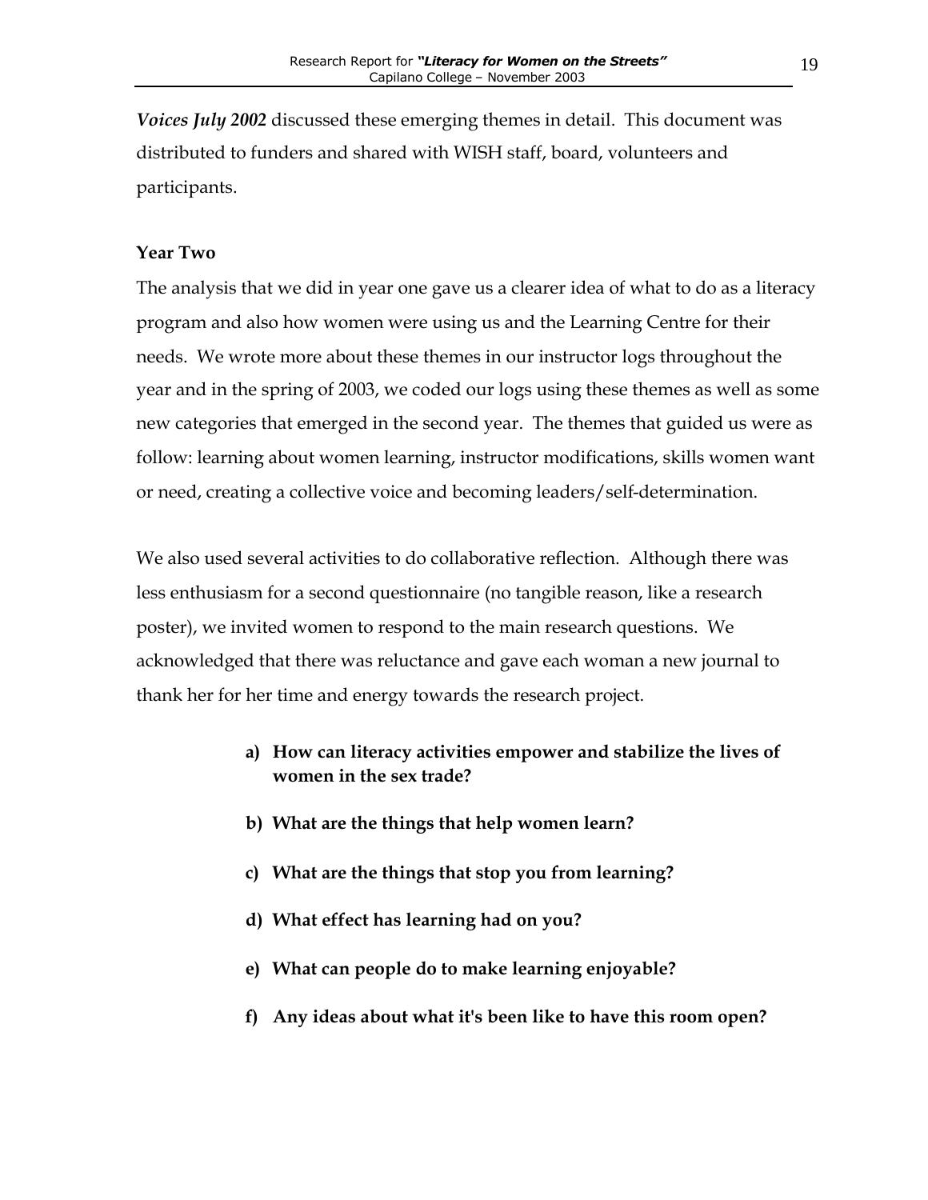***Voices July 2002*** discussed these emerging themes in detail. This document was distributed to funders and shared with WISH staff, board, volunteers and participants.

**Year Two**

The analysis that we did in year one gave us a clearer idea of what to do as a literacy program and also how women were using us and the Learning Centre for their needs. We wrote more about these themes in our instructor logs throughout the year and in the spring of 2003, we coded our logs using these themes as well as some new categories that emerged in the second year. The themes that guided us were as follow: learning about women learning, instructor modifications, skills women want or need, creating a collective voice and becoming leaders/self-determination.

We also used several activities to do collaborative reflection. Although there was less enthusiasm for a second questionnaire (no tangible reason, like a research poster), we invited women to respond to the main research questions. We acknowledged that there was reluctance and gave each woman a new journal to thank her for her time and energy towards the research project.

a) **How can literacy activities empower and stabilize the lives of women in the sex trade?**

b) **What are the things that help women learn?**

c) **What are the things that stop you from learning?**

d) **What effect has learning had on you?**

e) **What can people do to make learning enjoyable?**

f) **Any ideas about what it's been like to have this room open?**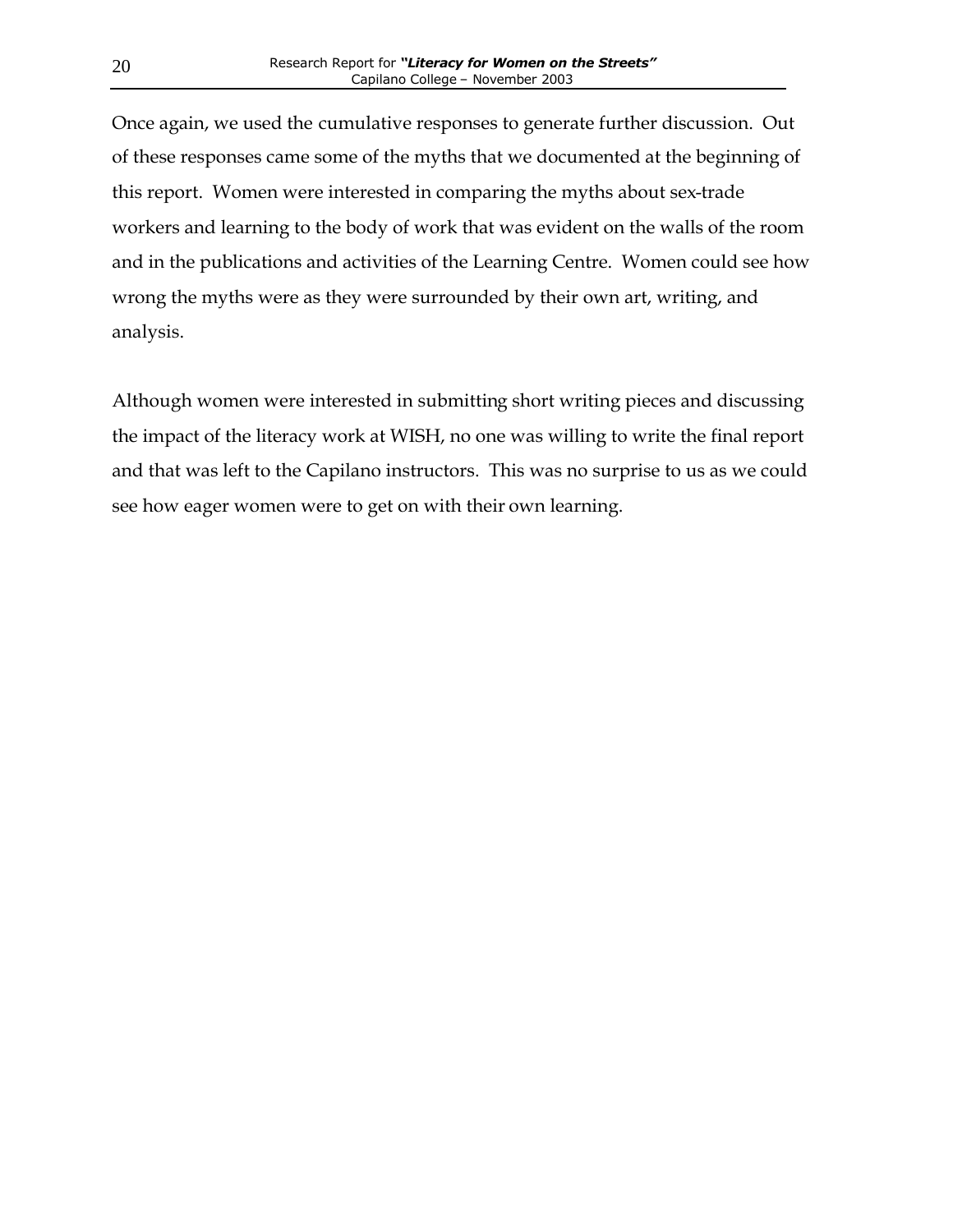Once again, we used the cumulative responses to generate further discussion. Out of these responses came some of the myths that we documented at the beginning of this report. Women were interested in comparing the myths about sex-trade workers and learning to the body of work that was evident on the walls of the room and in the publications and activities of the Learning Centre. Women could see how wrong the myths were as they were surrounded by their own art, writing, and analysis.

Although women were interested in submitting short writing pieces and discussing the impact of the literacy work at WISH, no one was willing to write the final report and that was left to the Capilano instructors. This was no surprise to us as we could see how eager women were to get on with their own learning.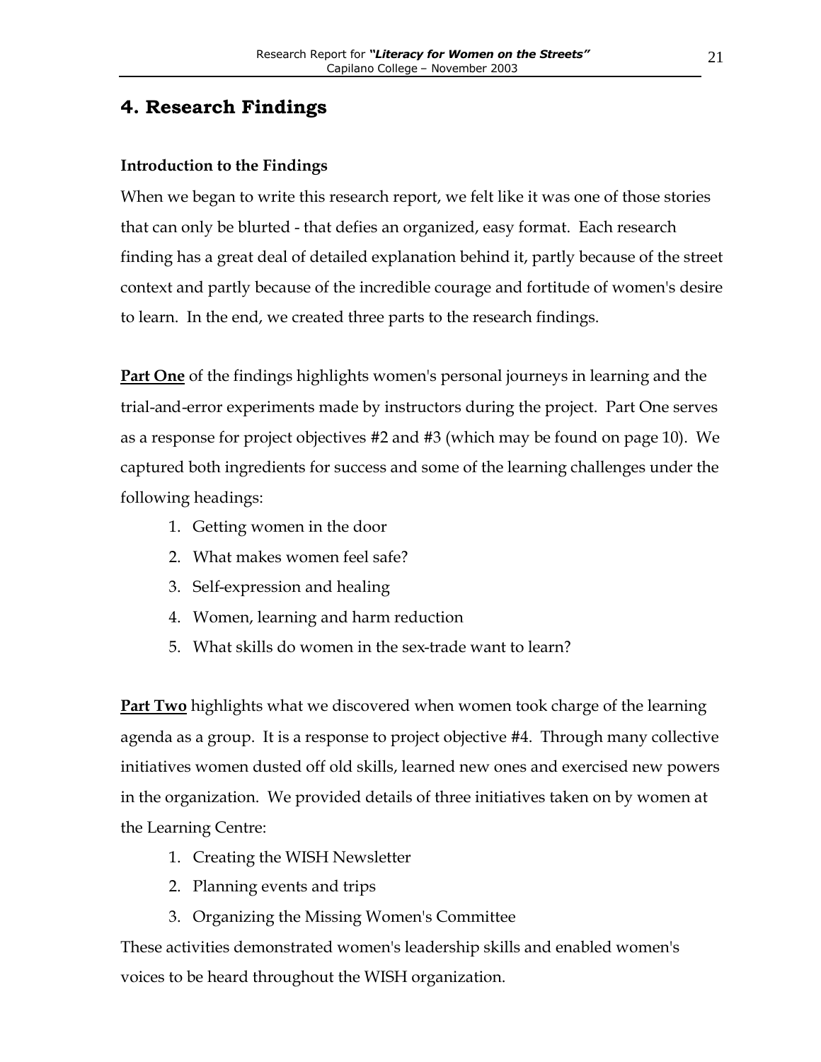## 4. Research Findings

**Introduction to the Findings**

When we began to write this research report, we felt like it was one of those stories that can only be blurted - that defies an organized, easy format. Each research finding has a great deal of detailed explanation behind it, partly because of the street context and partly because of the incredible courage and fortitude of women's desire to learn. In the end, we created three parts to the research findings.

**Part One** of the findings highlights women's personal journeys in learning and the trial-and-error experiments made by instructors during the project. Part One serves as a response for project objectives #2 and #3 (which may be found on page 10). We captured both ingredients for success and some of the learning challenges under the following headings:

1. Getting women in the door
2. What makes women feel safe?
3. Self-expression and healing
4. Women, learning and harm reduction
5. What skills do women in the sex-trade want to learn?

**Part Two** highlights what we discovered when women took charge of the learning agenda as a group. It is a response to project objective #4. Through many collective initiatives women dusted off old skills, learned new ones and exercised new powers in the organization. We provided details of three initiatives taken on by women at the Learning Centre:

1. Creating the WISH Newsletter
2. Planning events and trips
3. Organizing the Missing Women's Committee

These activities demonstrated women's leadership skills and enabled women's voices to be heard throughout the WISH organization.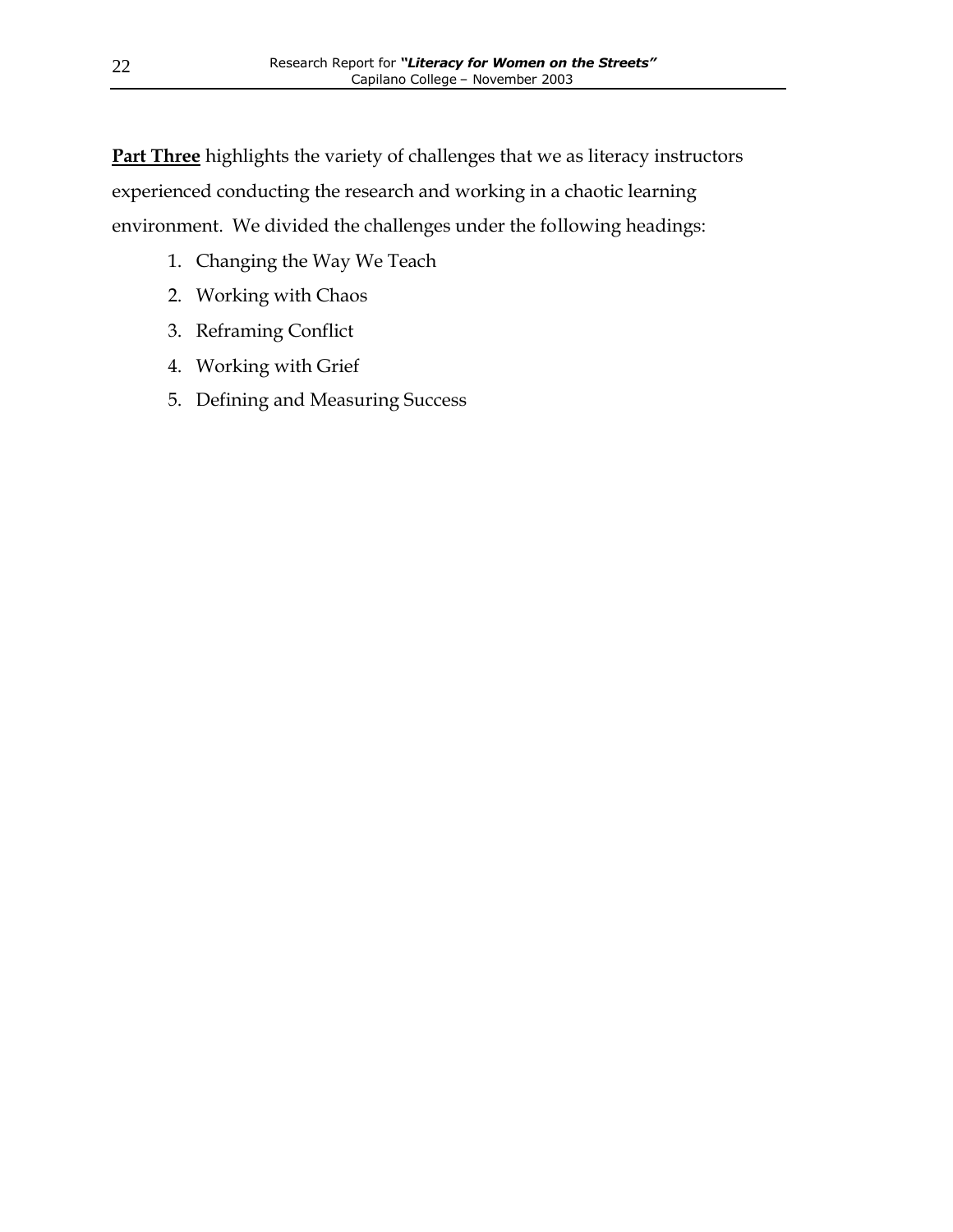**Part Three** highlights the variety of challenges that we as literacy instructors experienced conducting the research and working in a chaotic learning environment. We divided the challenges under the following headings:

1. Changing the Way We Teach
2. Working with Chaos
3. Reframing Conflict
4. Working with Grief
5. Defining and Measuring Success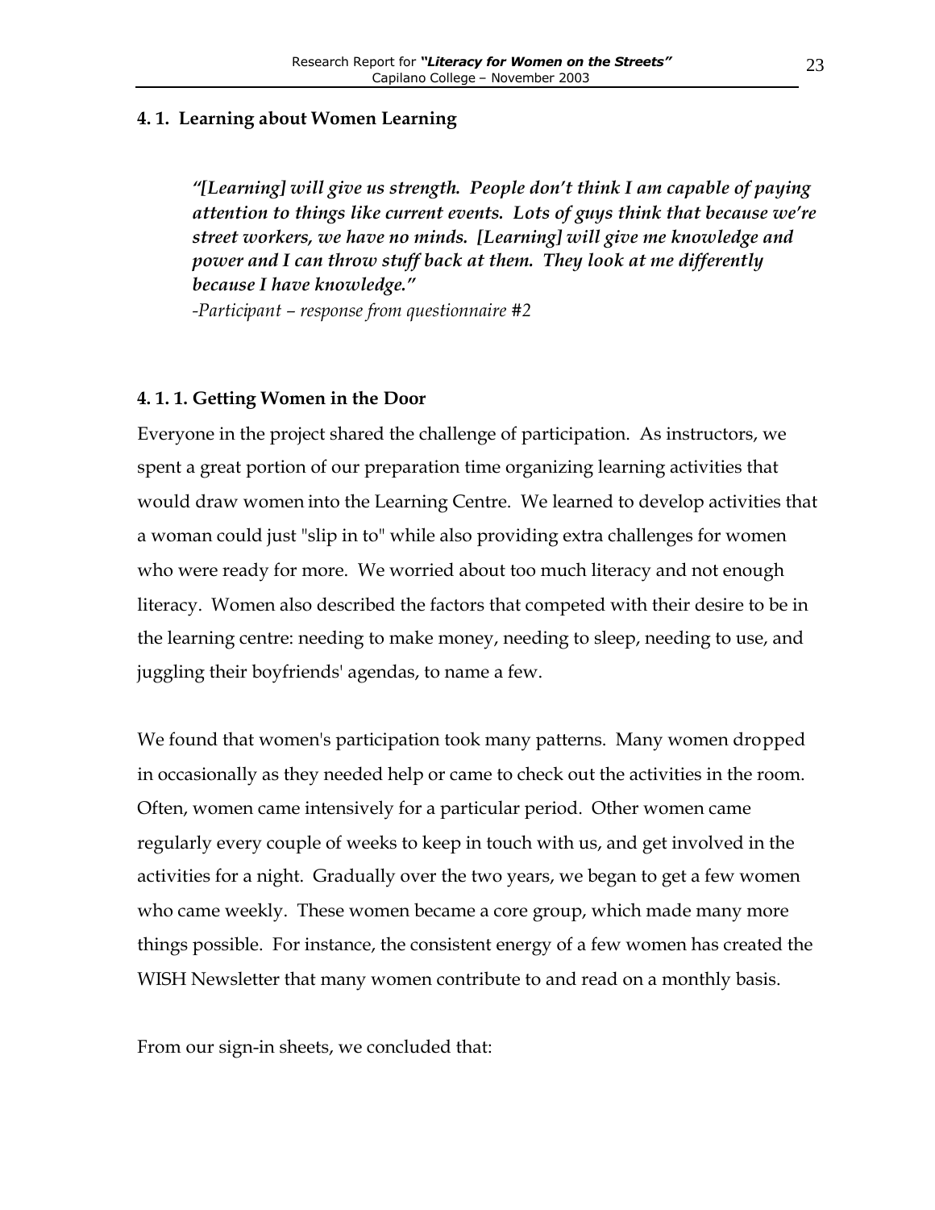### 4. 1. Learning about Women Learning

> ***"[Learning] will give us strength. People don't think I am capable of paying attention to things like current events. Lots of guys think that because we're street workers, we have no minds. [Learning] will give me knowledge and power and I can throw stuff back at them. They look at me differently because I have knowledge."***
>
> *-Participant – response from questionnaire #2*

#### 4. 1. 1. Getting Women in the Door

Everyone in the project shared the challenge of participation. As instructors, we spent a great portion of our preparation time organizing learning activities that would draw women into the Learning Centre. We learned to develop activities that a woman could just "slip in to" while also providing extra challenges for women who were ready for more. We worried about too much literacy and not enough literacy. Women also described the factors that competed with their desire to be in the learning centre: needing to make money, needing to sleep, needing to use, and juggling their boyfriends' agendas, to name a few.

We found that women's participation took many patterns. Many women dropped in occasionally as they needed help or came to check out the activities in the room. Often, women came intensively for a particular period. Other women came regularly every couple of weeks to keep in touch with us, and get involved in the activities for a night. Gradually over the two years, we began to get a few women who came weekly. These women became a core group, which made many more things possible. For instance, the consistent energy of a few women has created the WISH Newsletter that many women contribute to and read on a monthly basis.

From our sign-in sheets, we concluded that: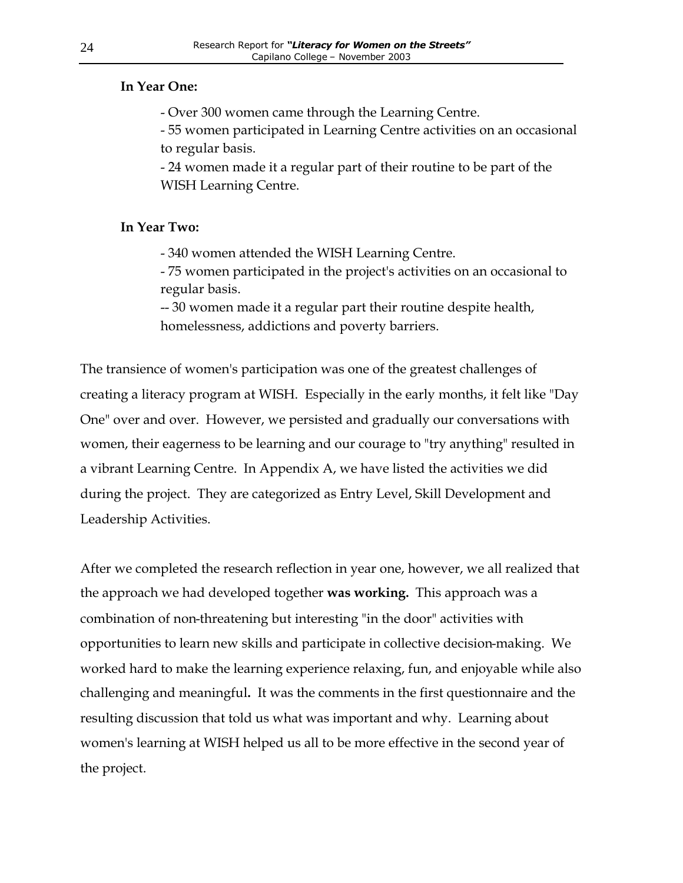**In Year One:**

- Over 300 women came through the Learning Centre.
- 55 women participated in Learning Centre activities on an occasional to regular basis.
- 24 women made it a regular part of their routine to be part of the WISH Learning Centre.

**In Year Two:**

- 340 women attended the WISH Learning Centre.
- 75 women participated in the project's activities on an occasional to regular basis.
-- 30 women made it a regular part their routine despite health, homelessness, addictions and poverty barriers.

The transience of women's participation was one of the greatest challenges of creating a literacy program at WISH. Especially in the early months, it felt like "Day One" over and over. However, we persisted and gradually our conversations with women, their eagerness to be learning and our courage to "try anything" resulted in a vibrant Learning Centre. In Appendix A, we have listed the activities we did during the project. They are categorized as Entry Level, Skill Development and Leadership Activities.

After we completed the research reflection in year one, however, we all realized that the approach we had developed together **was working.** This approach was a combination of non-threatening but interesting "in the door" activities with opportunities to learn new skills and participate in collective decision-making. We worked hard to make the learning experience relaxing, fun, and enjoyable while also challenging and meaningful**.** It was the comments in the first questionnaire and the resulting discussion that told us what was important and why. Learning about women's learning at WISH helped us all to be more effective in the second year of the project.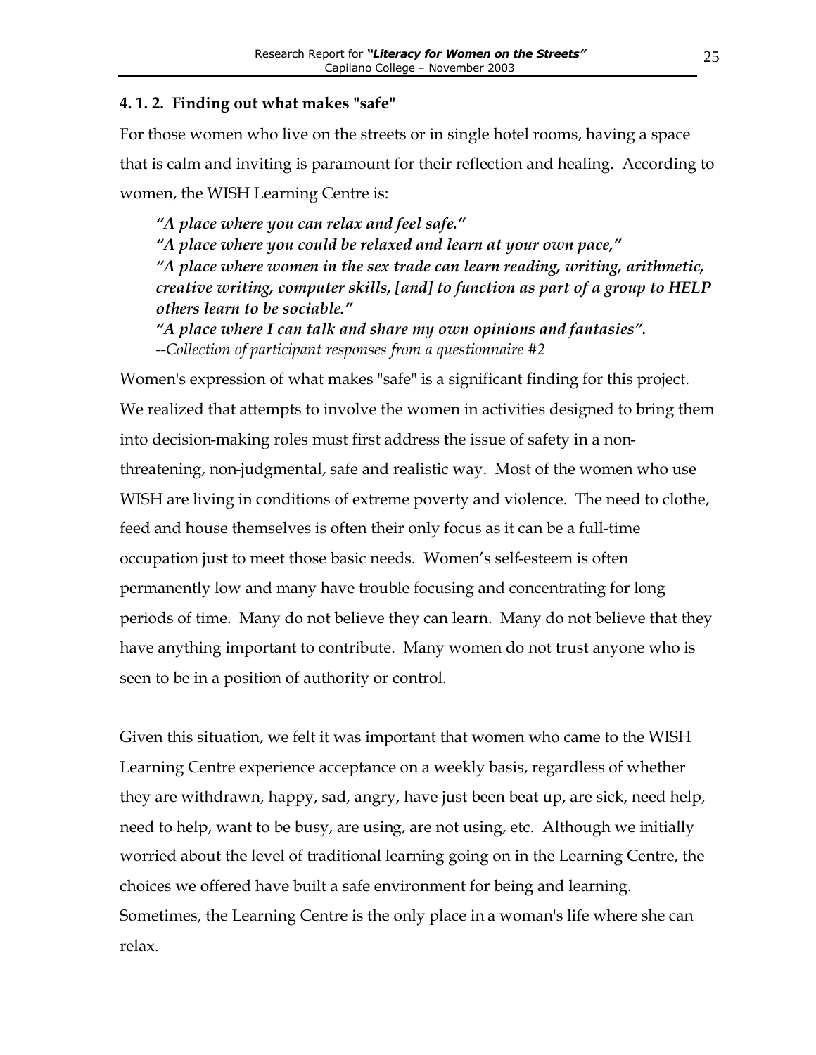#### 4. 1. 2. Finding out what makes "safe"

For those women who live on the streets or in single hotel rooms, having a space that is calm and inviting is paramount for their reflection and healing. According to women, the WISH Learning Centre is:

> ***"A place where you can relax and feel safe."***
> ***"A place where you could be relaxed and learn at your own pace,"***
> ***"A place where women in the sex trade can learn reading, writing, arithmetic, creative writing, computer skills, [and] to function as part of a group to HELP others learn to be sociable."***
> ***"A place where I can talk and share my own opinions and fantasies".***
> *--Collection of participant responses from a questionnaire #2*

Women's expression of what makes "safe" is a significant finding for this project. We realized that attempts to involve the women in activities designed to bring them into decision-making roles must first address the issue of safety in a non-threatening, non-judgmental, safe and realistic way. Most of the women who use WISH are living in conditions of extreme poverty and violence. The need to clothe, feed and house themselves is often their only focus as it can be a full-time occupation just to meet those basic needs. Women's self-esteem is often permanently low and many have trouble focusing and concentrating for long periods of time. Many do not believe they can learn. Many do not believe that they have anything important to contribute. Many women do not trust anyone who is seen to be in a position of authority or control.

Given this situation, we felt it was important that women who came to the WISH Learning Centre experience acceptance on a weekly basis, regardless of whether they are withdrawn, happy, sad, angry, have just been beat up, are sick, need help, need to help, want to be busy, are using, are not using, etc. Although we initially worried about the level of traditional learning going on in the Learning Centre, the choices we offered have built a safe environment for being and learning. Sometimes, the Learning Centre is the only place in a woman's life where she can relax.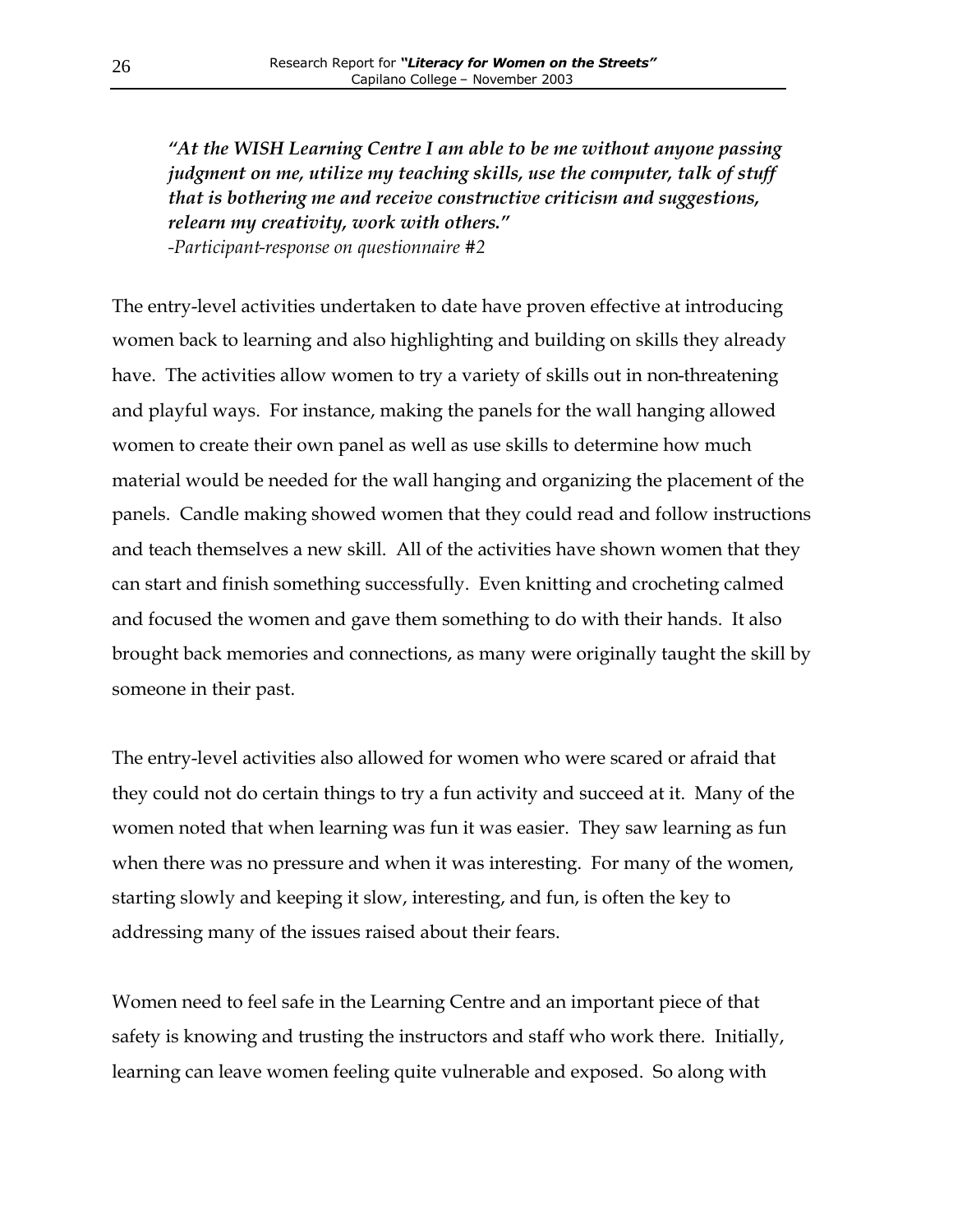***"At the WISH Learning Centre I am able to be me without anyone passing judgment on me, utilize my teaching skills, use the computer, talk of stuff that is bothering me and receive constructive criticism and suggestions, relearn my creativity, work with others."***
*-Participant-response on questionnaire #2*

The entry-level activities undertaken to date have proven effective at introducing women back to learning and also highlighting and building on skills they already have. The activities allow women to try a variety of skills out in non-threatening and playful ways. For instance, making the panels for the wall hanging allowed women to create their own panel as well as use skills to determine how much material would be needed for the wall hanging and organizing the placement of the panels. Candle making showed women that they could read and follow instructions and teach themselves a new skill. All of the activities have shown women that they can start and finish something successfully. Even knitting and crocheting calmed and focused the women and gave them something to do with their hands. It also brought back memories and connections, as many were originally taught the skill by someone in their past.

The entry-level activities also allowed for women who were scared or afraid that they could not do certain things to try a fun activity and succeed at it. Many of the women noted that when learning was fun it was easier. They saw learning as fun when there was no pressure and when it was interesting. For many of the women, starting slowly and keeping it slow, interesting, and fun, is often the key to addressing many of the issues raised about their fears.

Women need to feel safe in the Learning Centre and an important piece of that safety is knowing and trusting the instructors and staff who work there. Initially, learning can leave women feeling quite vulnerable and exposed. So along with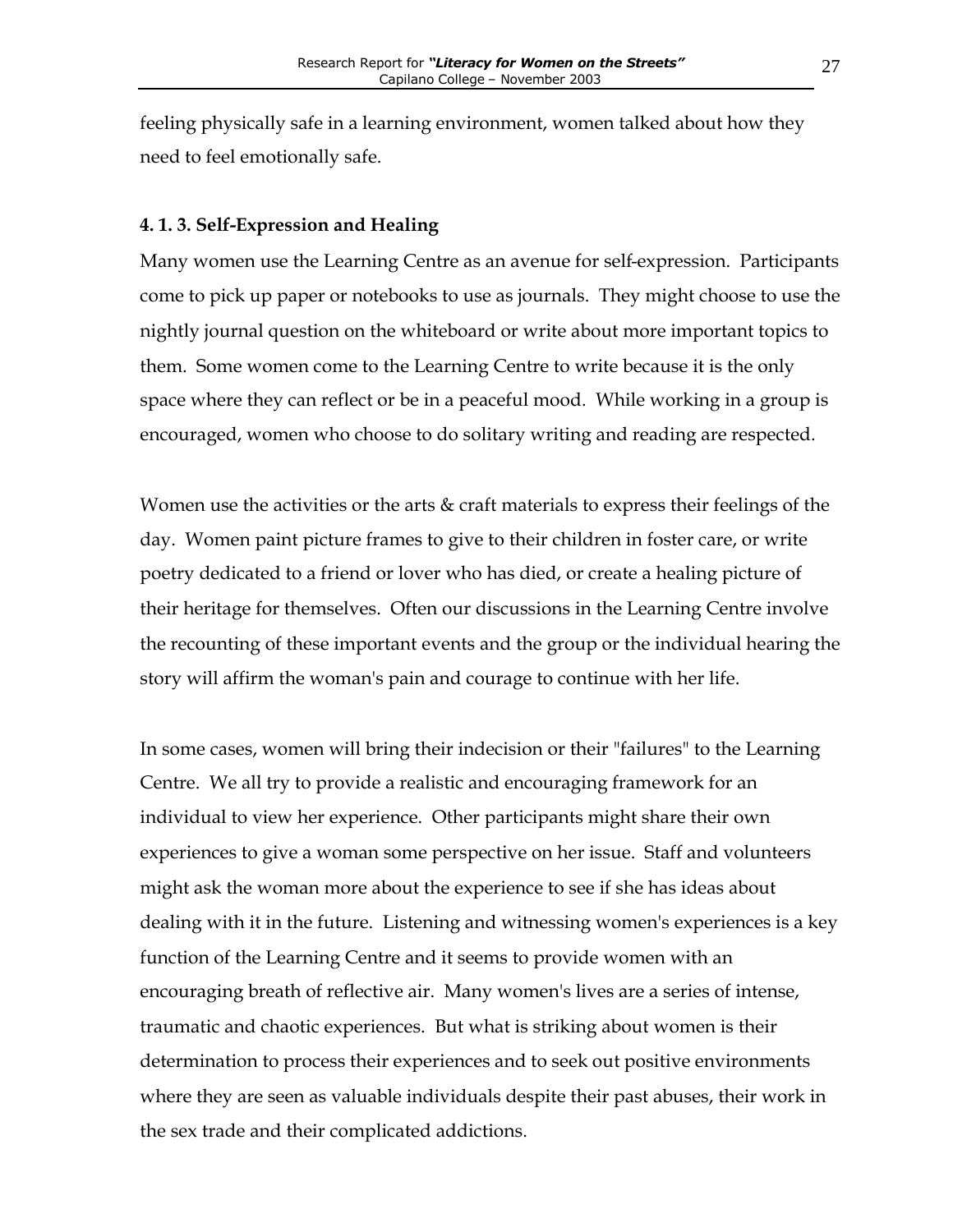feeling physically safe in a learning environment, women talked about how they need to feel emotionally safe.

### 4. 1. 3. Self-Expression and Healing

Many women use the Learning Centre as an avenue for self-expression. Participants come to pick up paper or notebooks to use as journals. They might choose to use the nightly journal question on the whiteboard or write about more important topics to them. Some women come to the Learning Centre to write because it is the only space where they can reflect or be in a peaceful mood. While working in a group is encouraged, women who choose to do solitary writing and reading are respected.

Women use the activities or the arts & craft materials to express their feelings of the day. Women paint picture frames to give to their children in foster care, or write poetry dedicated to a friend or lover who has died, or create a healing picture of their heritage for themselves. Often our discussions in the Learning Centre involve the recounting of these important events and the group or the individual hearing the story will affirm the woman's pain and courage to continue with her life.

In some cases, women will bring their indecision or their "failures" to the Learning Centre. We all try to provide a realistic and encouraging framework for an individual to view her experience. Other participants might share their own experiences to give a woman some perspective on her issue. Staff and volunteers might ask the woman more about the experience to see if she has ideas about dealing with it in the future. Listening and witnessing women's experiences is a key function of the Learning Centre and it seems to provide women with an encouraging breath of reflective air. Many women's lives are a series of intense, traumatic and chaotic experiences. But what is striking about women is their determination to process their experiences and to seek out positive environments where they are seen as valuable individuals despite their past abuses, their work in the sex trade and their complicated addictions.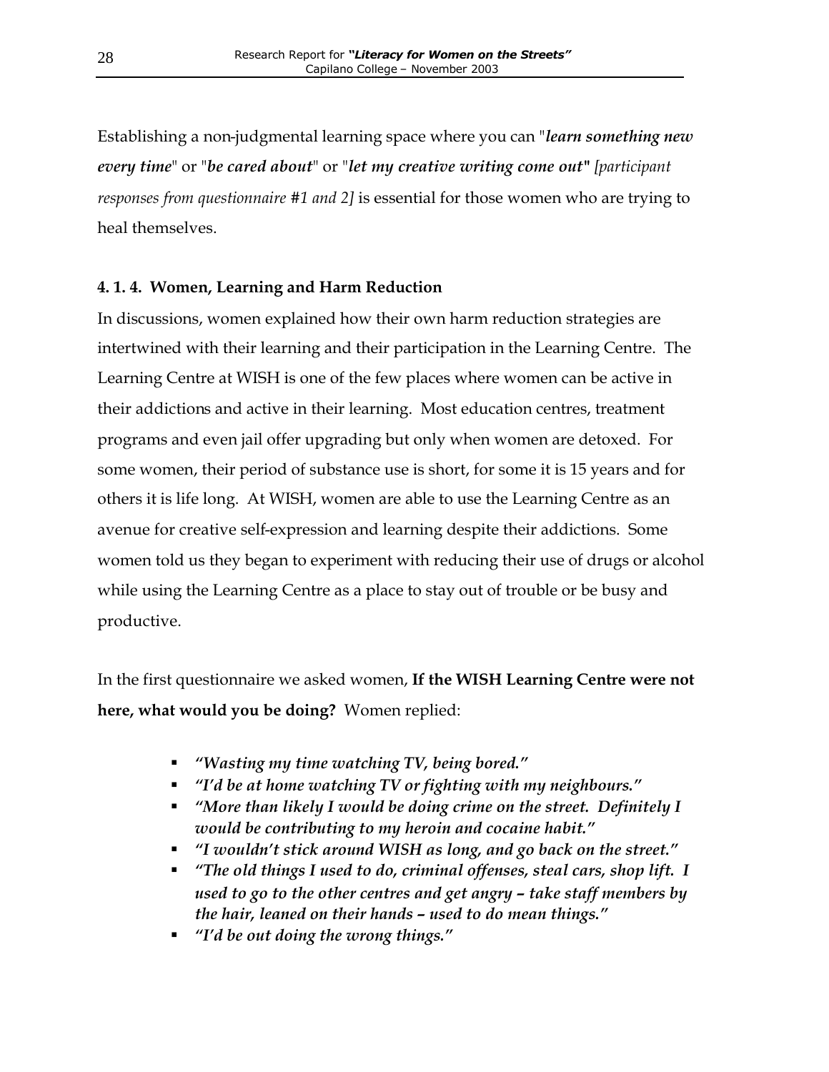Establishing a non-judgmental learning space where you can "***learn something new every time***" or "***be cared about***" or "***let my creative writing come out*"** *[participant responses from questionnaire #1 and 2]* is essential for those women who are trying to heal themselves.

### 4. 1. 4. Women, Learning and Harm Reduction

In discussions, women explained how their own harm reduction strategies are intertwined with their learning and their participation in the Learning Centre. The Learning Centre at WISH is one of the few places where women can be active in their addictions and active in their learning. Most education centres, treatment programs and even jail offer upgrading but only when women are detoxed. For some women, their period of substance use is short, for some it is 15 years and for others it is life long. At WISH, women are able to use the Learning Centre as an avenue for creative self-expression and learning despite their addictions. Some women told us they began to experiment with reducing their use of drugs or alcohol while using the Learning Centre as a place to stay out of trouble or be busy and productive.

In the first questionnaire we asked women, **If the WISH Learning Centre were not here, what would you be doing?** Women replied:

- ***"Wasting my time watching TV, being bored."***
- ***"I'd be at home watching TV or fighting with my neighbours."***
- ***"More than likely I would be doing crime on the street. Definitely I would be contributing to my heroin and cocaine habit."***
- ***"I wouldn't stick around WISH as long, and go back on the street."***
- ***"The old things I used to do, criminal offenses, steal cars, shop lift. I used to go to the other centres and get angry – take staff members by the hair, leaned on their hands – used to do mean things."***
- ***"I'd be out doing the wrong things."***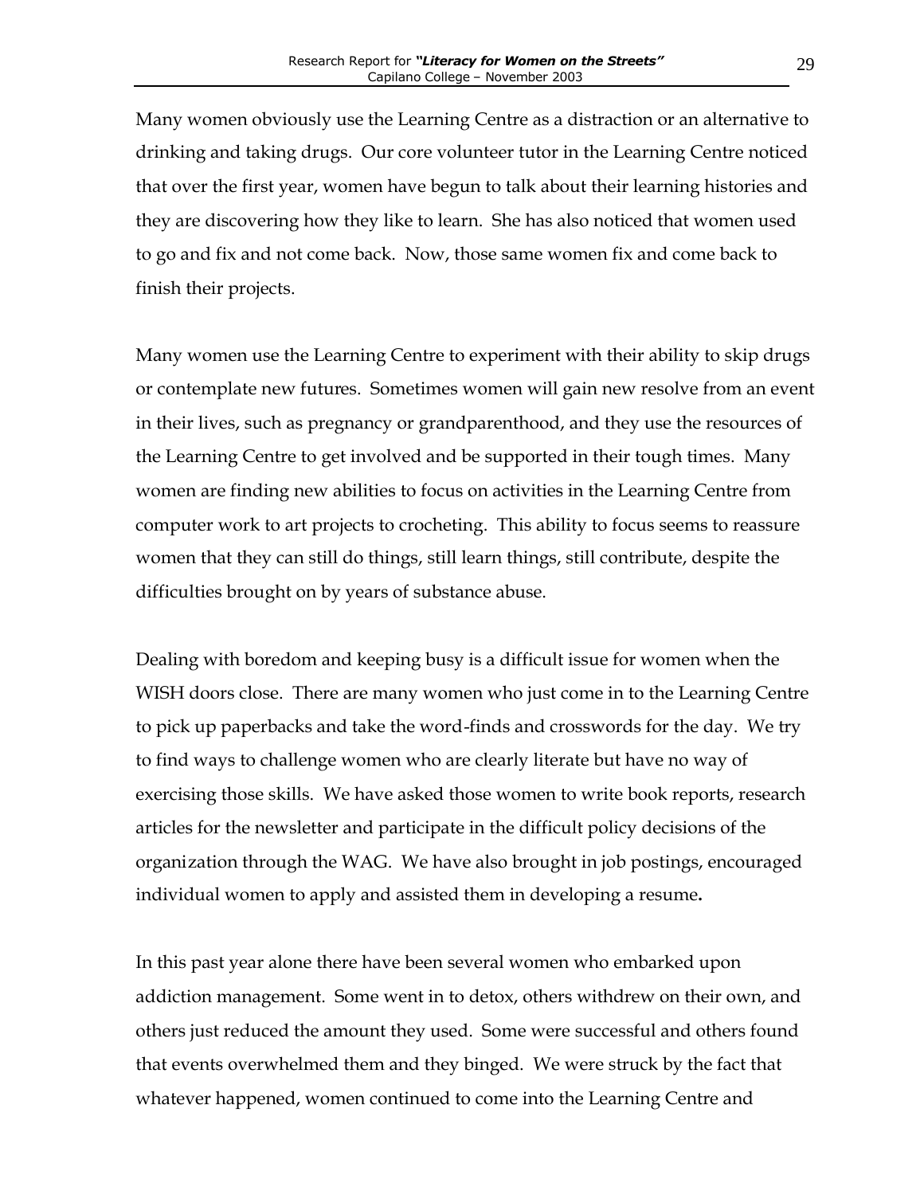Many women obviously use the Learning Centre as a distraction or an alternative to drinking and taking drugs. Our core volunteer tutor in the Learning Centre noticed that over the first year, women have begun to talk about their learning histories and they are discovering how they like to learn. She has also noticed that women used to go and fix and not come back. Now, those same women fix and come back to finish their projects.

Many women use the Learning Centre to experiment with their ability to skip drugs or contemplate new futures. Sometimes women will gain new resolve from an event in their lives, such as pregnancy or grandparenthood, and they use the resources of the Learning Centre to get involved and be supported in their tough times. Many women are finding new abilities to focus on activities in the Learning Centre from computer work to art projects to crocheting. This ability to focus seems to reassure women that they can still do things, still learn things, still contribute, despite the difficulties brought on by years of substance abuse.

Dealing with boredom and keeping busy is a difficult issue for women when the WISH doors close. There are many women who just come in to the Learning Centre to pick up paperbacks and take the word-finds and crosswords for the day. We try to find ways to challenge women who are clearly literate but have no way of exercising those skills. We have asked those women to write book reports, research articles for the newsletter and participate in the difficult policy decisions of the organization through the WAG. We have also brought in job postings, encouraged individual women to apply and assisted them in developing a resume.

In this past year alone there have been several women who embarked upon addiction management. Some went in to detox, others withdrew on their own, and others just reduced the amount they used. Some were successful and others found that events overwhelmed them and they binged. We were struck by the fact that whatever happened, women continued to come into the Learning Centre and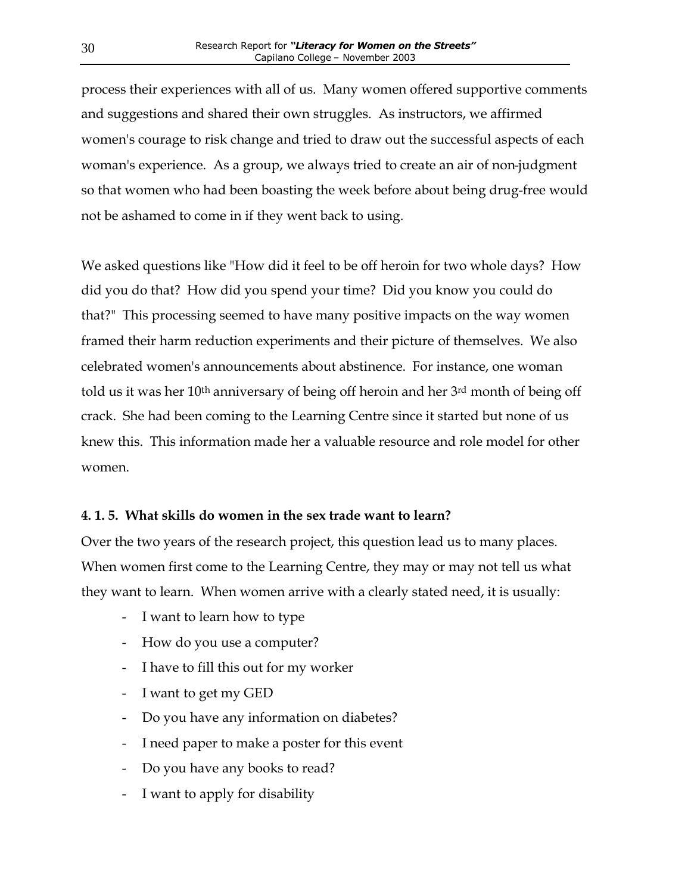process their experiences with all of us. Many women offered supportive comments and suggestions and shared their own struggles. As instructors, we affirmed women's courage to risk change and tried to draw out the successful aspects of each woman's experience. As a group, we always tried to create an air of non-judgment so that women who had been boasting the week before about being drug-free would not be ashamed to come in if they went back to using.

We asked questions like "How did it feel to be off heroin for two whole days? How did you do that? How did you spend your time? Did you know you could do that?" This processing seemed to have many positive impacts on the way women framed their harm reduction experiments and their picture of themselves. We also celebrated women's announcements about abstinence. For instance, one woman told us it was her 10th anniversary of being off heroin and her 3rd month of being off crack. She had been coming to the Learning Centre since it started but none of us knew this. This information made her a valuable resource and role model for other women.

#### 4. 1. 5. What skills do women in the sex trade want to learn?

Over the two years of the research project, this question lead us to many places. When women first come to the Learning Centre, they may or may not tell us what they want to learn. When women arrive with a clearly stated need, it is usually:

- I want to learn how to type
- How do you use a computer?
- I have to fill this out for my worker
- I want to get my GED
- Do you have any information on diabetes?
- I need paper to make a poster for this event
- Do you have any books to read?
- I want to apply for disability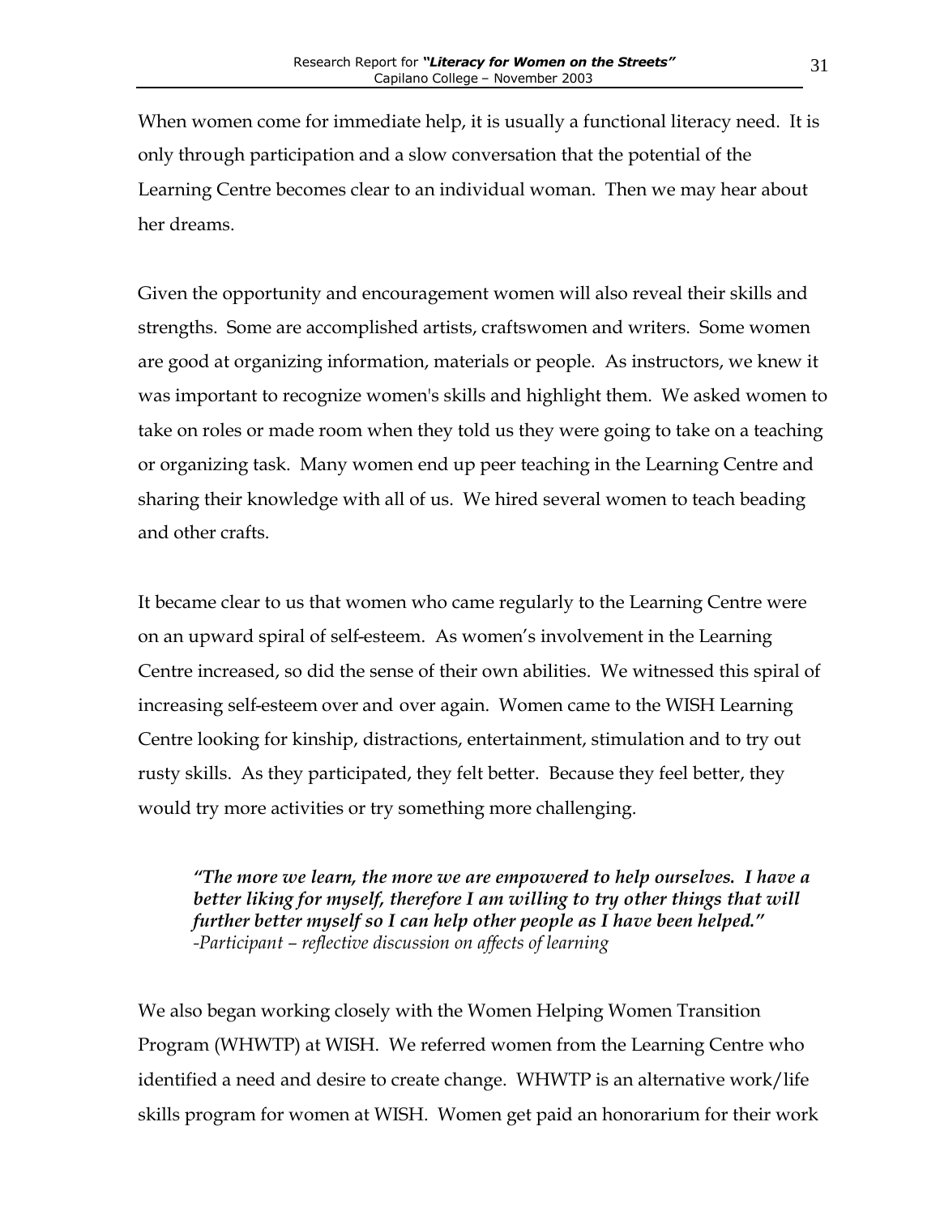When women come for immediate help, it is usually a functional literacy need. It is only through participation and a slow conversation that the potential of the Learning Centre becomes clear to an individual woman. Then we may hear about her dreams.

Given the opportunity and encouragement women will also reveal their skills and strengths. Some are accomplished artists, craftswomen and writers. Some women are good at organizing information, materials or people. As instructors, we knew it was important to recognize women's skills and highlight them. We asked women to take on roles or made room when they told us they were going to take on a teaching or organizing task. Many women end up peer teaching in the Learning Centre and sharing their knowledge with all of us. We hired several women to teach beading and other crafts.

It became clear to us that women who came regularly to the Learning Centre were on an upward spiral of self-esteem. As women's involvement in the Learning Centre increased, so did the sense of their own abilities. We witnessed this spiral of increasing self-esteem over and over again. Women came to the WISH Learning Centre looking for kinship, distractions, entertainment, stimulation and to try out rusty skills. As they participated, they felt better. Because they feel better, they would try more activities or try something more challenging.

> ***"The more we learn, the more we are empowered to help ourselves. I have a better liking for myself, therefore I am willing to try other things that will further better myself so I can help other people as I have been helped."***
> *-Participant – reflective discussion on affects of learning*

We also began working closely with the Women Helping Women Transition Program (WHWTP) at WISH. We referred women from the Learning Centre who identified a need and desire to create change. WHWTP is an alternative work/life skills program for women at WISH. Women get paid an honorarium for their work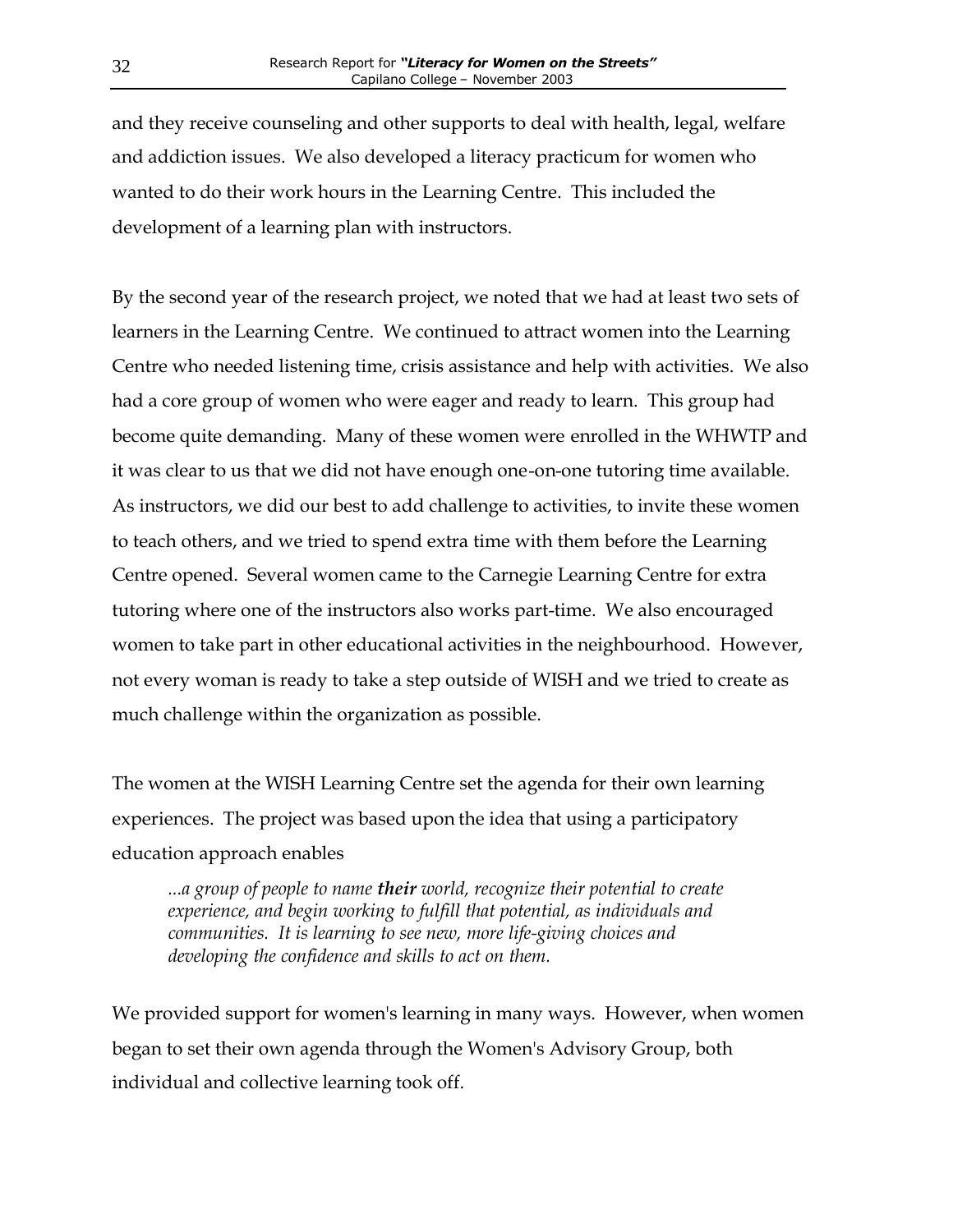and they receive counseling and other supports to deal with health, legal, welfare and addiction issues. We also developed a literacy practicum for women who wanted to do their work hours in the Learning Centre. This included the development of a learning plan with instructors.

By the second year of the research project, we noted that we had at least two sets of learners in the Learning Centre. We continued to attract women into the Learning Centre who needed listening time, crisis assistance and help with activities. We also had a core group of women who were eager and ready to learn. This group had become quite demanding. Many of these women were enrolled in the WHWTP and it was clear to us that we did not have enough one-on-one tutoring time available. As instructors, we did our best to add challenge to activities, to invite these women to teach others, and we tried to spend extra time with them before the Learning Centre opened. Several women came to the Carnegie Learning Centre for extra tutoring where one of the instructors also works part-time. We also encouraged women to take part in other educational activities in the neighbourhood. However, not every woman is ready to take a step outside of WISH and we tried to create as much challenge within the organization as possible.

The women at the WISH Learning Centre set the agenda for their own learning experiences. The project was based upon the idea that using a participatory education approach enables

> *...a group of people to name **their** world, recognize their potential to create experience, and begin working to fulfill that potential, as individuals and communities. It is learning to see new, more life-giving choices and developing the confidence and skills to act on them.*

We provided support for women's learning in many ways. However, when women began to set their own agenda through the Women's Advisory Group, both individual and collective learning took off.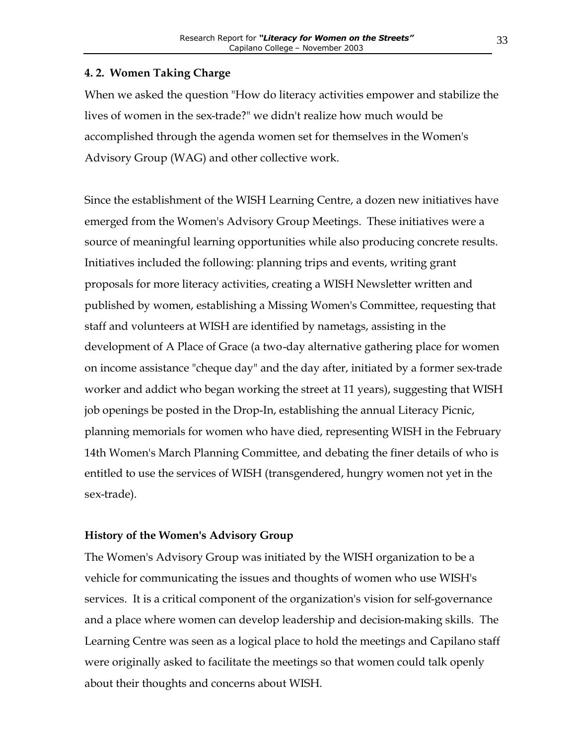## 4. 2. Women Taking Charge

When we asked the question "How do literacy activities empower and stabilize the lives of women in the sex-trade?" we didn't realize how much would be accomplished through the agenda women set for themselves in the Women's Advisory Group (WAG) and other collective work.

Since the establishment of the WISH Learning Centre, a dozen new initiatives have emerged from the Women's Advisory Group Meetings. These initiatives were a source of meaningful learning opportunities while also producing concrete results. Initiatives included the following: planning trips and events, writing grant proposals for more literacy activities, creating a WISH Newsletter written and published by women, establishing a Missing Women's Committee, requesting that staff and volunteers at WISH are identified by nametags, assisting in the development of A Place of Grace (a two-day alternative gathering place for women on income assistance "cheque day" and the day after, initiated by a former sex-trade worker and addict who began working the street at 11 years), suggesting that WISH job openings be posted in the Drop-In, establishing the annual Literacy Picnic, planning memorials for women who have died, representing WISH in the February 14th Women's March Planning Committee, and debating the finer details of who is entitled to use the services of WISH (transgendered, hungry women not yet in the sex-trade).

### History of the Women's Advisory Group

The Women's Advisory Group was initiated by the WISH organization to be a vehicle for communicating the issues and thoughts of women who use WISH's services. It is a critical component of the organization's vision for self-governance and a place where women can develop leadership and decision-making skills. The Learning Centre was seen as a logical place to hold the meetings and Capilano staff were originally asked to facilitate the meetings so that women could talk openly about their thoughts and concerns about WISH.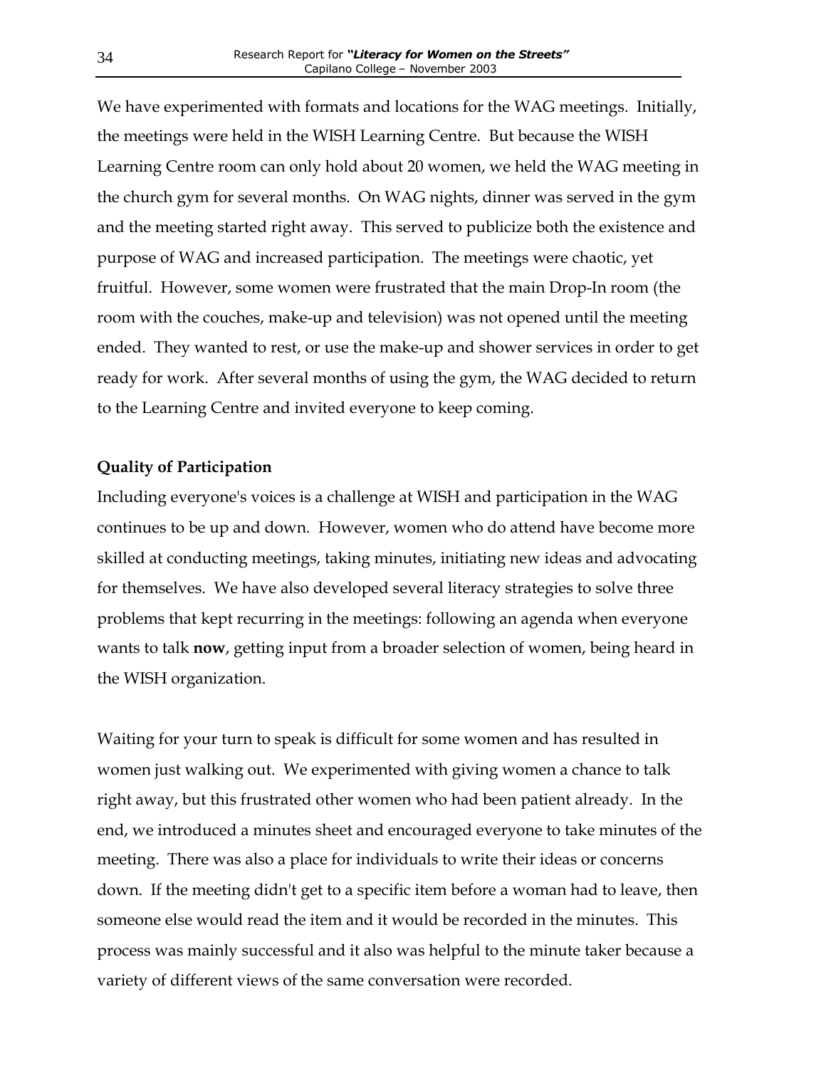We have experimented with formats and locations for the WAG meetings. Initially, the meetings were held in the WISH Learning Centre. But because the WISH Learning Centre room can only hold about 20 women, we held the WAG meeting in the church gym for several months. On WAG nights, dinner was served in the gym and the meeting started right away. This served to publicize both the existence and purpose of WAG and increased participation. The meetings were chaotic, yet fruitful. However, some women were frustrated that the main Drop-In room (the room with the couches, make-up and television) was not opened until the meeting ended. They wanted to rest, or use the make-up and shower services in order to get ready for work. After several months of using the gym, the WAG decided to return to the Learning Centre and invited everyone to keep coming.

**Quality of Participation**

Including everyone's voices is a challenge at WISH and participation in the WAG continues to be up and down. However, women who do attend have become more skilled at conducting meetings, taking minutes, initiating new ideas and advocating for themselves. We have also developed several literacy strategies to solve three problems that kept recurring in the meetings: following an agenda when everyone wants to talk **now**, getting input from a broader selection of women, being heard in the WISH organization.

Waiting for your turn to speak is difficult for some women and has resulted in women just walking out. We experimented with giving women a chance to talk right away, but this frustrated other women who had been patient already. In the end, we introduced a minutes sheet and encouraged everyone to take minutes of the meeting. There was also a place for individuals to write their ideas or concerns down. If the meeting didn't get to a specific item before a woman had to leave, then someone else would read the item and it would be recorded in the minutes. This process was mainly successful and it also was helpful to the minute taker because a variety of different views of the same conversation were recorded.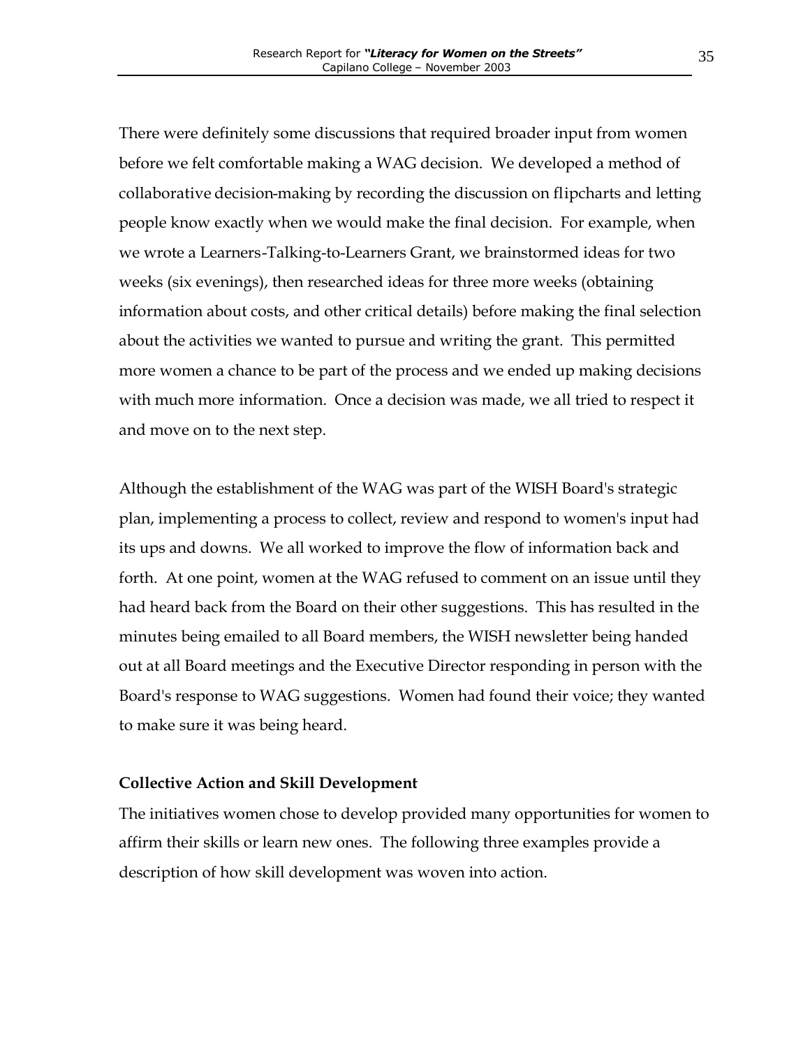There were definitely some discussions that required broader input from women before we felt comfortable making a WAG decision. We developed a method of collaborative decision-making by recording the discussion on flipcharts and letting people know exactly when we would make the final decision. For example, when we wrote a Learners-Talking-to-Learners Grant, we brainstormed ideas for two weeks (six evenings), then researched ideas for three more weeks (obtaining information about costs, and other critical details) before making the final selection about the activities we wanted to pursue and writing the grant. This permitted more women a chance to be part of the process and we ended up making decisions with much more information. Once a decision was made, we all tried to respect it and move on to the next step.

Although the establishment of the WAG was part of the WISH Board's strategic plan, implementing a process to collect, review and respond to women's input had its ups and downs. We all worked to improve the flow of information back and forth. At one point, women at the WAG refused to comment on an issue until they had heard back from the Board on their other suggestions. This has resulted in the minutes being emailed to all Board members, the WISH newsletter being handed out at all Board meetings and the Executive Director responding in person with the Board's response to WAG suggestions. Women had found their voice; they wanted to make sure it was being heard.

**Collective Action and Skill Development**

The initiatives women chose to develop provided many opportunities for women to affirm their skills or learn new ones. The following three examples provide a description of how skill development was woven into action.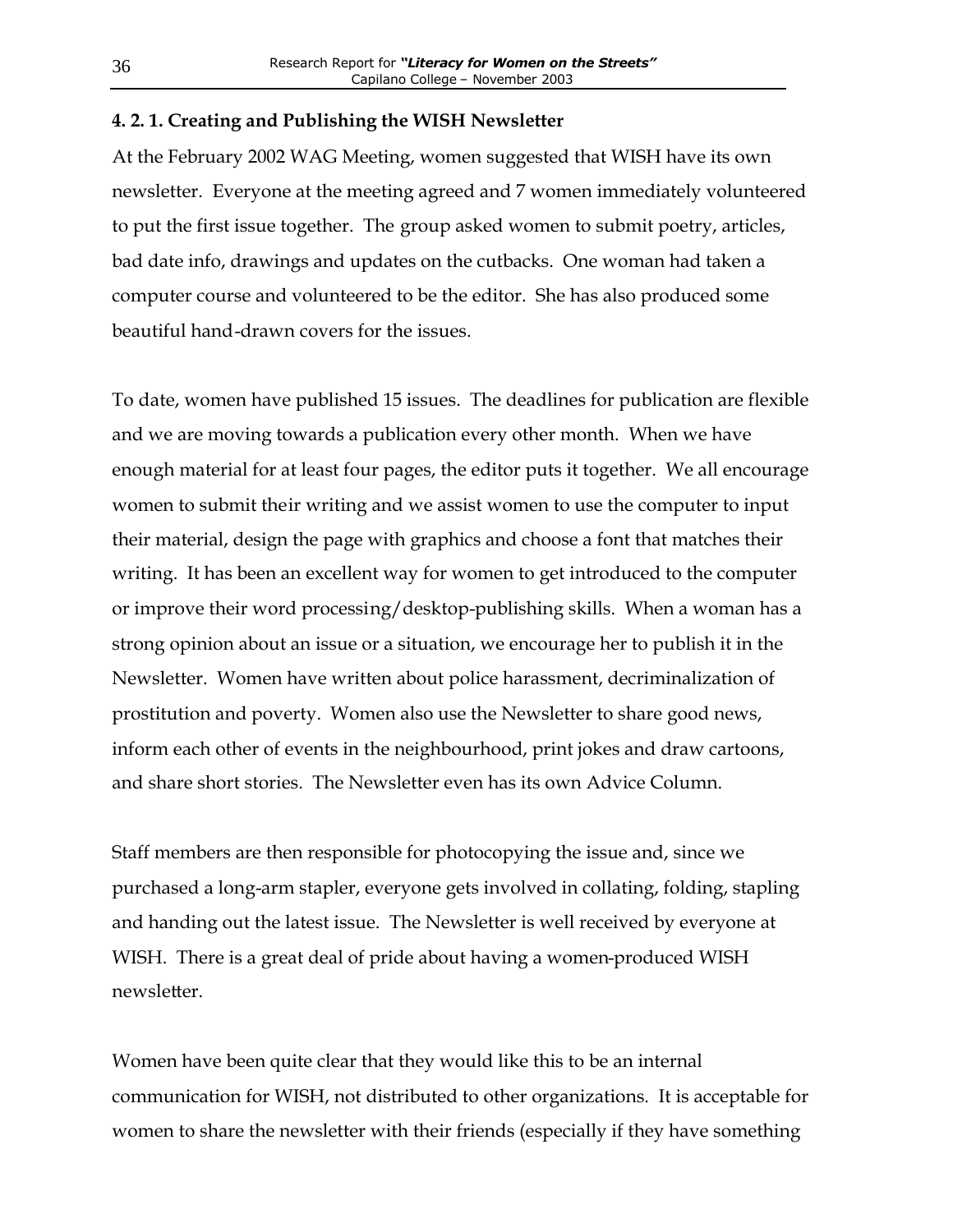#### 4. 2. 1. Creating and Publishing the WISH Newsletter

At the February 2002 WAG Meeting, women suggested that WISH have its own newsletter. Everyone at the meeting agreed and 7 women immediately volunteered to put the first issue together. The group asked women to submit poetry, articles, bad date info, drawings and updates on the cutbacks. One woman had taken a computer course and volunteered to be the editor. She has also produced some beautiful hand-drawn covers for the issues.

To date, women have published 15 issues. The deadlines for publication are flexible and we are moving towards a publication every other month. When we have enough material for at least four pages, the editor puts it together. We all encourage women to submit their writing and we assist women to use the computer to input their material, design the page with graphics and choose a font that matches their writing. It has been an excellent way for women to get introduced to the computer or improve their word processing/desktop-publishing skills. When a woman has a strong opinion about an issue or a situation, we encourage her to publish it in the Newsletter. Women have written about police harassment, decriminalization of prostitution and poverty. Women also use the Newsletter to share good news, inform each other of events in the neighbourhood, print jokes and draw cartoons, and share short stories. The Newsletter even has its own Advice Column.

Staff members are then responsible for photocopying the issue and, since we purchased a long-arm stapler, everyone gets involved in collating, folding, stapling and handing out the latest issue. The Newsletter is well received by everyone at WISH. There is a great deal of pride about having a women-produced WISH newsletter.

Women have been quite clear that they would like this to be an internal communication for WISH, not distributed to other organizations. It is acceptable for women to share the newsletter with their friends (especially if they have something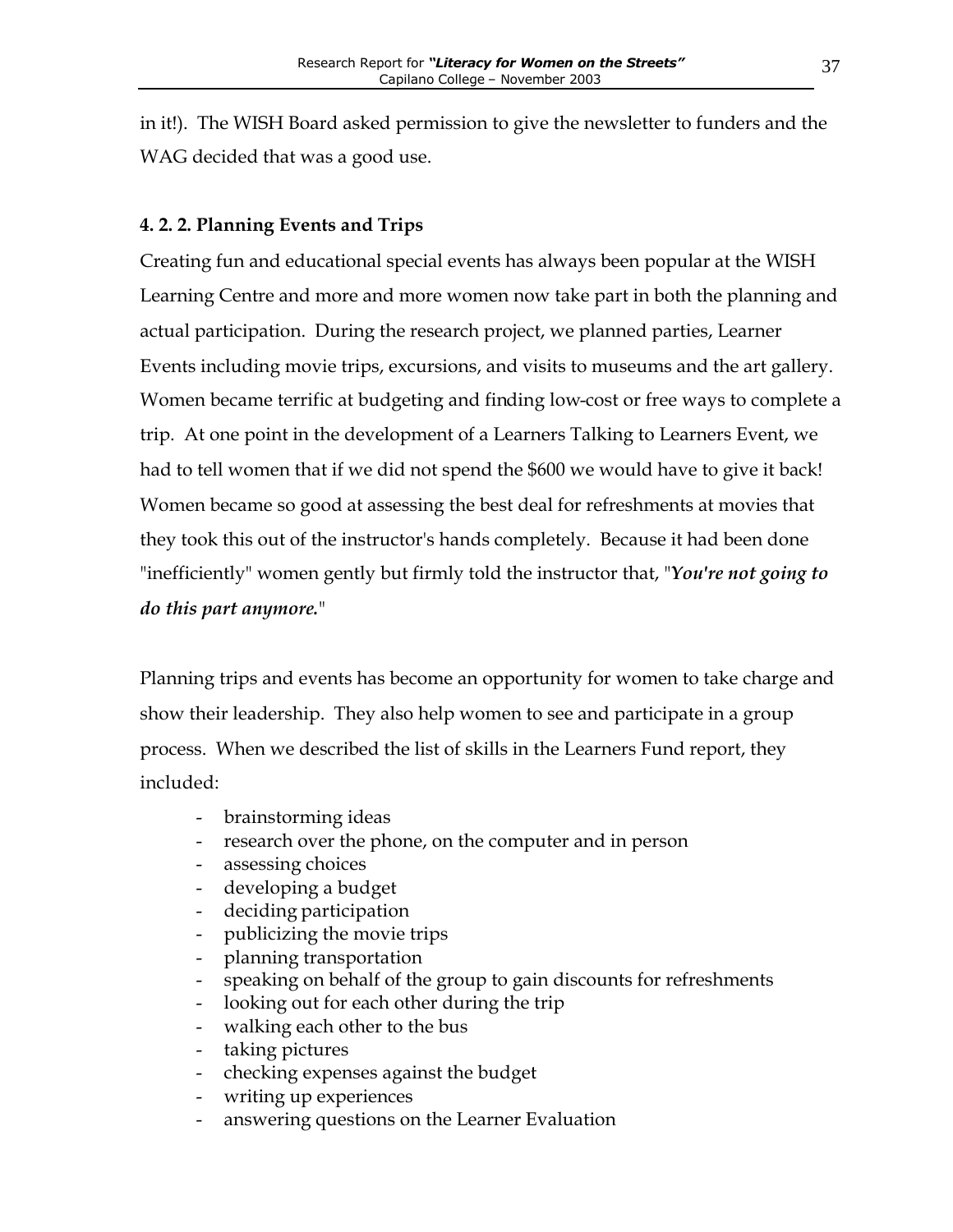in it!). The WISH Board asked permission to give the newsletter to funders and the WAG decided that was a good use.

### 4. 2. 2. Planning Events and Trips

Creating fun and educational special events has always been popular at the WISH Learning Centre and more and more women now take part in both the planning and actual participation. During the research project, we planned parties, Learner Events including movie trips, excursions, and visits to museums and the art gallery. Women became terrific at budgeting and finding low-cost or free ways to complete a trip. At one point in the development of a Learners Talking to Learners Event, we had to tell women that if we did not spend the $600 we would have to give it back! Women became so good at assessing the best deal for refreshments at movies that they took this out of the instructor's hands completely. Because it had been done "inefficiently" women gently but firmly told the instructor that, "***You're not going to do this part anymore.***"

Planning trips and events has become an opportunity for women to take charge and show their leadership. They also help women to see and participate in a group process. When we described the list of skills in the Learners Fund report, they included:

- brainstorming ideas
- research over the phone, on the computer and in person
- assessing choices
- developing a budget
- deciding participation
- publicizing the movie trips
- planning transportation
- speaking on behalf of the group to gain discounts for refreshments
- looking out for each other during the trip
- walking each other to the bus
- taking pictures
- checking expenses against the budget
- writing up experiences
- answering questions on the Learner Evaluation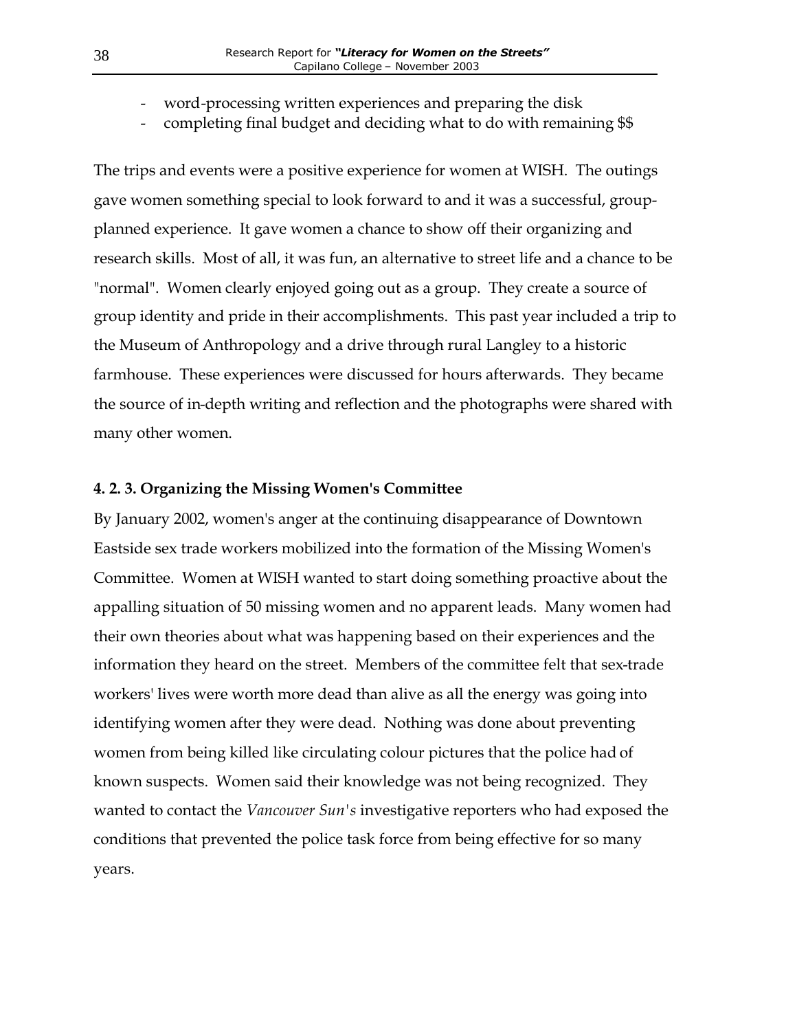- word-processing written experiences and preparing the disk
- completing final budget and deciding what to do with remaining $$

The trips and events were a positive experience for women at WISH. The outings gave women something special to look forward to and it was a successful, group-planned experience. It gave women a chance to show off their organizing and research skills. Most of all, it was fun, an alternative to street life and a chance to be "normal". Women clearly enjoyed going out as a group. They create a source of group identity and pride in their accomplishments. This past year included a trip to the Museum of Anthropology and a drive through rural Langley to a historic farmhouse. These experiences were discussed for hours afterwards. They became the source of in-depth writing and reflection and the photographs were shared with many other women.

### 4. 2. 3. Organizing the Missing Women's Committee

By January 2002, women's anger at the continuing disappearance of Downtown Eastside sex trade workers mobilized into the formation of the Missing Women's Committee. Women at WISH wanted to start doing something proactive about the appalling situation of 50 missing women and no apparent leads. Many women had their own theories about what was happening based on their experiences and the information they heard on the street. Members of the committee felt that sex-trade workers' lives were worth more dead than alive as all the energy was going into identifying women after they were dead. Nothing was done about preventing women from being killed like circulating colour pictures that the police had of known suspects. Women said their knowledge was not being recognized. They wanted to contact the *Vancouver Sun's* investigative reporters who had exposed the conditions that prevented the police task force from being effective for so many years.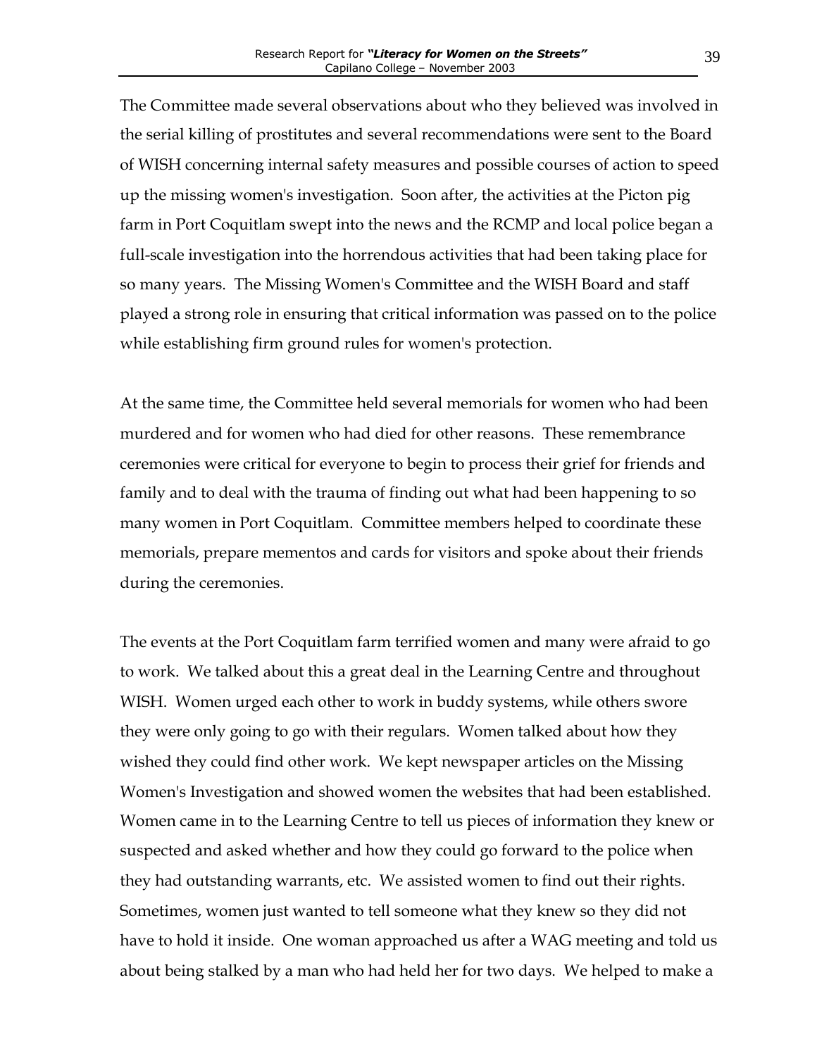The Committee made several observations about who they believed was involved in the serial killing of prostitutes and several recommendations were sent to the Board of WISH concerning internal safety measures and possible courses of action to speed up the missing women's investigation. Soon after, the activities at the Picton pig farm in Port Coquitlam swept into the news and the RCMP and local police began a full-scale investigation into the horrendous activities that had been taking place for so many years. The Missing Women's Committee and the WISH Board and staff played a strong role in ensuring that critical information was passed on to the police while establishing firm ground rules for women's protection.

At the same time, the Committee held several memorials for women who had been murdered and for women who had died for other reasons. These remembrance ceremonies were critical for everyone to begin to process their grief for friends and family and to deal with the trauma of finding out what had been happening to so many women in Port Coquitlam. Committee members helped to coordinate these memorials, prepare mementos and cards for visitors and spoke about their friends during the ceremonies.

The events at the Port Coquitlam farm terrified women and many were afraid to go to work. We talked about this a great deal in the Learning Centre and throughout WISH. Women urged each other to work in buddy systems, while others swore they were only going to go with their regulars. Women talked about how they wished they could find other work. We kept newspaper articles on the Missing Women's Investigation and showed women the websites that had been established. Women came in to the Learning Centre to tell us pieces of information they knew or suspected and asked whether and how they could go forward to the police when they had outstanding warrants, etc. We assisted women to find out their rights. Sometimes, women just wanted to tell someone what they knew so they did not have to hold it inside. One woman approached us after a WAG meeting and told us about being stalked by a man who had held her for two days. We helped to make a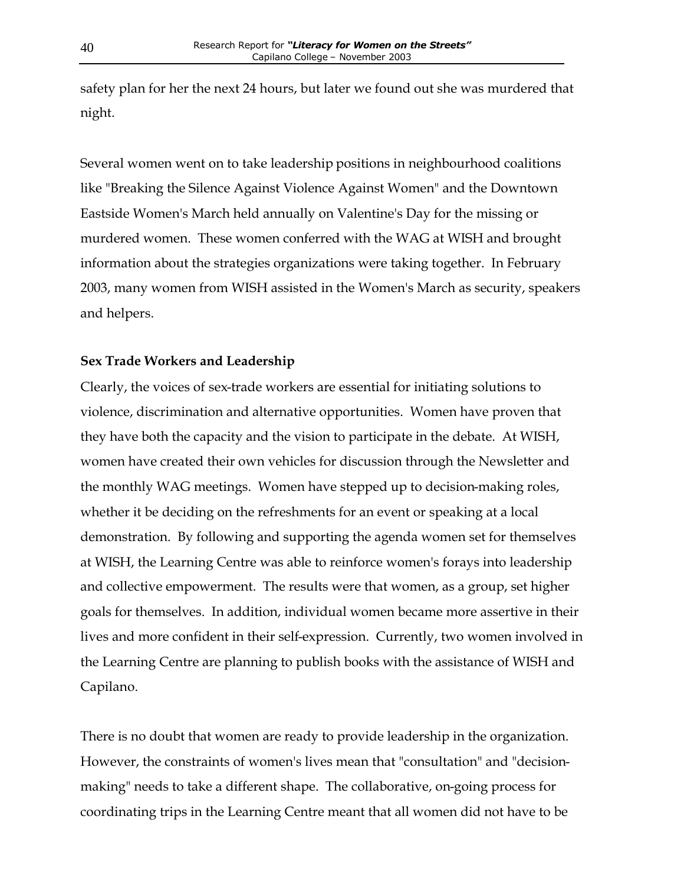safety plan for her the next 24 hours, but later we found out she was murdered that night.

Several women went on to take leadership positions in neighbourhood coalitions like "Breaking the Silence Against Violence Against Women" and the Downtown Eastside Women's March held annually on Valentine's Day for the missing or murdered women. These women conferred with the WAG at WISH and brought information about the strategies organizations were taking together. In February 2003, many women from WISH assisted in the Women's March as security, speakers and helpers.

**Sex Trade Workers and Leadership**

Clearly, the voices of sex-trade workers are essential for initiating solutions to violence, discrimination and alternative opportunities. Women have proven that they have both the capacity and the vision to participate in the debate. At WISH, women have created their own vehicles for discussion through the Newsletter and the monthly WAG meetings. Women have stepped up to decision-making roles, whether it be deciding on the refreshments for an event or speaking at a local demonstration. By following and supporting the agenda women set for themselves at WISH, the Learning Centre was able to reinforce women's forays into leadership and collective empowerment. The results were that women, as a group, set higher goals for themselves. In addition, individual women became more assertive in their lives and more confident in their self-expression. Currently, two women involved in the Learning Centre are planning to publish books with the assistance of WISH and Capilano.

There is no doubt that women are ready to provide leadership in the organization. However, the constraints of women's lives mean that "consultation" and "decision-making" needs to take a different shape. The collaborative, on-going process for coordinating trips in the Learning Centre meant that all women did not have to be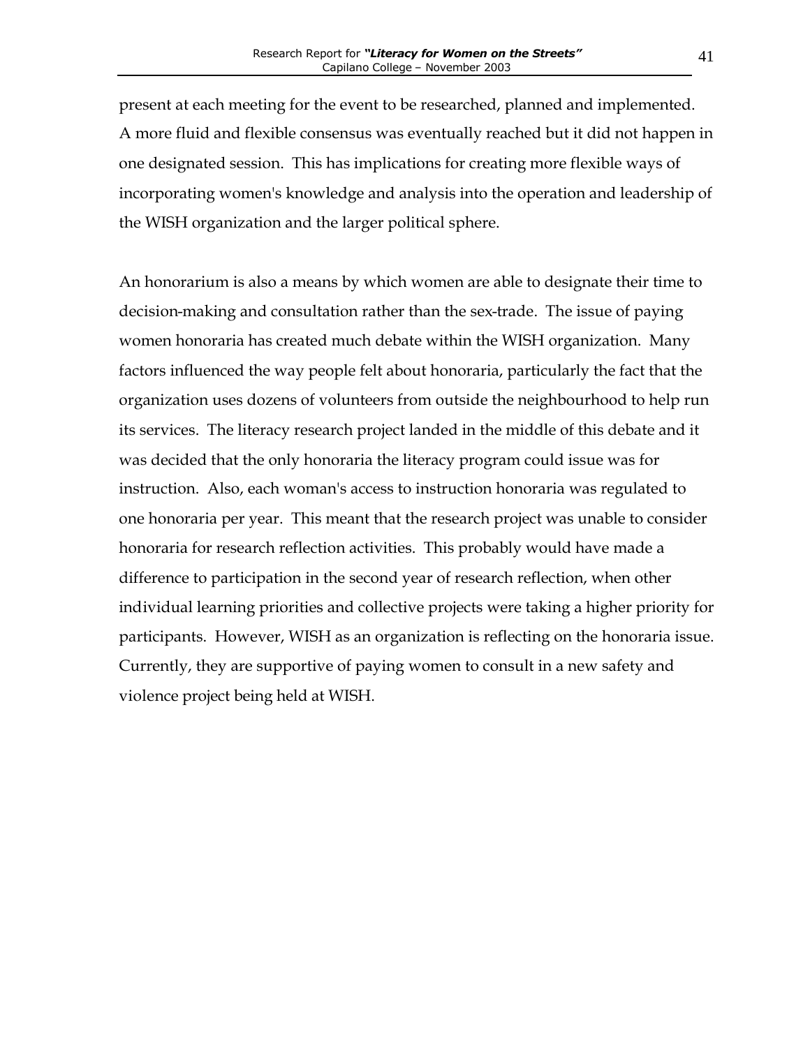present at each meeting for the event to be researched, planned and implemented. A more fluid and flexible consensus was eventually reached but it did not happen in one designated session. This has implications for creating more flexible ways of incorporating women's knowledge and analysis into the operation and leadership of the WISH organization and the larger political sphere.

An honorarium is also a means by which women are able to designate their time to decision-making and consultation rather than the sex-trade. The issue of paying women honoraria has created much debate within the WISH organization. Many factors influenced the way people felt about honoraria, particularly the fact that the organization uses dozens of volunteers from outside the neighbourhood to help run its services. The literacy research project landed in the middle of this debate and it was decided that the only honoraria the literacy program could issue was for instruction. Also, each woman's access to instruction honoraria was regulated to one honoraria per year. This meant that the research project was unable to consider honoraria for research reflection activities. This probably would have made a difference to participation in the second year of research reflection, when other individual learning priorities and collective projects were taking a higher priority for participants. However, WISH as an organization is reflecting on the honoraria issue. Currently, they are supportive of paying women to consult in a new safety and violence project being held at WISH.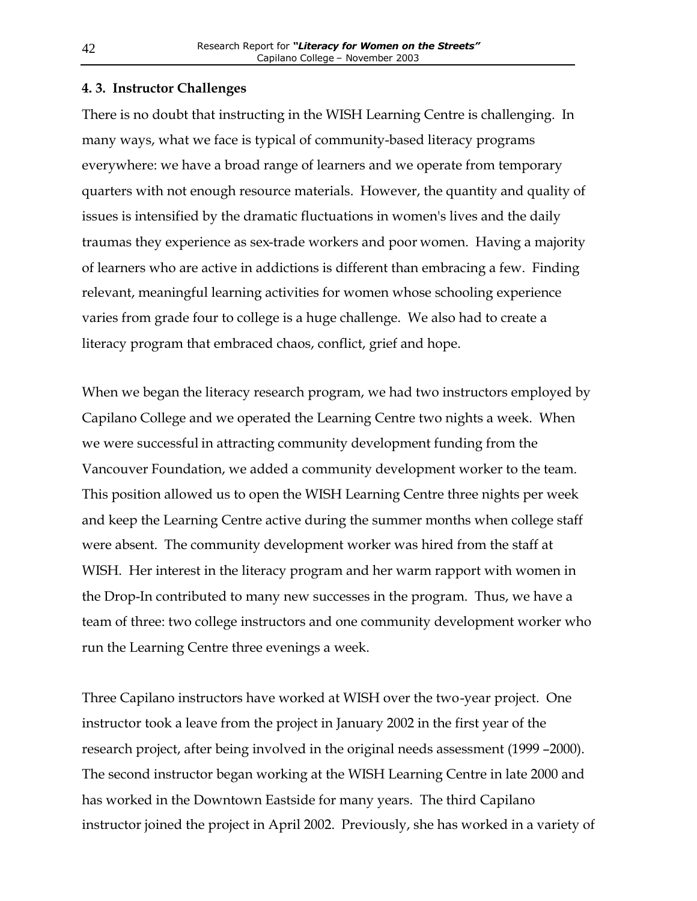### 4. 3. Instructor Challenges

There is no doubt that instructing in the WISH Learning Centre is challenging. In many ways, what we face is typical of community-based literacy programs everywhere: we have a broad range of learners and we operate from temporary quarters with not enough resource materials. However, the quantity and quality of issues is intensified by the dramatic fluctuations in women's lives and the daily traumas they experience as sex-trade workers and poor women. Having a majority of learners who are active in addictions is different than embracing a few. Finding relevant, meaningful learning activities for women whose schooling experience varies from grade four to college is a huge challenge. We also had to create a literacy program that embraced chaos, conflict, grief and hope.

When we began the literacy research program, we had two instructors employed by Capilano College and we operated the Learning Centre two nights a week. When we were successful in attracting community development funding from the Vancouver Foundation, we added a community development worker to the team. This position allowed us to open the WISH Learning Centre three nights per week and keep the Learning Centre active during the summer months when college staff were absent. The community development worker was hired from the staff at WISH. Her interest in the literacy program and her warm rapport with women in the Drop-In contributed to many new successes in the program. Thus, we have a team of three: two college instructors and one community development worker who run the Learning Centre three evenings a week.

Three Capilano instructors have worked at WISH over the two-year project. One instructor took a leave from the project in January 2002 in the first year of the research project, after being involved in the original needs assessment (1999 –2000). The second instructor began working at the WISH Learning Centre in late 2000 and has worked in the Downtown Eastside for many years. The third Capilano instructor joined the project in April 2002. Previously, she has worked in a variety of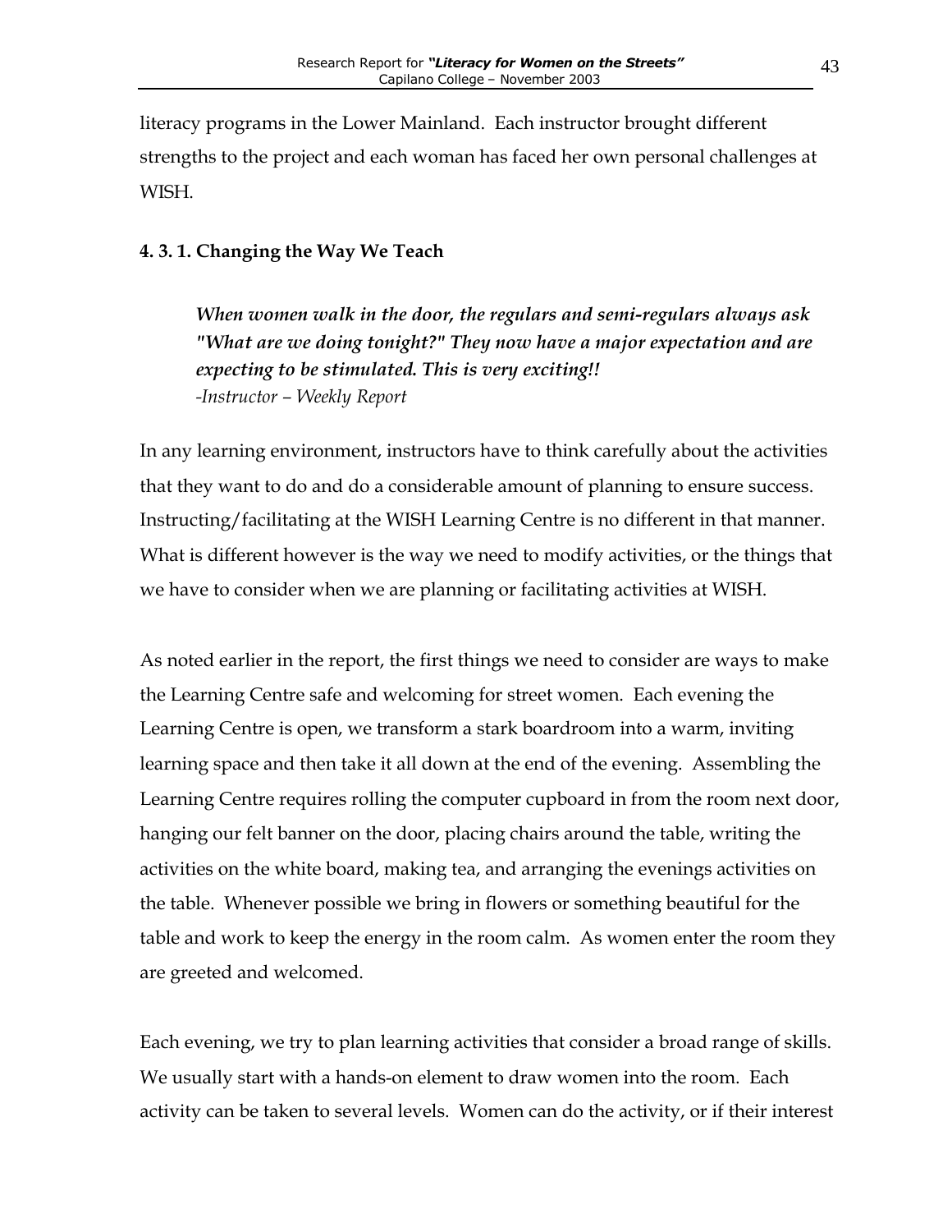literacy programs in the Lower Mainland. Each instructor brought different strengths to the project and each woman has faced her own personal challenges at WISH.

### 4. 3. 1. Changing the Way We Teach

> ***When women walk in the door, the regulars and semi-regulars always ask "What are we doing tonight?" They now have a major expectation and are expecting to be stimulated. This is very exciting!!***
> *-Instructor – Weekly Report*

In any learning environment, instructors have to think carefully about the activities that they want to do and do a considerable amount of planning to ensure success. Instructing/facilitating at the WISH Learning Centre is no different in that manner. What is different however is the way we need to modify activities, or the things that we have to consider when we are planning or facilitating activities at WISH.

As noted earlier in the report, the first things we need to consider are ways to make the Learning Centre safe and welcoming for street women. Each evening the Learning Centre is open, we transform a stark boardroom into a warm, inviting learning space and then take it all down at the end of the evening. Assembling the Learning Centre requires rolling the computer cupboard in from the room next door, hanging our felt banner on the door, placing chairs around the table, writing the activities on the white board, making tea, and arranging the evenings activities on the table. Whenever possible we bring in flowers or something beautiful for the table and work to keep the energy in the room calm. As women enter the room they are greeted and welcomed.

Each evening, we try to plan learning activities that consider a broad range of skills. We usually start with a hands-on element to draw women into the room. Each activity can be taken to several levels. Women can do the activity, or if their interest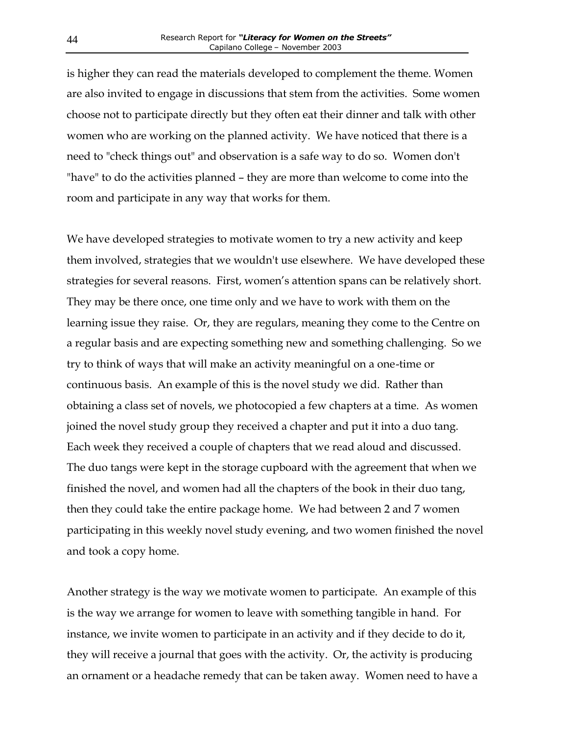is higher they can read the materials developed to complement the theme. Women are also invited to engage in discussions that stem from the activities. Some women choose not to participate directly but they often eat their dinner and talk with other women who are working on the planned activity. We have noticed that there is a need to "check things out" and observation is a safe way to do so. Women don't "have" to do the activities planned – they are more than welcome to come into the room and participate in any way that works for them.

We have developed strategies to motivate women to try a new activity and keep them involved, strategies that we wouldn't use elsewhere. We have developed these strategies for several reasons. First, women's attention spans can be relatively short. They may be there once, one time only and we have to work with them on the learning issue they raise. Or, they are regulars, meaning they come to the Centre on a regular basis and are expecting something new and something challenging. So we try to think of ways that will make an activity meaningful on a one-time or continuous basis. An example of this is the novel study we did. Rather than obtaining a class set of novels, we photocopied a few chapters at a time. As women joined the novel study group they received a chapter and put it into a duo tang. Each week they received a couple of chapters that we read aloud and discussed. The duo tangs were kept in the storage cupboard with the agreement that when we finished the novel, and women had all the chapters of the book in their duo tang, then they could take the entire package home. We had between 2 and 7 women participating in this weekly novel study evening, and two women finished the novel and took a copy home.

Another strategy is the way we motivate women to participate. An example of this is the way we arrange for women to leave with something tangible in hand. For instance, we invite women to participate in an activity and if they decide to do it, they will receive a journal that goes with the activity. Or, the activity is producing an ornament or a headache remedy that can be taken away. Women need to have a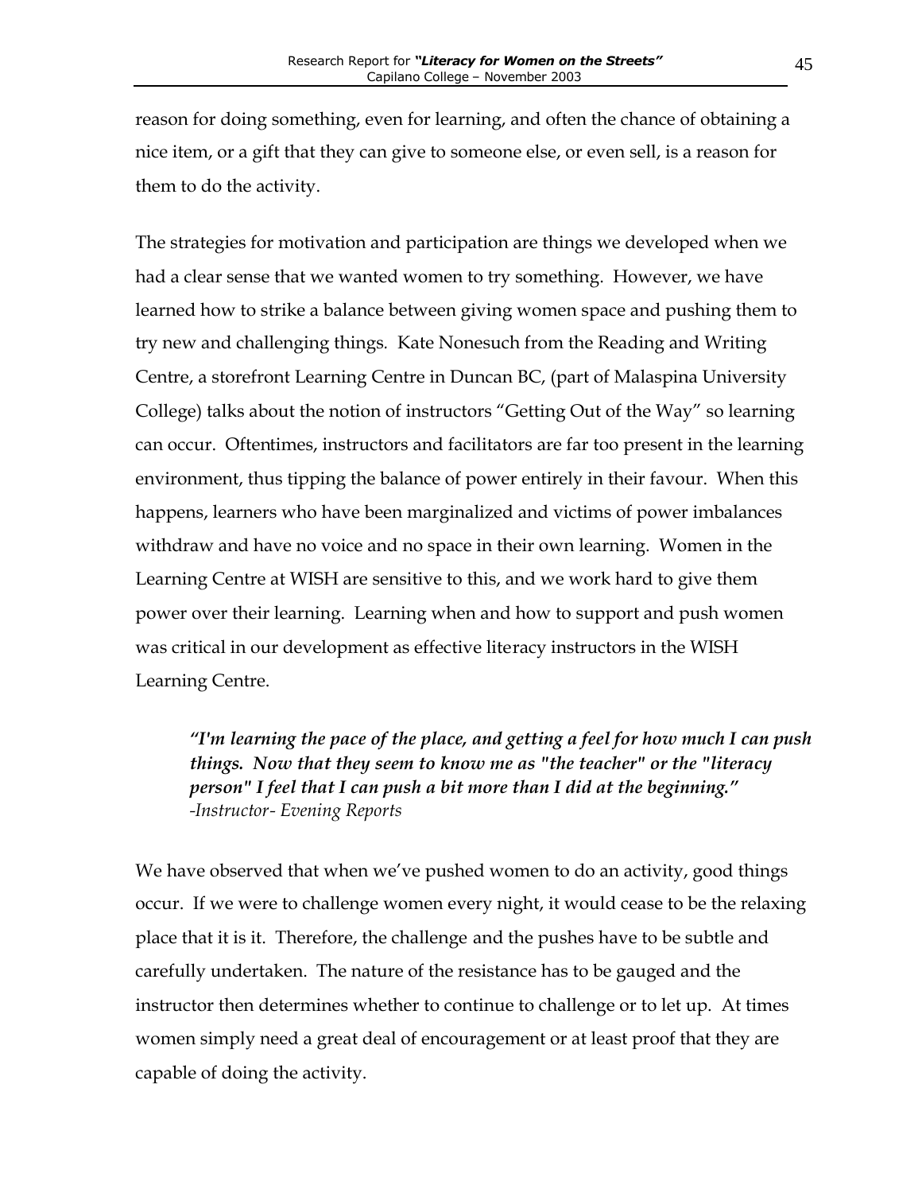reason for doing something, even for learning, and often the chance of obtaining a nice item, or a gift that they can give to someone else, or even sell, is a reason for them to do the activity.

The strategies for motivation and participation are things we developed when we had a clear sense that we wanted women to try something. However, we have learned how to strike a balance between giving women space and pushing them to try new and challenging things. Kate Nonesuch from the Reading and Writing Centre, a storefront Learning Centre in Duncan BC, (part of Malaspina University College) talks about the notion of instructors "Getting Out of the Way" so learning can occur. Oftentimes, instructors and facilitators are far too present in the learning environment, thus tipping the balance of power entirely in their favour. When this happens, learners who have been marginalized and victims of power imbalances withdraw and have no voice and no space in their own learning. Women in the Learning Centre at WISH are sensitive to this, and we work hard to give them power over their learning. Learning when and how to support and push women was critical in our development as effective literacy instructors in the WISH Learning Centre.

> ***"I'm learning the pace of the place, and getting a feel for how much I can push things. Now that they seem to know me as "the teacher" or the "literacy person" I feel that I can push a bit more than I did at the beginning."***
> *-Instructor- Evening Reports*

We have observed that when we've pushed women to do an activity, good things occur. If we were to challenge women every night, it would cease to be the relaxing place that it is it. Therefore, the challenge and the pushes have to be subtle and carefully undertaken. The nature of the resistance has to be gauged and the instructor then determines whether to continue to challenge or to let up. At times women simply need a great deal of encouragement or at least proof that they are capable of doing the activity.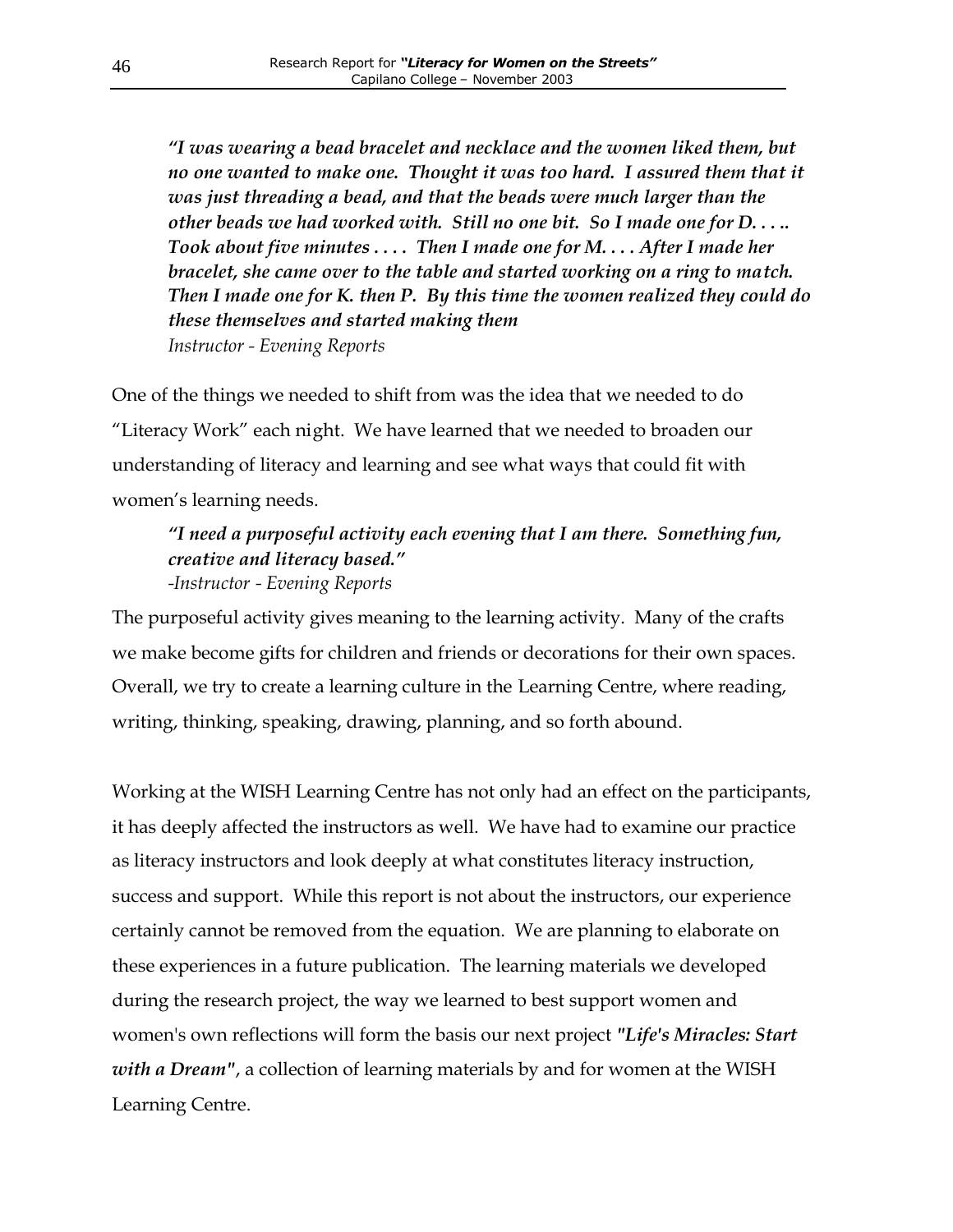***"I was wearing a bead bracelet and necklace and the women liked them, but no one wanted to make one. Thought it was too hard. I assured them that it was just threading a bead, and that the beads were much larger than the other beads we had worked with. Still no one bit. So I made one for D. . . .. Took about five minutes . . . . Then I made one for M. . . . After I made her bracelet, she came over to the table and started working on a ring to match. Then I made one for K. then P. By this time the women realized they could do these themselves and started making them***
*Instructor - Evening Reports*

One of the things we needed to shift from was the idea that we needed to do "Literacy Work" each night. We have learned that we needed to broaden our understanding of literacy and learning and see what ways that could fit with women's learning needs.

***"I need a purposeful activity each evening that I am there. Something fun, creative and literacy based."***
*-Instructor - Evening Reports*

The purposeful activity gives meaning to the learning activity. Many of the crafts we make become gifts for children and friends or decorations for their own spaces. Overall, we try to create a learning culture in the Learning Centre, where reading, writing, thinking, speaking, drawing, planning, and so forth abound.

Working at the WISH Learning Centre has not only had an effect on the participants, it has deeply affected the instructors as well. We have had to examine our practice as literacy instructors and look deeply at what constitutes literacy instruction, success and support. While this report is not about the instructors, our experience certainly cannot be removed from the equation. We are planning to elaborate on these experiences in a future publication. The learning materials we developed during the research project, the way we learned to best support women and women's own reflections will form the basis our next project ***"Life's Miracles: Start with a Dream"***, a collection of learning materials by and for women at the WISH Learning Centre.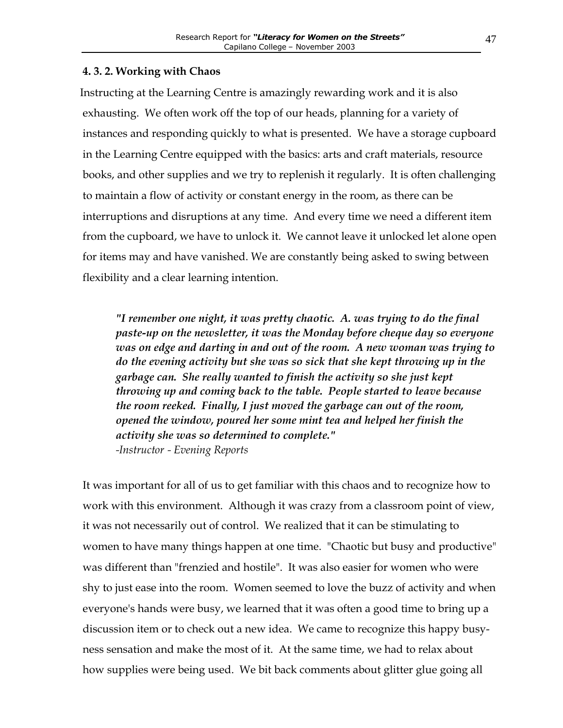### 4. 3. 2. Working with Chaos

Instructing at the Learning Centre is amazingly rewarding work and it is also exhausting. We often work off the top of our heads, planning for a variety of instances and responding quickly to what is presented. We have a storage cupboard in the Learning Centre equipped with the basics: arts and craft materials, resource books, and other supplies and we try to replenish it regularly. It is often challenging to maintain a flow of activity or constant energy in the room, as there can be interruptions and disruptions at any time. And every time we need a different item from the cupboard, we have to unlock it. We cannot leave it unlocked let alone open for items may and have vanished. We are constantly being asked to swing between flexibility and a clear learning intention.

> ***"I remember one night, it was pretty chaotic. A. was trying to do the final paste-up on the newsletter, it was the Monday before cheque day so everyone was on edge and darting in and out of the room. A new woman was trying to do the evening activity but she was so sick that she kept throwing up in the garbage can. She really wanted to finish the activity so she just kept throwing up and coming back to the table. People started to leave because the room reeked. Finally, I just moved the garbage can out of the room, opened the window, poured her some mint tea and helped her finish the activity she was so determined to complete."***
> *-Instructor - Evening Reports*

It was important for all of us to get familiar with this chaos and to recognize how to work with this environment. Although it was crazy from a classroom point of view, it was not necessarily out of control. We realized that it can be stimulating to women to have many things happen at one time. "Chaotic but busy and productive" was different than "frenzied and hostile". It was also easier for women who were shy to just ease into the room. Women seemed to love the buzz of activity and when everyone's hands were busy, we learned that it was often a good time to bring up a discussion item or to check out a new idea. We came to recognize this happy busy-ness sensation and make the most of it. At the same time, we had to relax about how supplies were being used. We bit back comments about glitter glue going all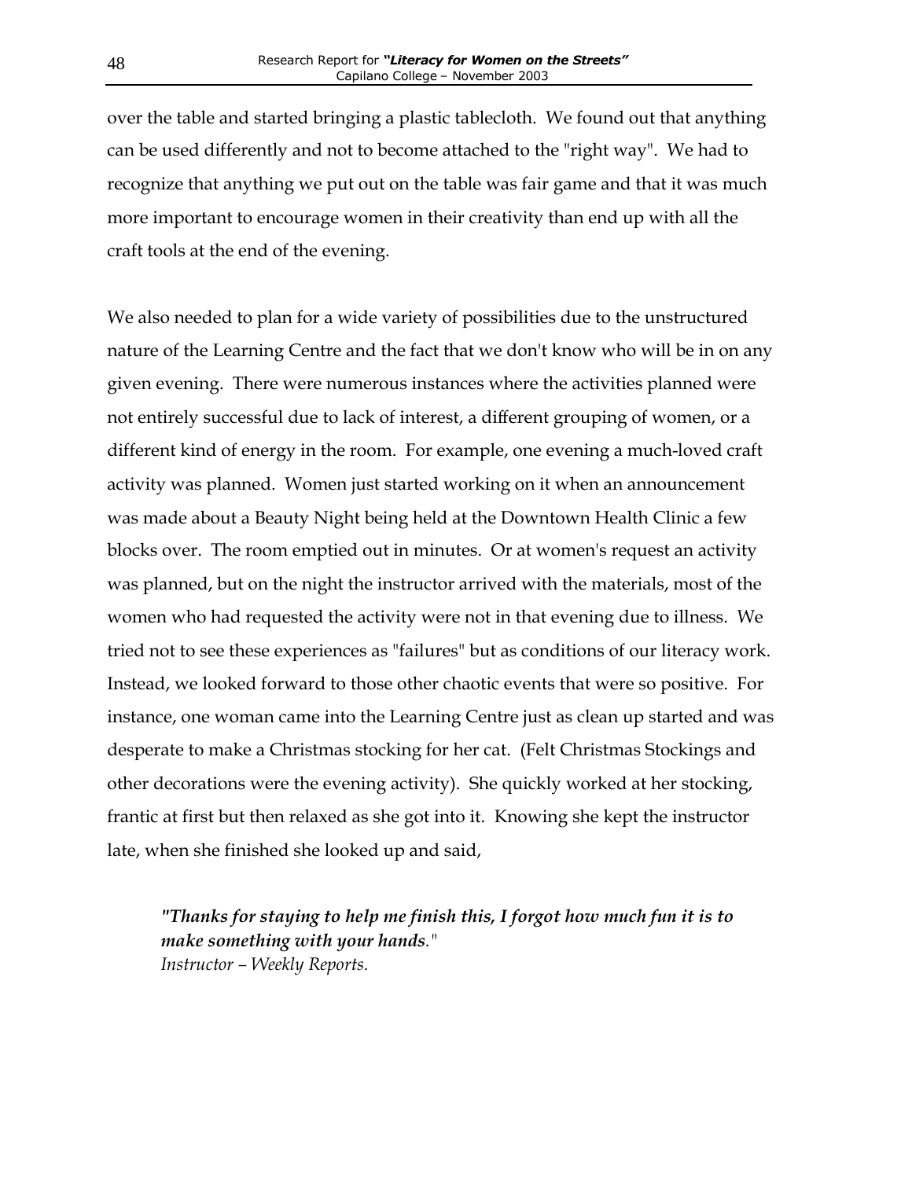over the table and started bringing a plastic tablecloth. We found out that anything can be used differently and not to become attached to the "right way". We had to recognize that anything we put out on the table was fair game and that it was much more important to encourage women in their creativity than end up with all the craft tools at the end of the evening.

We also needed to plan for a wide variety of possibilities due to the unstructured nature of the Learning Centre and the fact that we don't know who will be in on any given evening. There were numerous instances where the activities planned were not entirely successful due to lack of interest, a different grouping of women, or a different kind of energy in the room. For example, one evening a much-loved craft activity was planned. Women just started working on it when an announcement was made about a Beauty Night being held at the Downtown Health Clinic a few blocks over. The room emptied out in minutes. Or at women's request an activity was planned, but on the night the instructor arrived with the materials, most of the women who had requested the activity were not in that evening due to illness. We tried not to see these experiences as "failures" but as conditions of our literacy work. Instead, we looked forward to those other chaotic events that were so positive. For instance, one woman came into the Learning Centre just as clean up started and was desperate to make a Christmas stocking for her cat. (Felt Christmas Stockings and other decorations were the evening activity). She quickly worked at her stocking, frantic at first but then relaxed as she got into it. Knowing she kept the instructor late, when she finished she looked up and said,

> ***"Thanks for staying to help me finish this, I forgot how much fun it is to make something with your hands."***
> *Instructor – Weekly Reports.*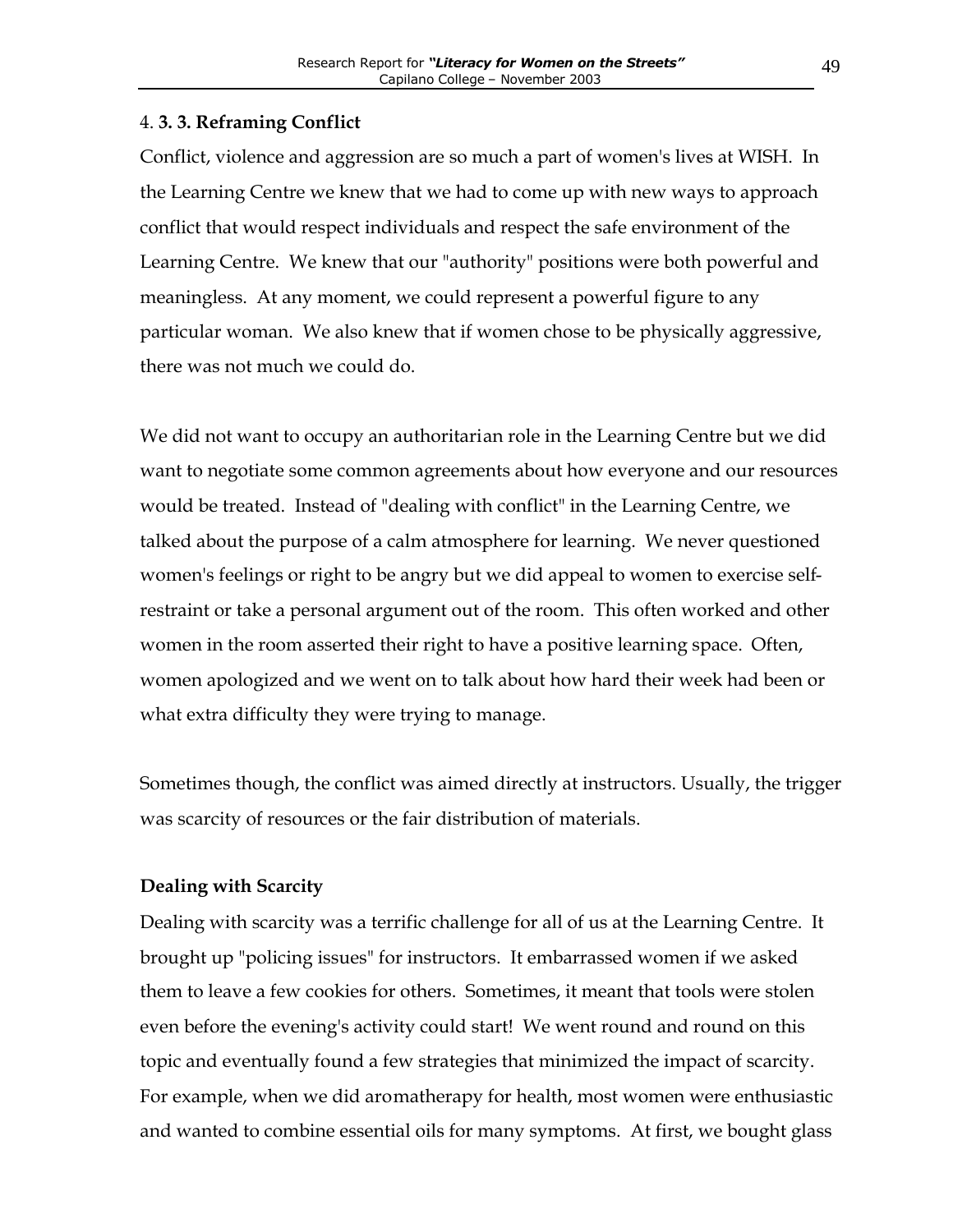### 4. 3. 3. Reframing Conflict

Conflict, violence and aggression are so much a part of women's lives at WISH. In the Learning Centre we knew that we had to come up with new ways to approach conflict that would respect individuals and respect the safe environment of the Learning Centre. We knew that our "authority" positions were both powerful and meaningless. At any moment, we could represent a powerful figure to any particular woman. We also knew that if women chose to be physically aggressive, there was not much we could do.

We did not want to occupy an authoritarian role in the Learning Centre but we did want to negotiate some common agreements about how everyone and our resources would be treated. Instead of "dealing with conflict" in the Learning Centre, we talked about the purpose of a calm atmosphere for learning. We never questioned women's feelings or right to be angry but we did appeal to women to exercise self-restraint or take a personal argument out of the room. This often worked and other women in the room asserted their right to have a positive learning space. Often, women apologized and we went on to talk about how hard their week had been or what extra difficulty they were trying to manage.

Sometimes though, the conflict was aimed directly at instructors. Usually, the trigger was scarcity of resources or the fair distribution of materials.

**Dealing with Scarcity**

Dealing with scarcity was a terrific challenge for all of us at the Learning Centre. It brought up "policing issues" for instructors. It embarrassed women if we asked them to leave a few cookies for others. Sometimes, it meant that tools were stolen even before the evening's activity could start! We went round and round on this topic and eventually found a few strategies that minimized the impact of scarcity. For example, when we did aromatherapy for health, most women were enthusiastic and wanted to combine essential oils for many symptoms. At first, we bought glass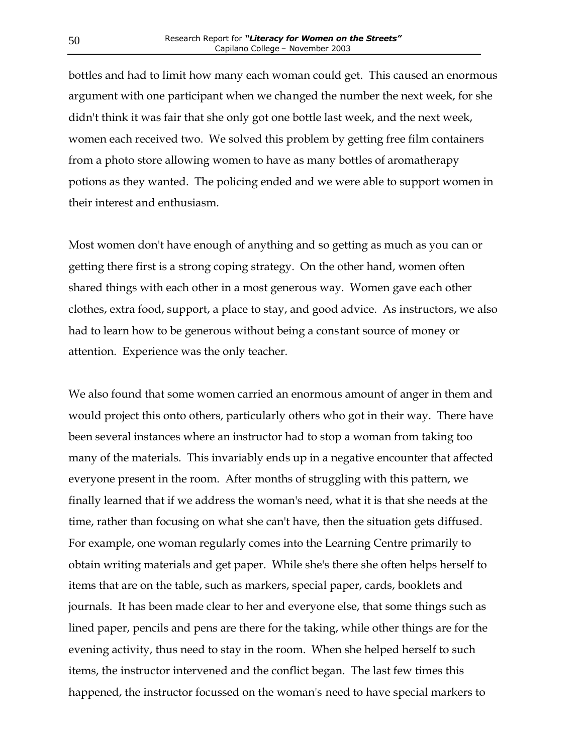bottles and had to limit how many each woman could get. This caused an enormous argument with one participant when we changed the number the next week, for she didn't think it was fair that she only got one bottle last week, and the next week, women each received two. We solved this problem by getting free film containers from a photo store allowing women to have as many bottles of aromatherapy potions as they wanted. The policing ended and we were able to support women in their interest and enthusiasm.

Most women don't have enough of anything and so getting as much as you can or getting there first is a strong coping strategy. On the other hand, women often shared things with each other in a most generous way. Women gave each other clothes, extra food, support, a place to stay, and good advice. As instructors, we also had to learn how to be generous without being a constant source of money or attention. Experience was the only teacher.

We also found that some women carried an enormous amount of anger in them and would project this onto others, particularly others who got in their way. There have been several instances where an instructor had to stop a woman from taking too many of the materials. This invariably ends up in a negative encounter that affected everyone present in the room. After months of struggling with this pattern, we finally learned that if we address the woman's need, what it is that she needs at the time, rather than focusing on what she can't have, then the situation gets diffused. For example, one woman regularly comes into the Learning Centre primarily to obtain writing materials and get paper. While she's there she often helps herself to items that are on the table, such as markers, special paper, cards, booklets and journals. It has been made clear to her and everyone else, that some things such as lined paper, pencils and pens are there for the taking, while other things are for the evening activity, thus need to stay in the room. When she helped herself to such items, the instructor intervened and the conflict began. The last few times this happened, the instructor focussed on the woman's need to have special markers to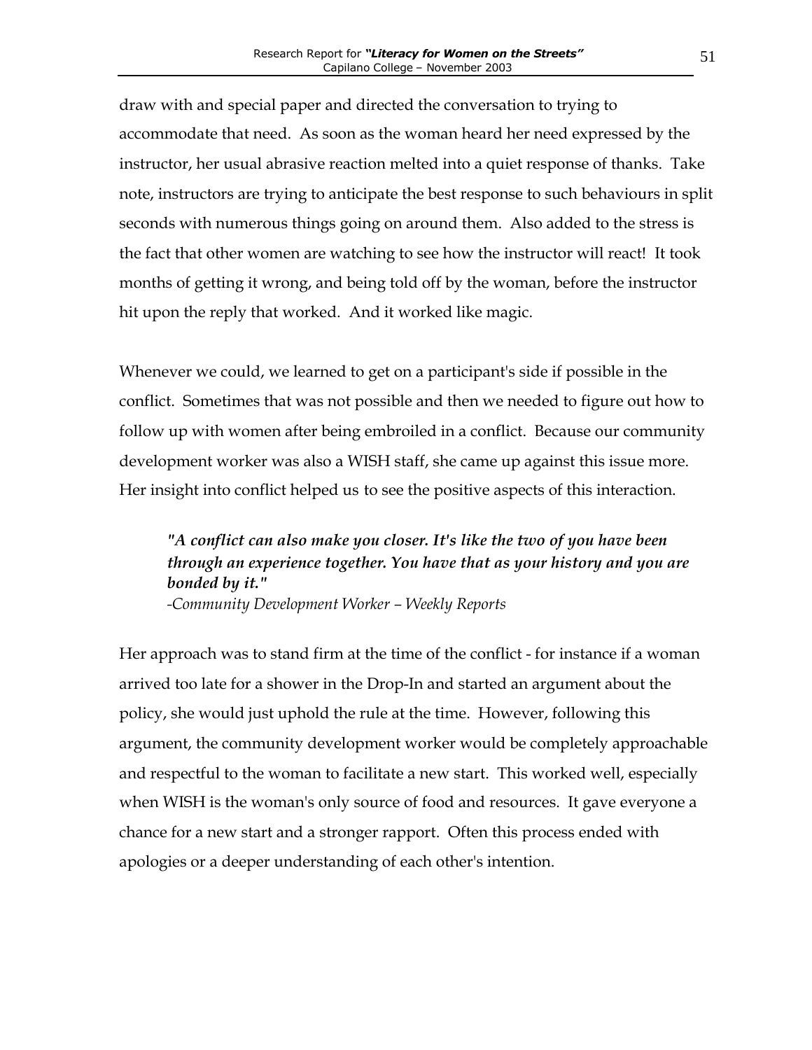draw with and special paper and directed the conversation to trying to accommodate that need. As soon as the woman heard her need expressed by the instructor, her usual abrasive reaction melted into a quiet response of thanks. Take note, instructors are trying to anticipate the best response to such behaviours in split seconds with numerous things going on around them. Also added to the stress is the fact that other women are watching to see how the instructor will react! It took months of getting it wrong, and being told off by the woman, before the instructor hit upon the reply that worked. And it worked like magic.

Whenever we could, we learned to get on a participant's side if possible in the conflict. Sometimes that was not possible and then we needed to figure out how to follow up with women after being embroiled in a conflict. Because our community development worker was also a WISH staff, she came up against this issue more. Her insight into conflict helped us to see the positive aspects of this interaction.

> ***"A conflict can also make you closer. It's like the two of you have been through an experience together. You have that as your history and you are bonded by it."***
> *-Community Development Worker – Weekly Reports*

Her approach was to stand firm at the time of the conflict - for instance if a woman arrived too late for a shower in the Drop-In and started an argument about the policy, she would just uphold the rule at the time. However, following this argument, the community development worker would be completely approachable and respectful to the woman to facilitate a new start. This worked well, especially when WISH is the woman's only source of food and resources. It gave everyone a chance for a new start and a stronger rapport. Often this process ended with apologies or a deeper understanding of each other's intention.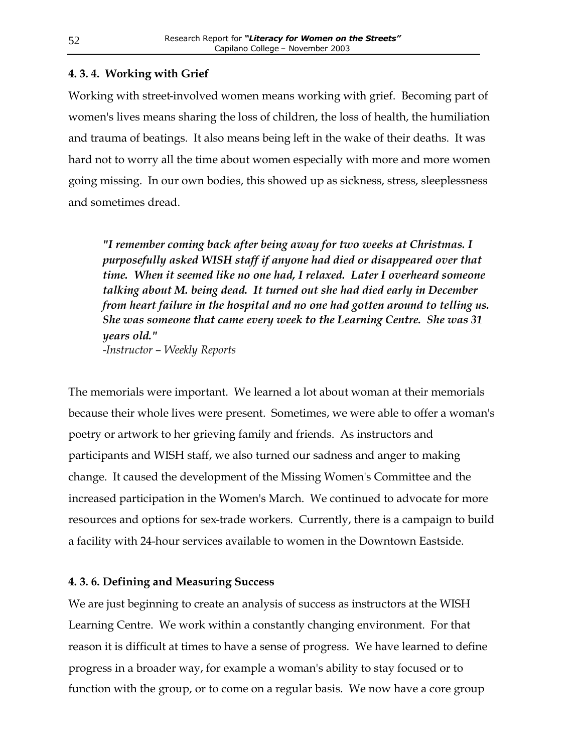### 4. 3. 4. Working with Grief

Working with street-involved women means working with grief. Becoming part of women's lives means sharing the loss of children, the loss of health, the humiliation and trauma of beatings. It also means being left in the wake of their deaths. It was hard not to worry all the time about women especially with more and more women going missing. In our own bodies, this showed up as sickness, stress, sleeplessness and sometimes dread.

> ***"I remember coming back after being away for two weeks at Christmas. I purposefully asked WISH staff if anyone had died or disappeared over that time. When it seemed like no one had, I relaxed. Later I overheard someone talking about M. being dead. It turned out she had died early in December from heart failure in the hospital and no one had gotten around to telling us. She was someone that came every week to the Learning Centre. She was 31 years old."***
> *-Instructor – Weekly Reports*

The memorials were important. We learned a lot about woman at their memorials because their whole lives were present. Sometimes, we were able to offer a woman's poetry or artwork to her grieving family and friends. As instructors and participants and WISH staff, we also turned our sadness and anger to making change. It caused the development of the Missing Women's Committee and the increased participation in the Women's March. We continued to advocate for more resources and options for sex-trade workers. Currently, there is a campaign to build a facility with 24-hour services available to women in the Downtown Eastside.

### 4. 3. 6. Defining and Measuring Success

We are just beginning to create an analysis of success as instructors at the WISH Learning Centre. We work within a constantly changing environment. For that reason it is difficult at times to have a sense of progress. We have learned to define progress in a broader way, for example a woman's ability to stay focused or to function with the group, or to come on a regular basis. We now have a core group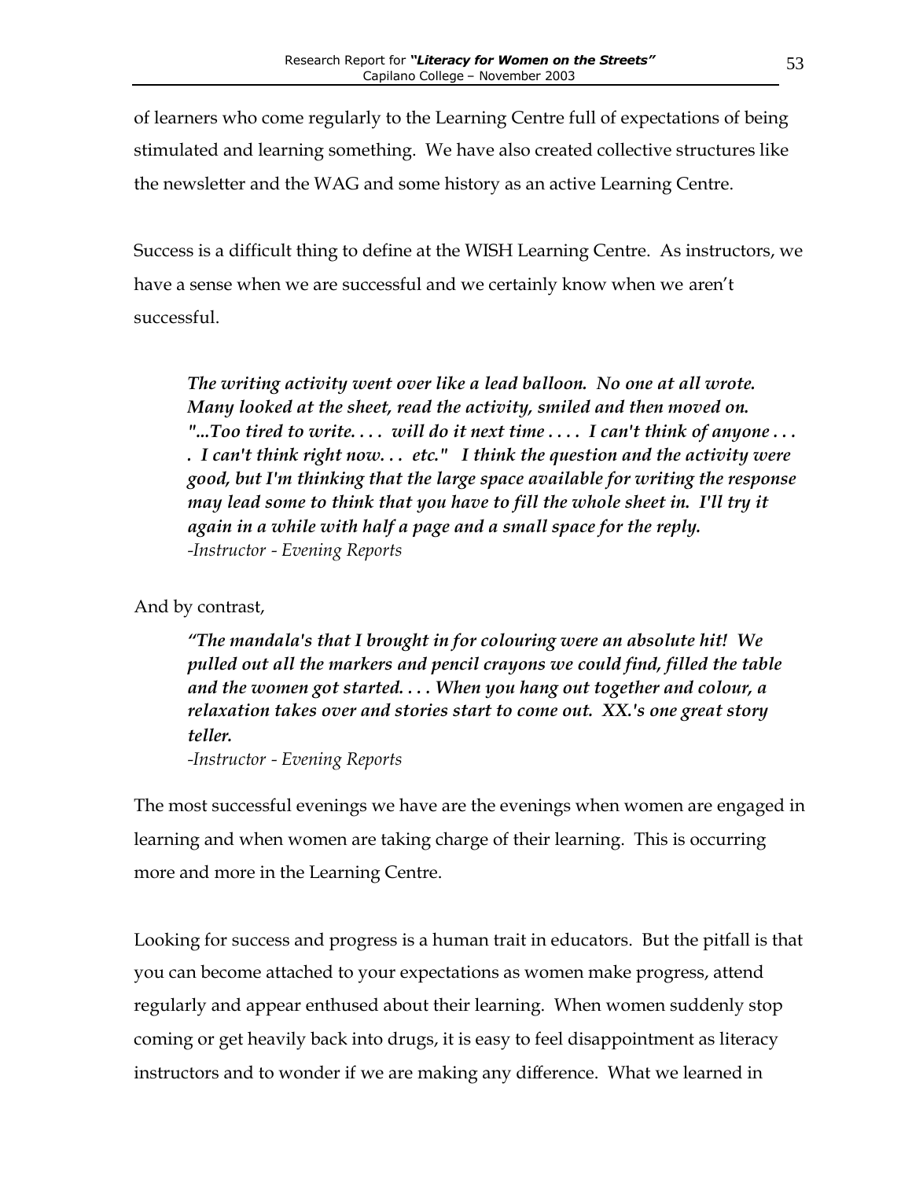of learners who come regularly to the Learning Centre full of expectations of being stimulated and learning something. We have also created collective structures like the newsletter and the WAG and some history as an active Learning Centre.

Success is a difficult thing to define at the WISH Learning Centre. As instructors, we have a sense when we are successful and we certainly know when we aren't successful.

> ***The writing activity went over like a lead balloon. No one at all wrote. Many looked at the sheet, read the activity, smiled and then moved on. "...Too tired to write. . . . will do it next time . . . . I can't think of anyone . . . . I can't think right now. . . etc." I think the question and the activity were good, but I'm thinking that the large space available for writing the response may lead some to think that you have to fill the whole sheet in. I'll try it again in a while with half a page and a small space for the reply.***
> *-Instructor - Evening Reports*

And by contrast,

> ***"The mandala's that I brought in for colouring were an absolute hit! We pulled out all the markers and pencil crayons we could find, filled the table and the women got started. . . . When you hang out together and colour, a relaxation takes over and stories start to come out. XX.'s one great story teller.***
> *-Instructor - Evening Reports*

The most successful evenings we have are the evenings when women are engaged in learning and when women are taking charge of their learning. This is occurring more and more in the Learning Centre.

Looking for success and progress is a human trait in educators. But the pitfall is that you can become attached to your expectations as women make progress, attend regularly and appear enthused about their learning. When women suddenly stop coming or get heavily back into drugs, it is easy to feel disappointment as literacy instructors and to wonder if we are making any difference. What we learned in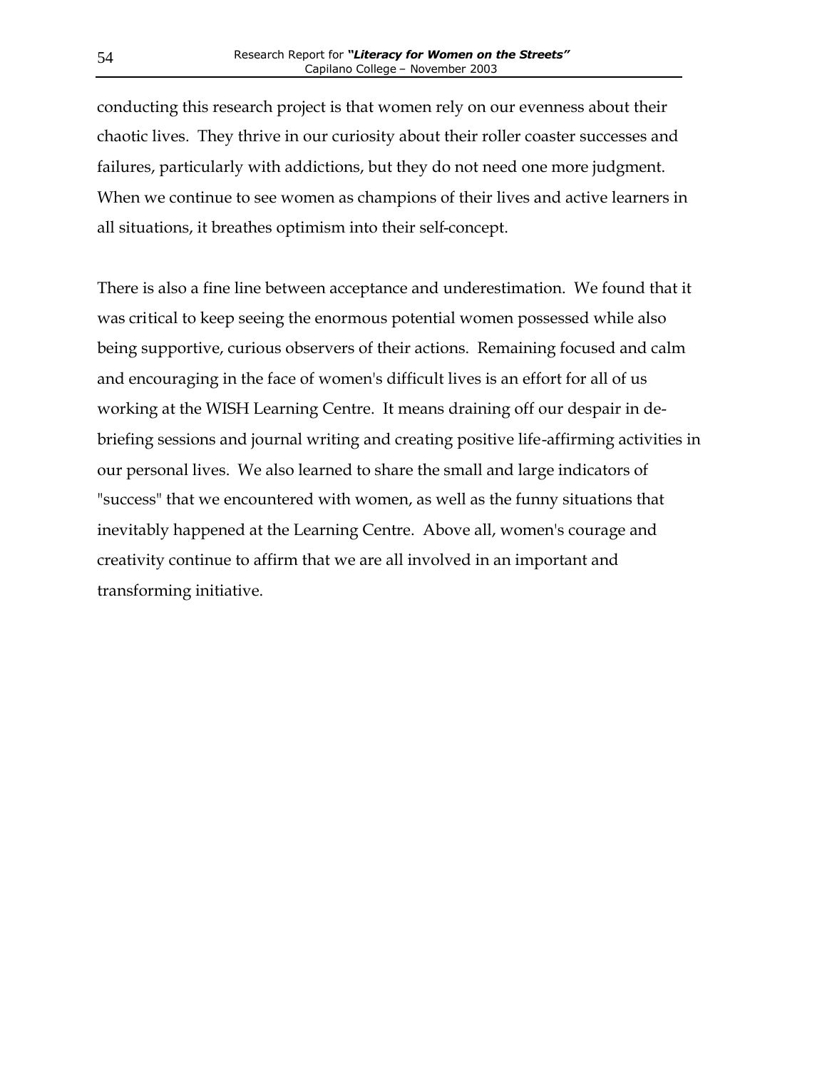conducting this research project is that women rely on our evenness about their chaotic lives. They thrive in our curiosity about their roller coaster successes and failures, particularly with addictions, but they do not need one more judgment. When we continue to see women as champions of their lives and active learners in all situations, it breathes optimism into their self-concept.

There is also a fine line between acceptance and underestimation. We found that it was critical to keep seeing the enormous potential women possessed while also being supportive, curious observers of their actions. Remaining focused and calm and encouraging in the face of women's difficult lives is an effort for all of us working at the WISH Learning Centre. It means draining off our despair in de-briefing sessions and journal writing and creating positive life-affirming activities in our personal lives. We also learned to share the small and large indicators of "success" that we encountered with women, as well as the funny situations that inevitably happened at the Learning Centre. Above all, women's courage and creativity continue to affirm that we are all involved in an important and transforming initiative.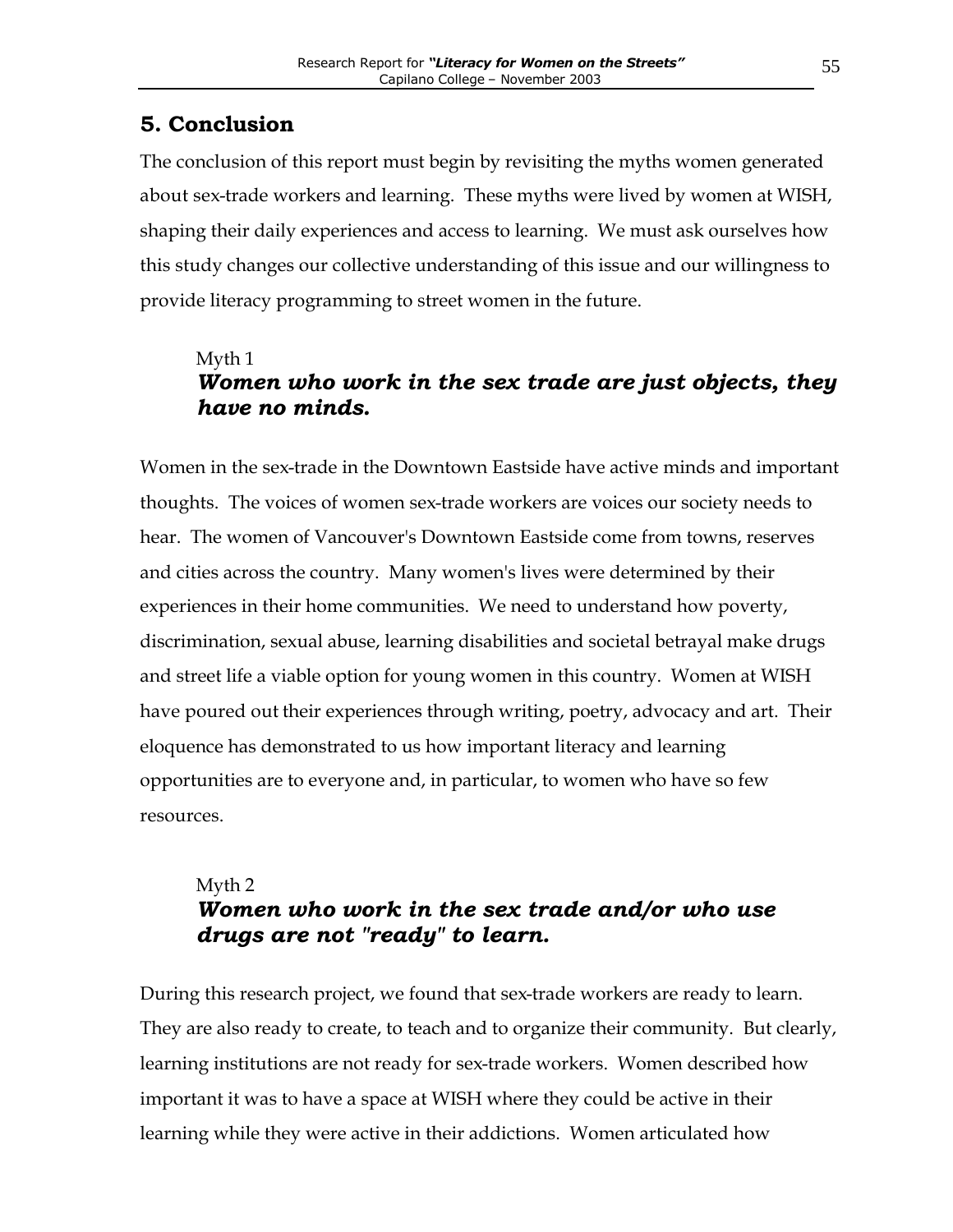## 5. Conclusion

The conclusion of this report must begin by revisiting the myths women generated about sex-trade workers and learning. These myths were lived by women at WISH, shaping their daily experiences and access to learning. We must ask ourselves how this study changes our collective understanding of this issue and our willingness to provide literacy programming to street women in the future.

Myth 1
### ***Women who work in the sex trade are just objects, they have no minds.***

Women in the sex-trade in the Downtown Eastside have active minds and important thoughts. The voices of women sex-trade workers are voices our society needs to hear. The women of Vancouver's Downtown Eastside come from towns, reserves and cities across the country. Many women's lives were determined by their experiences in their home communities. We need to understand how poverty, discrimination, sexual abuse, learning disabilities and societal betrayal make drugs and street life a viable option for young women in this country. Women at WISH have poured out their experiences through writing, poetry, advocacy and art. Their eloquence has demonstrated to us how important literacy and learning opportunities are to everyone and, in particular, to women who have so few resources.

Myth 2
### ***Women who work in the sex trade and/or who use drugs are not "ready" to learn.***

During this research project, we found that sex-trade workers are ready to learn. They are also ready to create, to teach and to organize their community. But clearly, learning institutions are not ready for sex-trade workers. Women described how important it was to have a space at WISH where they could be active in their learning while they were active in their addictions. Women articulated how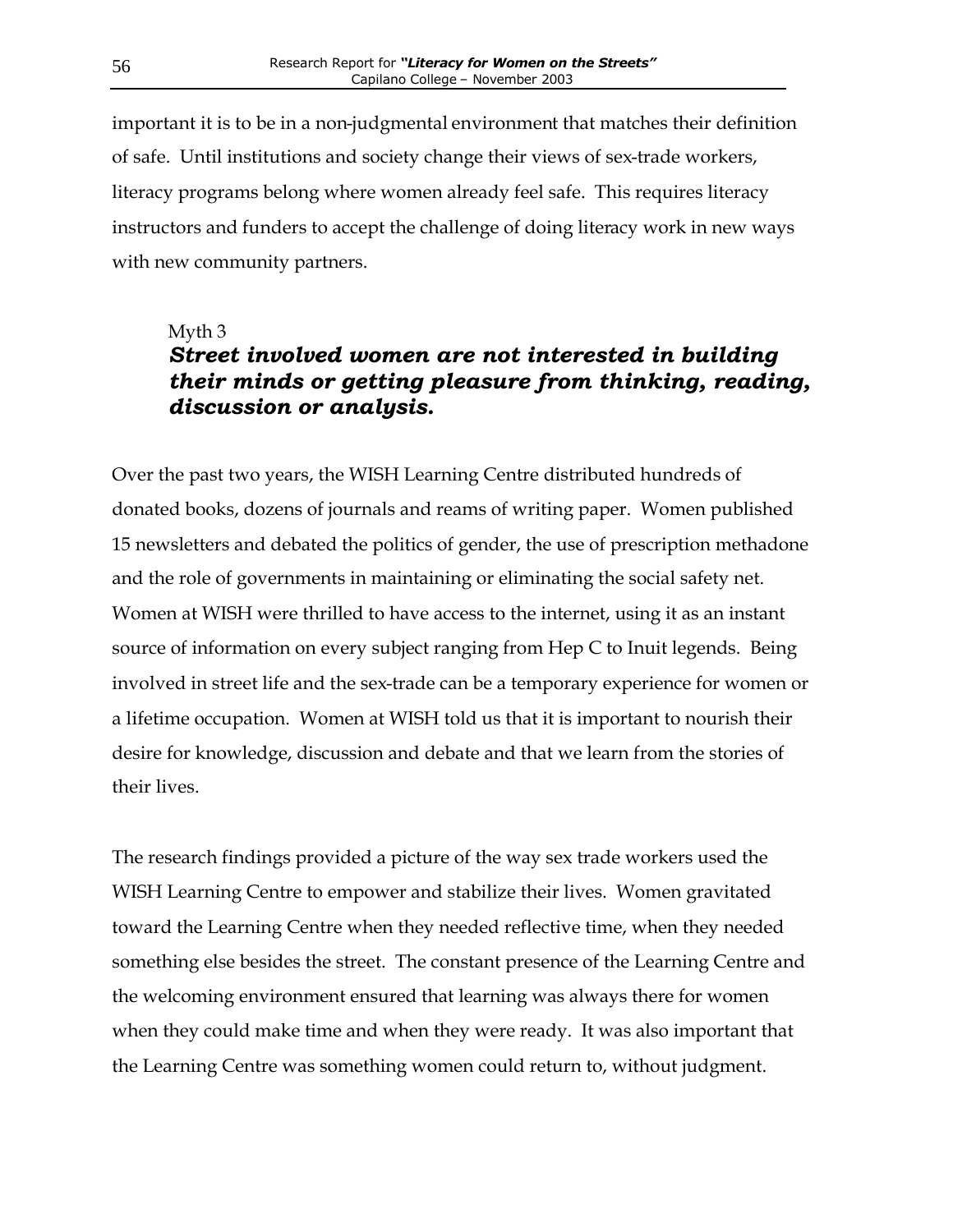important it is to be in a non-judgmental environment that matches their definition of safe. Until institutions and society change their views of sex-trade workers, literacy programs belong where women already feel safe. This requires literacy instructors and funders to accept the challenge of doing literacy work in new ways with new community partners.

Myth 3

### *Street involved women are not interested in building their minds or getting pleasure from thinking, reading, discussion or analysis.*

Over the past two years, the WISH Learning Centre distributed hundreds of donated books, dozens of journals and reams of writing paper. Women published 15 newsletters and debated the politics of gender, the use of prescription methadone and the role of governments in maintaining or eliminating the social safety net. Women at WISH were thrilled to have access to the internet, using it as an instant source of information on every subject ranging from Hep C to Inuit legends. Being involved in street life and the sex-trade can be a temporary experience for women or a lifetime occupation. Women at WISH told us that it is important to nourish their desire for knowledge, discussion and debate and that we learn from the stories of their lives.

The research findings provided a picture of the way sex trade workers used the WISH Learning Centre to empower and stabilize their lives. Women gravitated toward the Learning Centre when they needed reflective time, when they needed something else besides the street. The constant presence of the Learning Centre and the welcoming environment ensured that learning was always there for women when they could make time and when they were ready. It was also important that the Learning Centre was something women could return to, without judgment.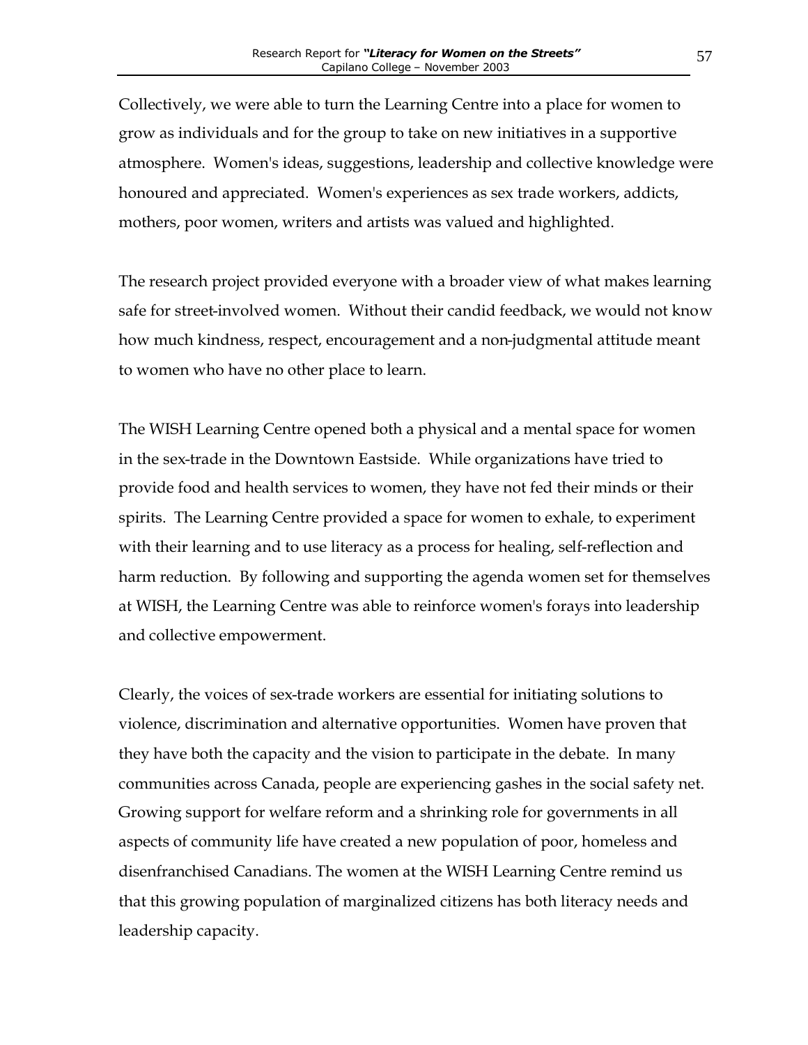Collectively, we were able to turn the Learning Centre into a place for women to grow as individuals and for the group to take on new initiatives in a supportive atmosphere. Women's ideas, suggestions, leadership and collective knowledge were honoured and appreciated. Women's experiences as sex trade workers, addicts, mothers, poor women, writers and artists was valued and highlighted.

The research project provided everyone with a broader view of what makes learning safe for street-involved women. Without their candid feedback, we would not know how much kindness, respect, encouragement and a non-judgmental attitude meant to women who have no other place to learn.

The WISH Learning Centre opened both a physical and a mental space for women in the sex-trade in the Downtown Eastside. While organizations have tried to provide food and health services to women, they have not fed their minds or their spirits. The Learning Centre provided a space for women to exhale, to experiment with their learning and to use literacy as a process for healing, self-reflection and harm reduction. By following and supporting the agenda women set for themselves at WISH, the Learning Centre was able to reinforce women's forays into leadership and collective empowerment.

Clearly, the voices of sex-trade workers are essential for initiating solutions to violence, discrimination and alternative opportunities. Women have proven that they have both the capacity and the vision to participate in the debate. In many communities across Canada, people are experiencing gashes in the social safety net. Growing support for welfare reform and a shrinking role for governments in all aspects of community life have created a new population of poor, homeless and disenfranchised Canadians. The women at the WISH Learning Centre remind us that this growing population of marginalized citizens has both literacy needs and leadership capacity.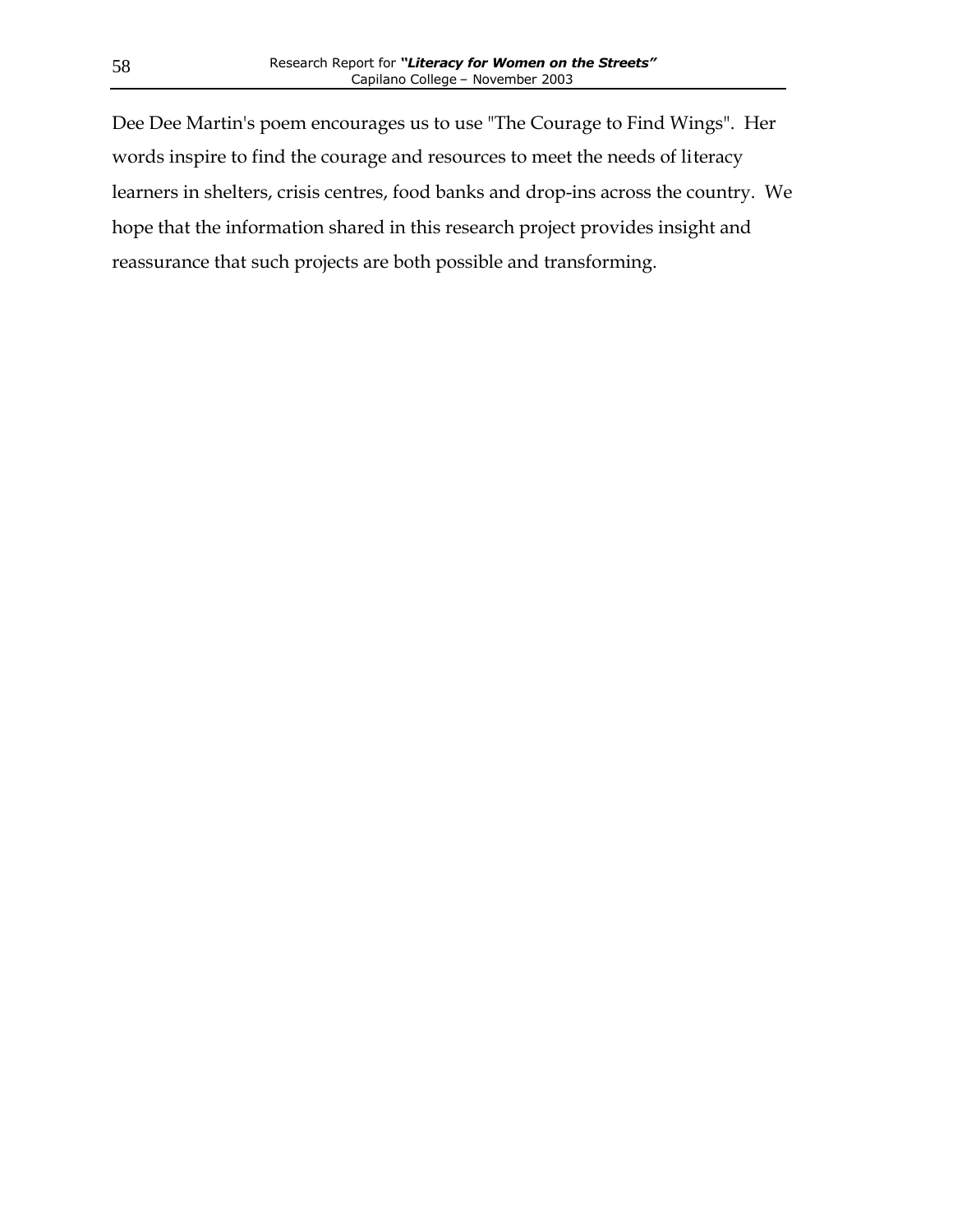Dee Dee Martin's poem encourages us to use "The Courage to Find Wings". Her words inspire to find the courage and resources to meet the needs of literacy learners in shelters, crisis centres, food banks and drop-ins across the country. We hope that the information shared in this research project provides insight and reassurance that such projects are both possible and transforming.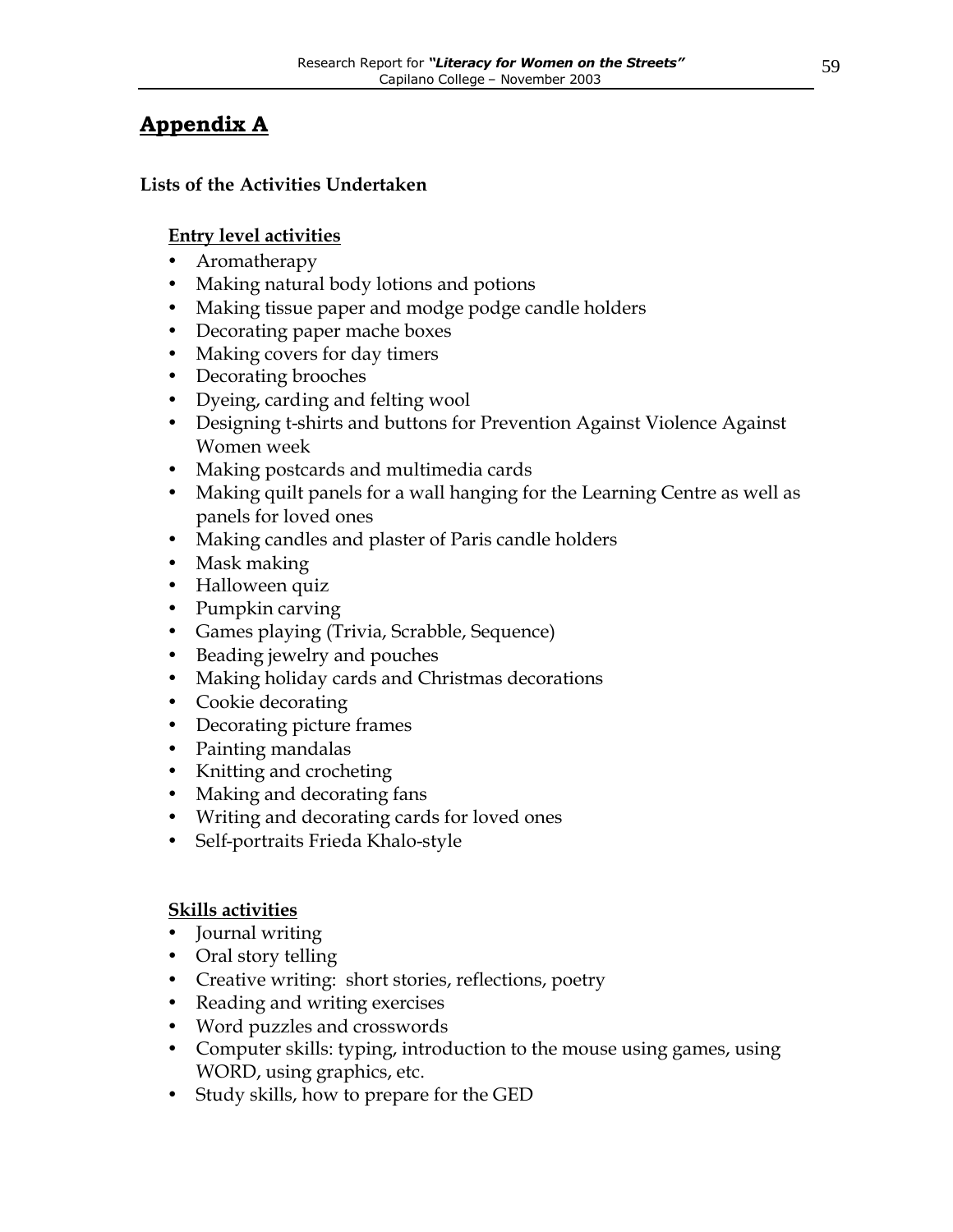## Appendix A

### Lists of the Activities Undertaken

#### Entry level activities

- Aromatherapy
- Making natural body lotions and potions
- Making tissue paper and modge podge candle holders
- Decorating paper mache boxes
- Making covers for day timers
- Decorating brooches
- Dyeing, carding and felting wool
- Designing t-shirts and buttons for Prevention Against Violence Against Women week
- Making postcards and multimedia cards
- Making quilt panels for a wall hanging for the Learning Centre as well as panels for loved ones
- Making candles and plaster of Paris candle holders
- Mask making
- Halloween quiz
- Pumpkin carving
- Games playing (Trivia, Scrabble, Sequence)
- Beading jewelry and pouches
- Making holiday cards and Christmas decorations
- Cookie decorating
- Decorating picture frames
- Painting mandalas
- Knitting and crocheting
- Making and decorating fans
- Writing and decorating cards for loved ones
- Self-portraits Frieda Khalo-style

#### Skills activities

- Journal writing
- Oral story telling
- Creative writing: short stories, reflections, poetry
- Reading and writing exercises
- Word puzzles and crosswords
- Computer skills: typing, introduction to the mouse using games, using WORD, using graphics, etc.
- Study skills, how to prepare for the GED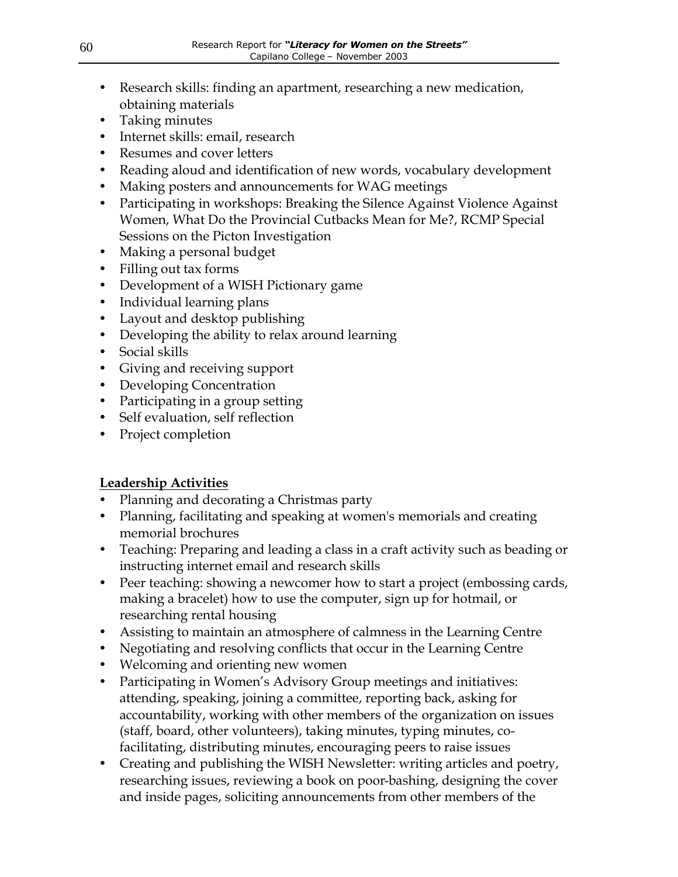- Research skills: finding an apartment, researching a new medication, obtaining materials
- Taking minutes
- Internet skills: email, research
- Resumes and cover letters
- Reading aloud and identification of new words, vocabulary development
- Making posters and announcements for WAG meetings
- Participating in workshops: Breaking the Silence Against Violence Against Women, What Do the Provincial Cutbacks Mean for Me?, RCMP Special Sessions on the Picton Investigation
- Making a personal budget
- Filling out tax forms
- Development of a WISH Pictionary game
- Individual learning plans
- Layout and desktop publishing
- Developing the ability to relax around learning
- Social skills
- Giving and receiving support
- Developing Concentration
- Participating in a group setting
- Self evaluation, self reflection
- Project completion

**Leadership Activities**

- Planning and decorating a Christmas party
- Planning, facilitating and speaking at women's memorials and creating memorial brochures
- Teaching: Preparing and leading a class in a craft activity such as beading or instructing internet email and research skills
- Peer teaching: showing a newcomer how to start a project (embossing cards, making a bracelet) how to use the computer, sign up for hotmail, or researching rental housing
- Assisting to maintain an atmosphere of calmness in the Learning Centre
- Negotiating and resolving conflicts that occur in the Learning Centre
- Welcoming and orienting new women
- Participating in Women's Advisory Group meetings and initiatives: attending, speaking, joining a committee, reporting back, asking for accountability, working with other members of the organization on issues (staff, board, other volunteers), taking minutes, typing minutes, co-facilitating, distributing minutes, encouraging peers to raise issues
- Creating and publishing the WISH Newsletter: writing articles and poetry, researching issues, reviewing a book on poor-bashing, designing the cover and inside pages, soliciting announcements from other members of the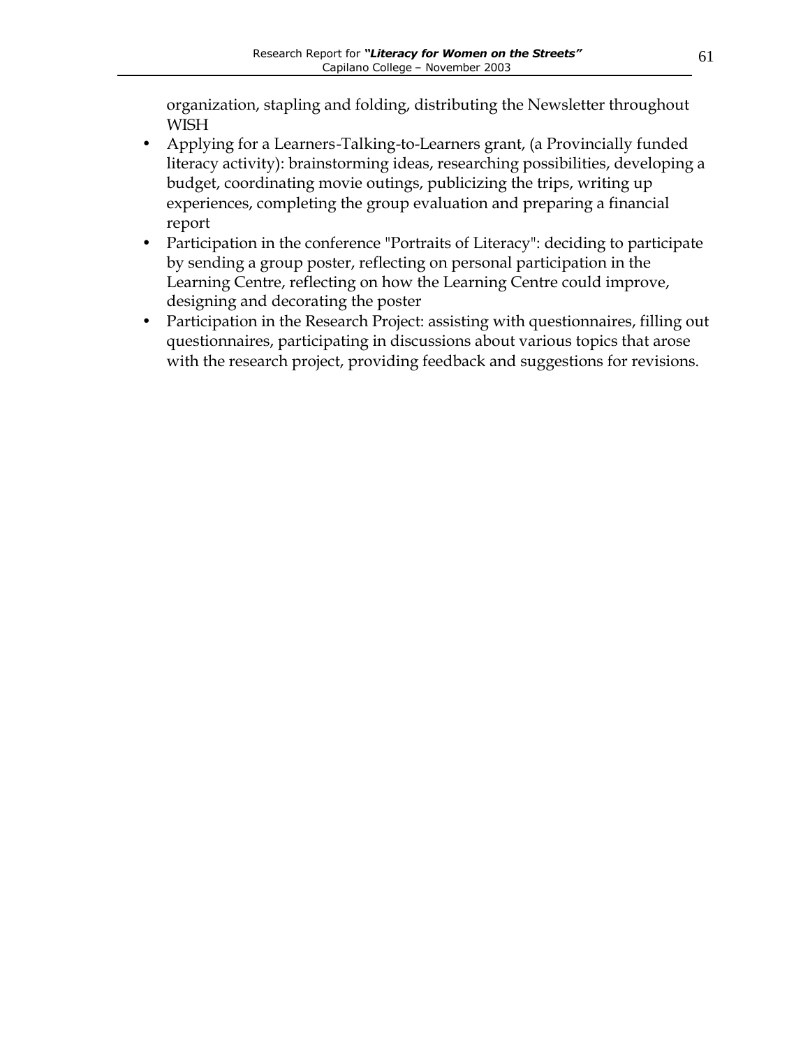organization, stapling and folding, distributing the Newsletter throughout WISH

- Applying for a Learners-Talking-to-Learners grant, (a Provincially funded literacy activity): brainstorming ideas, researching possibilities, developing a budget, coordinating movie outings, publicizing the trips, writing up experiences, completing the group evaluation and preparing a financial report
- Participation in the conference "Portraits of Literacy": deciding to participate by sending a group poster, reflecting on personal participation in the Learning Centre, reflecting on how the Learning Centre could improve, designing and decorating the poster
- Participation in the Research Project: assisting with questionnaires, filling out questionnaires, participating in discussions about various topics that arose with the research project, providing feedback and suggestions for revisions.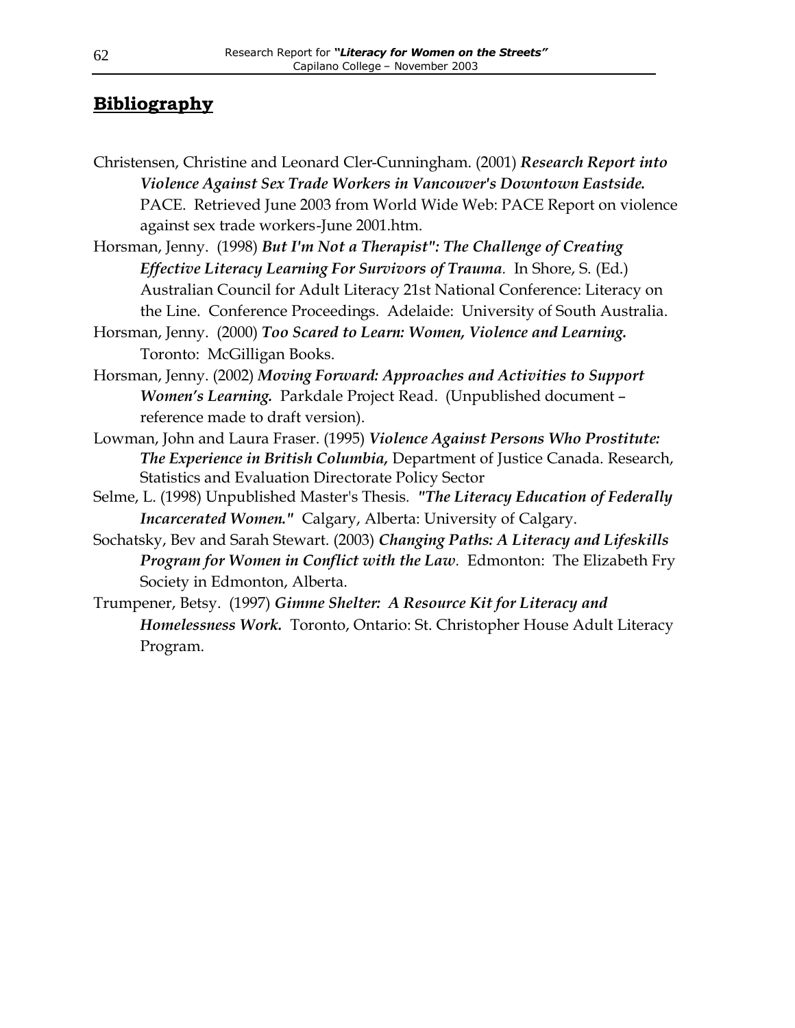## Bibliography

Christensen, Christine and Leonard Cler-Cunningham. (2001) ***Research Report into Violence Against Sex Trade Workers in Vancouver's Downtown Eastside.*** PACE. Retrieved June 2003 from World Wide Web: PACE Report on violence against sex trade workers-June 2001.htm.

Horsman, Jenny. (1998) ***But I'm Not a Therapist": The Challenge of Creating Effective Literacy Learning For Survivors of Trauma**.* In Shore, S. (Ed.) Australian Council for Adult Literacy 21st National Conference: Literacy on the Line. Conference Proceedings. Adelaide: University of South Australia.

Horsman, Jenny. (2000) ***Too Scared to Learn: Women, Violence and Learning.*** Toronto: McGilligan Books.

Horsman, Jenny. (2002) ***Moving Forward: Approaches and Activities to Support Women's Learning.*** Parkdale Project Read. (Unpublished document – reference made to draft version).

Lowman, John and Laura Fraser. (1995) ***Violence Against Persons Who Prostitute: The Experience in British Columbia,*** Department of Justice Canada. Research, Statistics and Evaluation Directorate Policy Sector

Selme, L. (1998) Unpublished Master's Thesis. ***"The Literacy Education of Federally Incarcerated Women."*** Calgary, Alberta: University of Calgary.

Sochatsky, Bev and Sarah Stewart. (2003) ***Changing Paths: A Literacy and Lifeskills Program for Women in Conflict with the Law**.* Edmonton: The Elizabeth Fry Society in Edmonton, Alberta.

Trumpener, Betsy. (1997) ***Gimme Shelter: A Resource Kit for Literacy and Homelessness Work.*** Toronto, Ontario: St. Christopher House Adult Literacy Program.